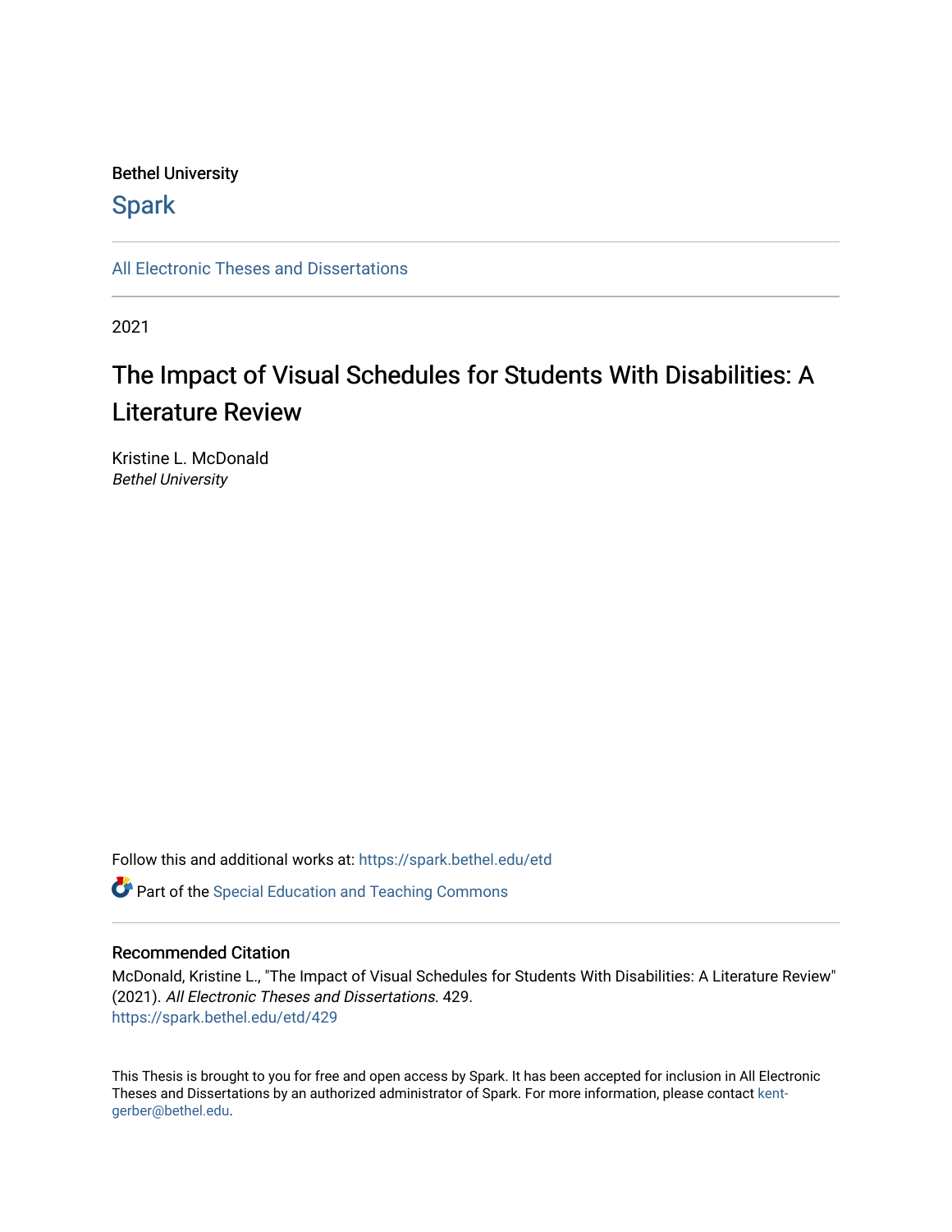Bethel University

Spark

All Electronic Theses and Dissertations

2021

# The Impact of Visual Schedules for Students With Disabilities: A Literature Review

Kristine L. McDonald
*Bethel University*

Follow this and additional works at: https://spark.bethel.edu/etd

Part of the Special Education and Teaching Commons

## Recommended Citation

McDonald, Kristine L., "The Impact of Visual Schedules for Students With Disabilities: A Literature Review" (2021). *All Electronic Theses and Dissertations*. 429.
https://spark.bethel.edu/etd/429

This Thesis is brought to you for free and open access by Spark. It has been accepted for inclusion in All Electronic Theses and Dissertations by an authorized administrator of Spark. For more information, please contact kent-gerber@bethel.edu.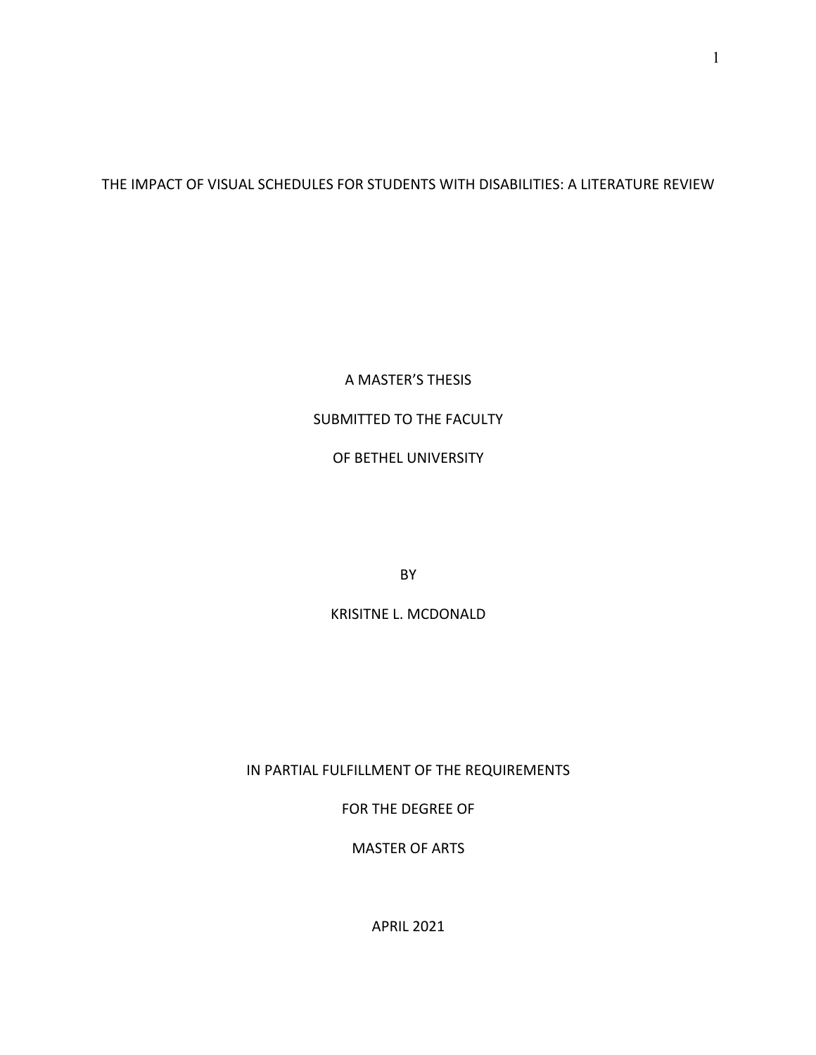THE IMPACT OF VISUAL SCHEDULES FOR STUDENTS WITH DISABILITIES: A LITERATURE REVIEW

A MASTER'S THESIS

SUBMITTED TO THE FACULTY

OF BETHEL UNIVERSITY

BY

KRISITNE L. MCDONALD

IN PARTIAL FULFILLMENT OF THE REQUIREMENTS

FOR THE DEGREE OF

MASTER OF ARTS

APRIL 2021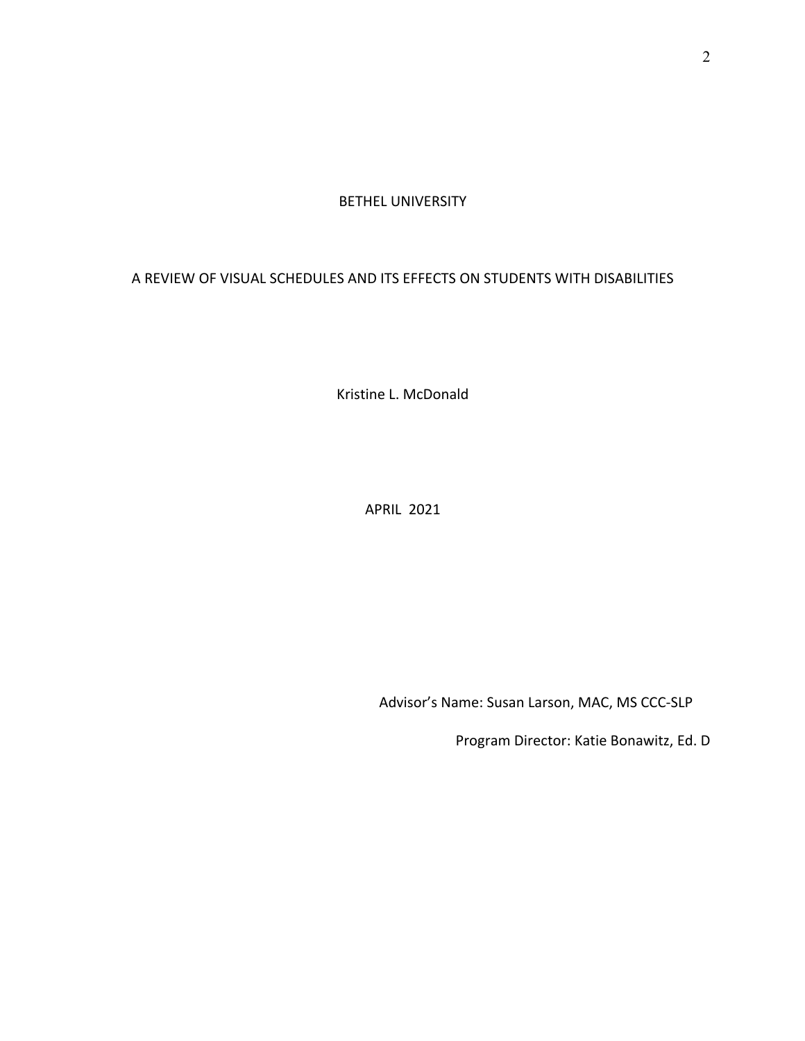BETHEL UNIVERSITY

A REVIEW OF VISUAL SCHEDULES AND ITS EFFECTS ON STUDENTS WITH DISABILITIES

Kristine L. McDonald

APRIL 2021

Advisor's Name: Susan Larson, MAC, MS CCC-SLP

Program Director: Katie Bonawitz, Ed. D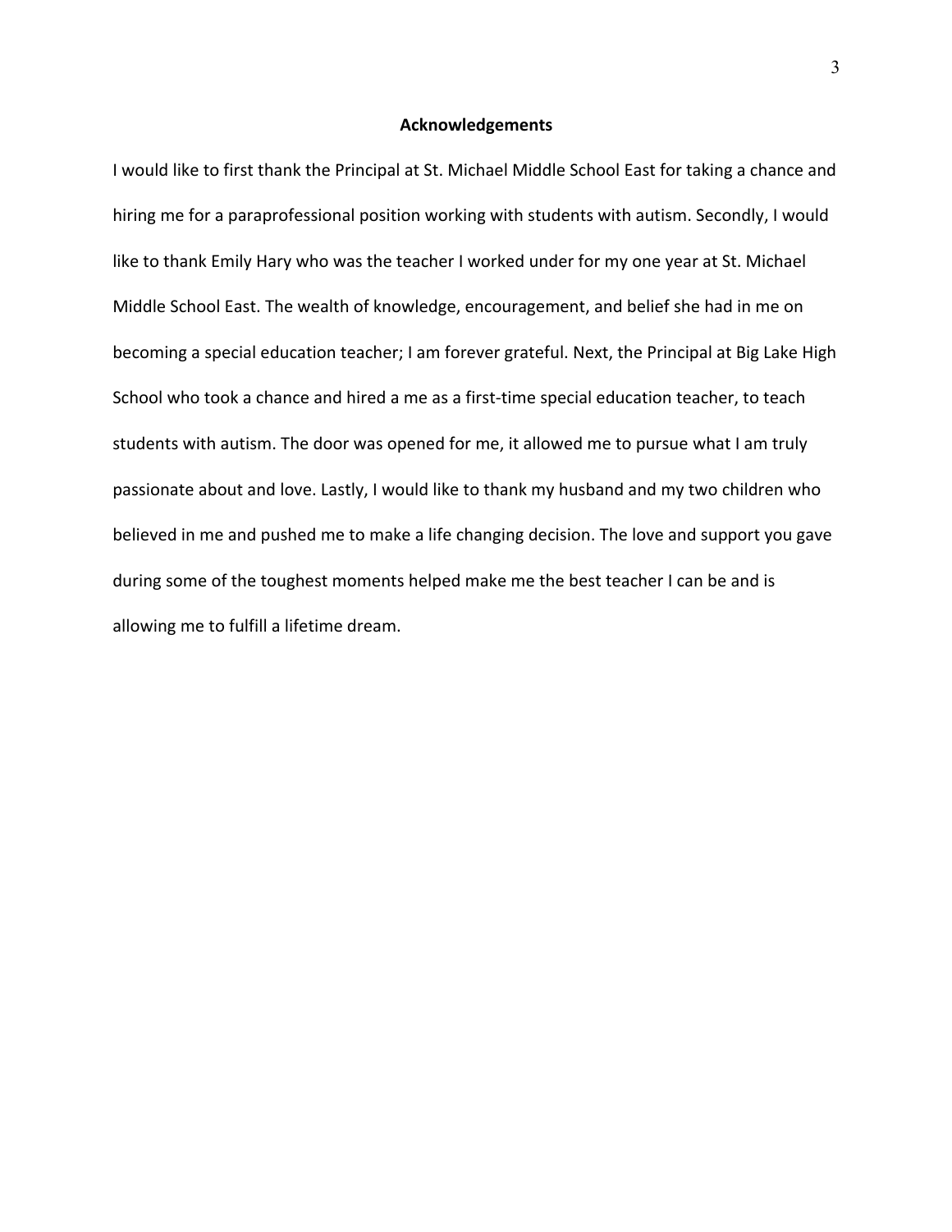## Acknowledgements

I would like to first thank the Principal at St. Michael Middle School East for taking a chance and hiring me for a paraprofessional position working with students with autism. Secondly, I would like to thank Emily Hary who was the teacher I worked under for my one year at St. Michael Middle School East. The wealth of knowledge, encouragement, and belief she had in me on becoming a special education teacher; I am forever grateful. Next, the Principal at Big Lake High School who took a chance and hired a me as a first-time special education teacher, to teach students with autism. The door was opened for me, it allowed me to pursue what I am truly passionate about and love. Lastly, I would like to thank my husband and my two children who believed in me and pushed me to make a life changing decision. The love and support you gave during some of the toughest moments helped make me the best teacher I can be and is allowing me to fulfill a lifetime dream.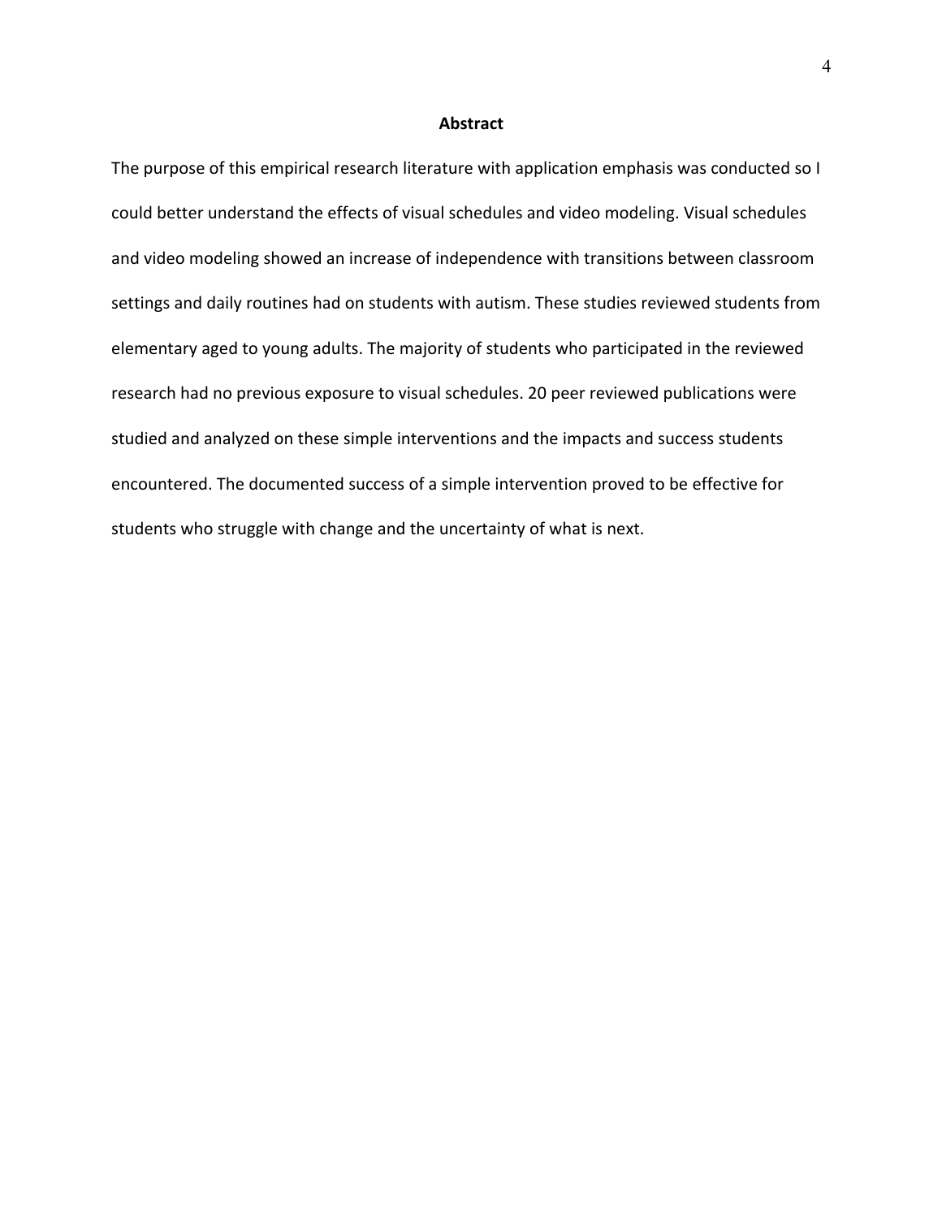## Abstract

The purpose of this empirical research literature with application emphasis was conducted so I could better understand the effects of visual schedules and video modeling. Visual schedules and video modeling showed an increase of independence with transitions between classroom settings and daily routines had on students with autism. These studies reviewed students from elementary aged to young adults. The majority of students who participated in the reviewed research had no previous exposure to visual schedules. 20 peer reviewed publications were studied and analyzed on these simple interventions and the impacts and success students encountered. The documented success of a simple intervention proved to be effective for students who struggle with change and the uncertainty of what is next.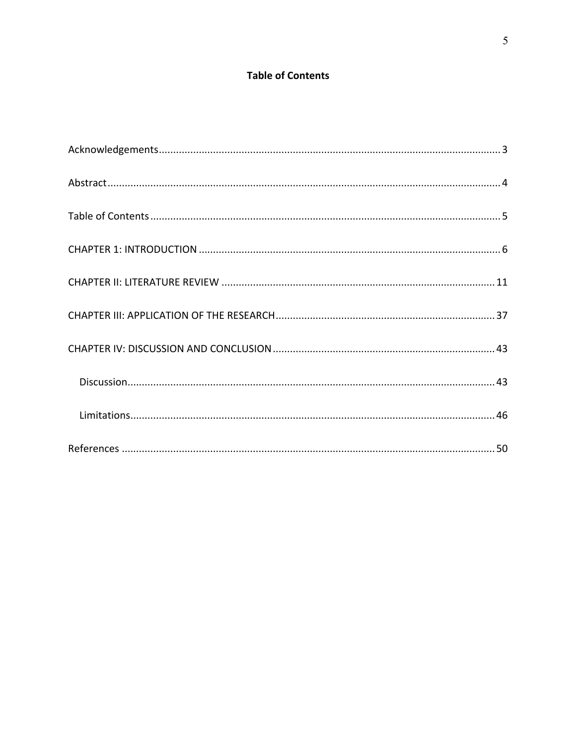# Table of Contents

Acknowledgements ........................................................................................................................ 3

Abstract .......................................................................................................................................... 4

Table of Contents .......................................................................................................................... 5

CHAPTER 1: INTRODUCTION ......................................................................................................... 6

CHAPTER II: LITERATURE REVIEW ................................................................................................ 11

CHAPTER III: APPLICATION OF THE RESEARCH ............................................................................ 37

CHAPTER IV: DISCUSSION AND CONCLUSION ............................................................................. 43

  Discussion ................................................................................................................................ 43

  Limitations ............................................................................................................................... 46

References .................................................................................................................................... 50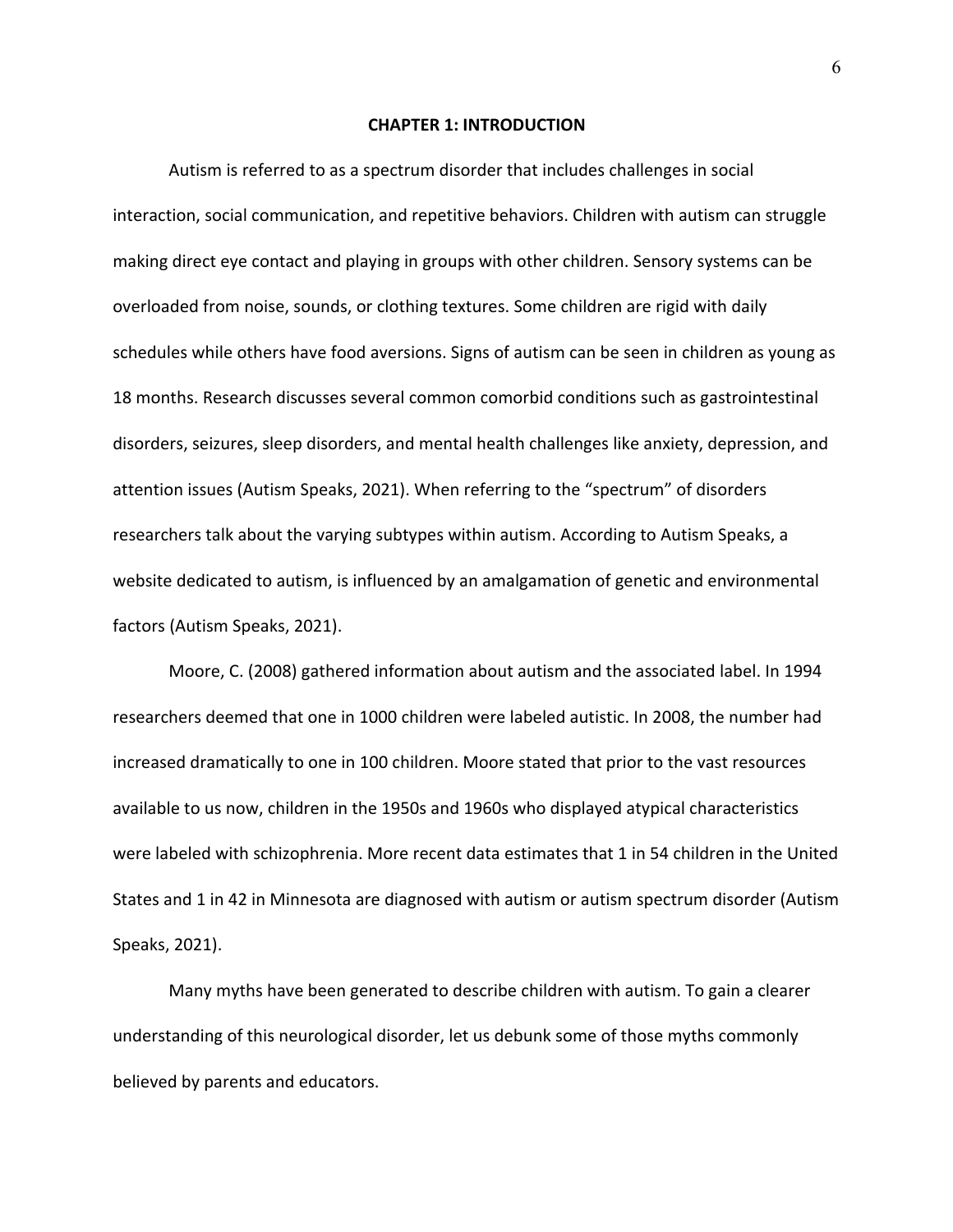# CHAPTER 1: INTRODUCTION

Autism is referred to as a spectrum disorder that includes challenges in social interaction, social communication, and repetitive behaviors. Children with autism can struggle making direct eye contact and playing in groups with other children. Sensory systems can be overloaded from noise, sounds, or clothing textures. Some children are rigid with daily schedules while others have food aversions. Signs of autism can be seen in children as young as 18 months. Research discusses several common comorbid conditions such as gastrointestinal disorders, seizures, sleep disorders, and mental health challenges like anxiety, depression, and attention issues (Autism Speaks, 2021). When referring to the "spectrum" of disorders researchers talk about the varying subtypes within autism. According to Autism Speaks, a website dedicated to autism, is influenced by an amalgamation of genetic and environmental factors (Autism Speaks, 2021).

Moore, C. (2008) gathered information about autism and the associated label. In 1994 researchers deemed that one in 1000 children were labeled autistic. In 2008, the number had increased dramatically to one in 100 children. Moore stated that prior to the vast resources available to us now, children in the 1950s and 1960s who displayed atypical characteristics were labeled with schizophrenia. More recent data estimates that 1 in 54 children in the United States and 1 in 42 in Minnesota are diagnosed with autism or autism spectrum disorder (Autism Speaks, 2021).

Many myths have been generated to describe children with autism. To gain a clearer understanding of this neurological disorder, let us debunk some of those myths commonly believed by parents and educators.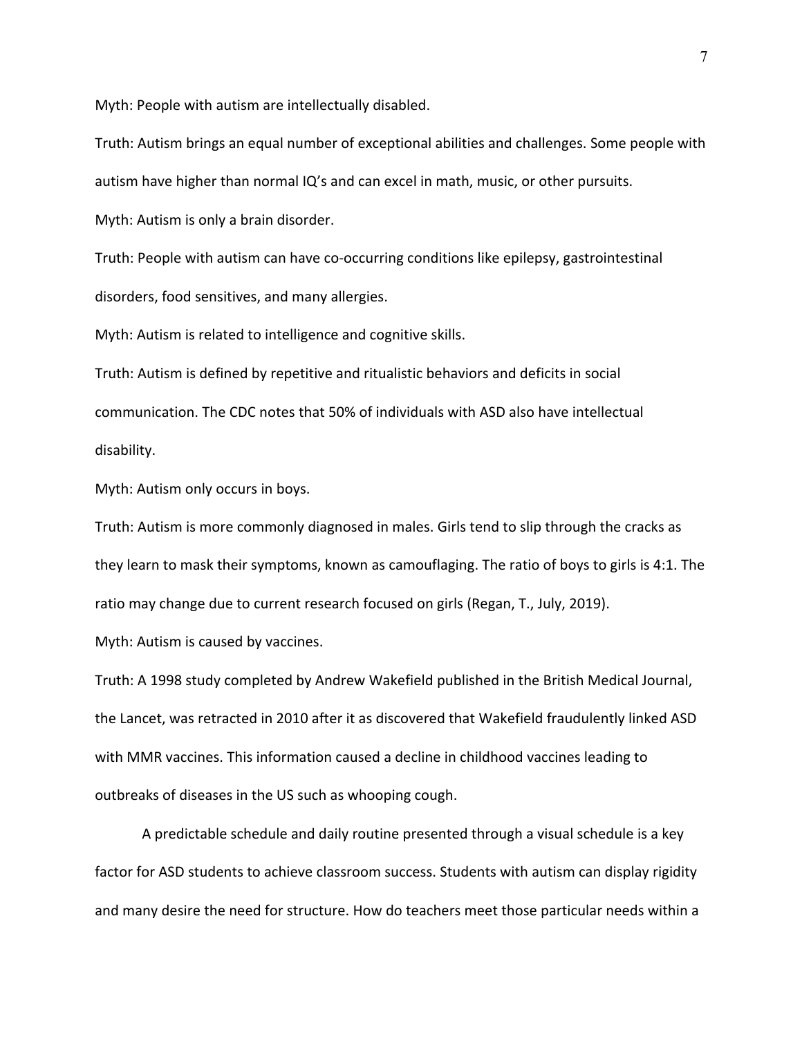Myth: People with autism are intellectually disabled.

Truth: Autism brings an equal number of exceptional abilities and challenges. Some people with autism have higher than normal IQ's and can excel in math, music, or other pursuits.

Myth: Autism is only a brain disorder.

Truth: People with autism can have co-occurring conditions like epilepsy, gastrointestinal disorders, food sensitives, and many allergies.

Myth: Autism is related to intelligence and cognitive skills.

Truth: Autism is defined by repetitive and ritualistic behaviors and deficits in social communication. The CDC notes that 50% of individuals with ASD also have intellectual disability.

Myth: Autism only occurs in boys.

Truth: Autism is more commonly diagnosed in males. Girls tend to slip through the cracks as they learn to mask their symptoms, known as camouflaging. The ratio of boys to girls is 4:1. The ratio may change due to current research focused on girls (Regan, T., July, 2019).

Myth: Autism is caused by vaccines.

Truth: A 1998 study completed by Andrew Wakefield published in the British Medical Journal, the Lancet, was retracted in 2010 after it as discovered that Wakefield fraudulently linked ASD with MMR vaccines. This information caused a decline in childhood vaccines leading to outbreaks of diseases in the US such as whooping cough.

A predictable schedule and daily routine presented through a visual schedule is a key factor for ASD students to achieve classroom success. Students with autism can display rigidity and many desire the need for structure. How do teachers meet those particular needs within a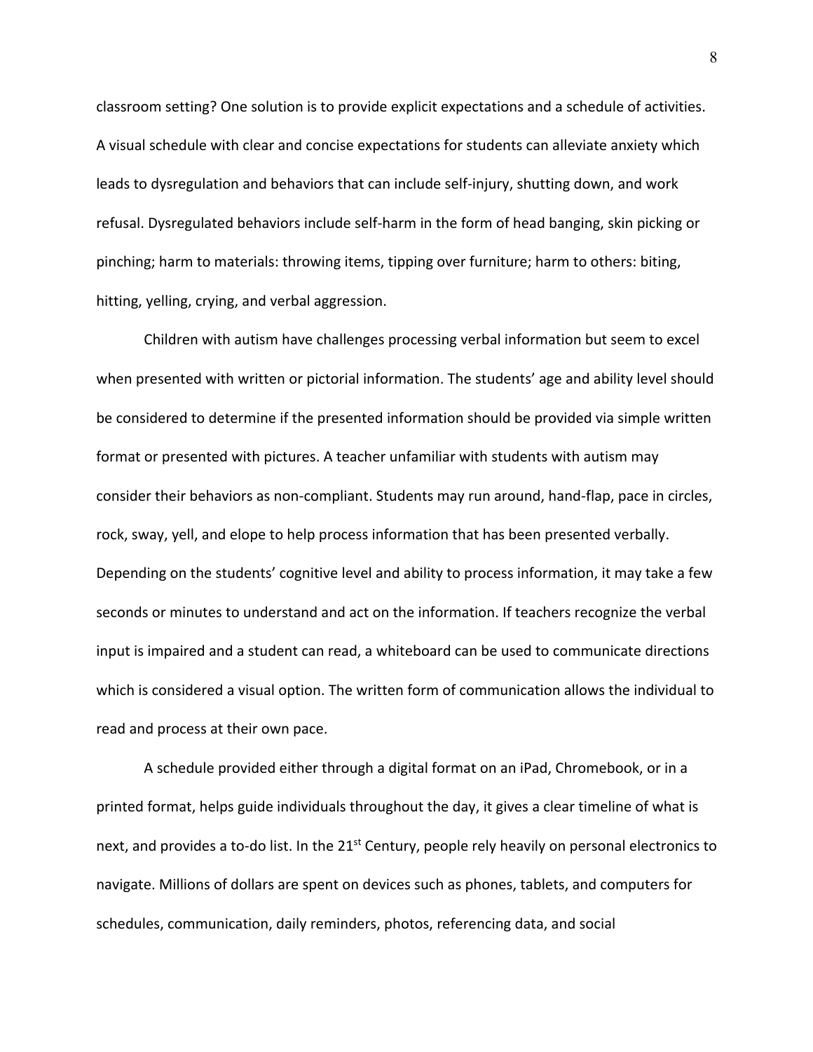classroom setting? One solution is to provide explicit expectations and a schedule of activities. A visual schedule with clear and concise expectations for students can alleviate anxiety which leads to dysregulation and behaviors that can include self-injury, shutting down, and work refusal. Dysregulated behaviors include self-harm in the form of head banging, skin picking or pinching; harm to materials: throwing items, tipping over furniture; harm to others: biting, hitting, yelling, crying, and verbal aggression.

Children with autism have challenges processing verbal information but seem to excel when presented with written or pictorial information. The students' age and ability level should be considered to determine if the presented information should be provided via simple written format or presented with pictures. A teacher unfamiliar with students with autism may consider their behaviors as non-compliant. Students may run around, hand-flap, pace in circles, rock, sway, yell, and elope to help process information that has been presented verbally. Depending on the students' cognitive level and ability to process information, it may take a few seconds or minutes to understand and act on the information. If teachers recognize the verbal input is impaired and a student can read, a whiteboard can be used to communicate directions which is considered a visual option. The written form of communication allows the individual to read and process at their own pace.

A schedule provided either through a digital format on an iPad, Chromebook, or in a printed format, helps guide individuals throughout the day, it gives a clear timeline of what is next, and provides a to-do list. In the 21st Century, people rely heavily on personal electronics to navigate. Millions of dollars are spent on devices such as phones, tablets, and computers for schedules, communication, daily reminders, photos, referencing data, and social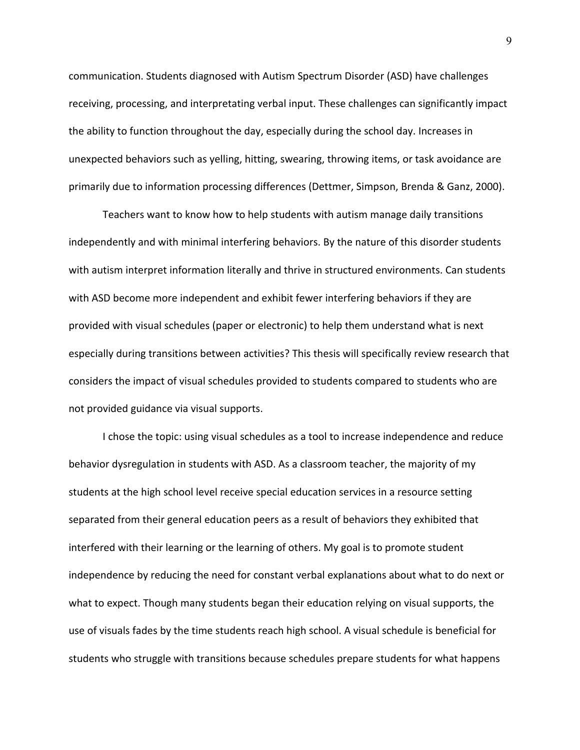communication. Students diagnosed with Autism Spectrum Disorder (ASD) have challenges receiving, processing, and interpretating verbal input. These challenges can significantly impact the ability to function throughout the day, especially during the school day. Increases in unexpected behaviors such as yelling, hitting, swearing, throwing items, or task avoidance are primarily due to information processing differences (Dettmer, Simpson, Brenda & Ganz, 2000).

Teachers want to know how to help students with autism manage daily transitions independently and with minimal interfering behaviors. By the nature of this disorder students with autism interpret information literally and thrive in structured environments. Can students with ASD become more independent and exhibit fewer interfering behaviors if they are provided with visual schedules (paper or electronic) to help them understand what is next especially during transitions between activities? This thesis will specifically review research that considers the impact of visual schedules provided to students compared to students who are not provided guidance via visual supports.

I chose the topic: using visual schedules as a tool to increase independence and reduce behavior dysregulation in students with ASD. As a classroom teacher, the majority of my students at the high school level receive special education services in a resource setting separated from their general education peers as a result of behaviors they exhibited that interfered with their learning or the learning of others. My goal is to promote student independence by reducing the need for constant verbal explanations about what to do next or what to expect. Though many students began their education relying on visual supports, the use of visuals fades by the time students reach high school. A visual schedule is beneficial for students who struggle with transitions because schedules prepare students for what happens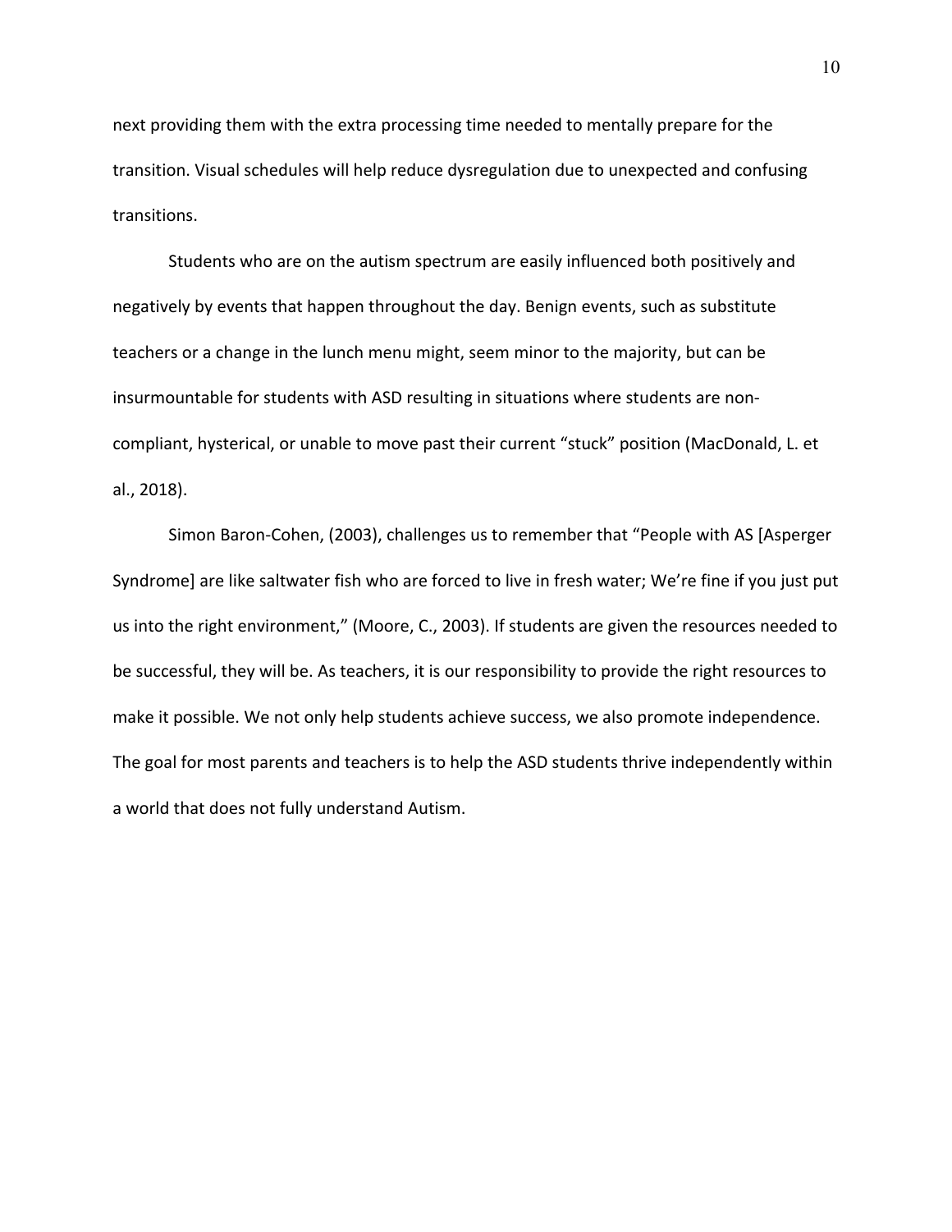next providing them with the extra processing time needed to mentally prepare for the transition. Visual schedules will help reduce dysregulation due to unexpected and confusing transitions.

Students who are on the autism spectrum are easily influenced both positively and negatively by events that happen throughout the day. Benign events, such as substitute teachers or a change in the lunch menu might, seem minor to the majority, but can be insurmountable for students with ASD resulting in situations where students are non-compliant, hysterical, or unable to move past their current "stuck" position (MacDonald, L. et al., 2018).

Simon Baron-Cohen, (2003), challenges us to remember that "People with AS [Asperger Syndrome] are like saltwater fish who are forced to live in fresh water; We're fine if you just put us into the right environment," (Moore, C., 2003). If students are given the resources needed to be successful, they will be. As teachers, it is our responsibility to provide the right resources to make it possible. We not only help students achieve success, we also promote independence. The goal for most parents and teachers is to help the ASD students thrive independently within a world that does not fully understand Autism.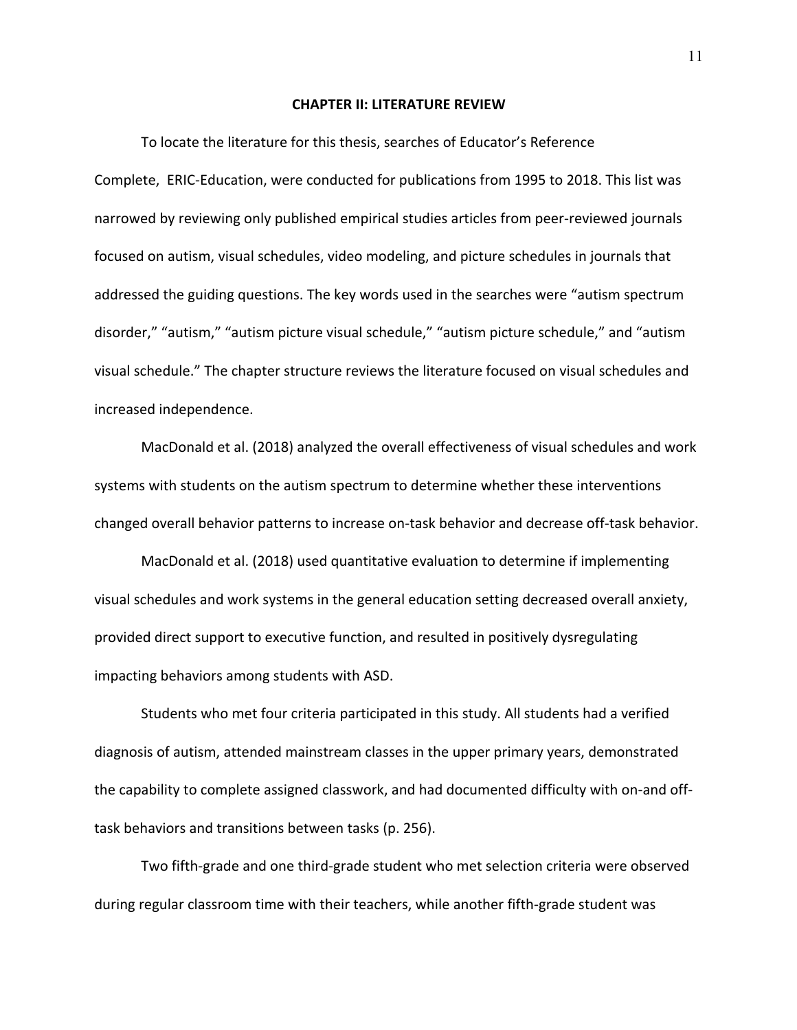# CHAPTER II: LITERATURE REVIEW

To locate the literature for this thesis, searches of Educator's Reference Complete, ERIC-Education, were conducted for publications from 1995 to 2018. This list was narrowed by reviewing only published empirical studies articles from peer-reviewed journals focused on autism, visual schedules, video modeling, and picture schedules in journals that addressed the guiding questions. The key words used in the searches were "autism spectrum disorder," "autism," "autism picture visual schedule," "autism picture schedule," and "autism visual schedule." The chapter structure reviews the literature focused on visual schedules and increased independence.

MacDonald et al. (2018) analyzed the overall effectiveness of visual schedules and work systems with students on the autism spectrum to determine whether these interventions changed overall behavior patterns to increase on-task behavior and decrease off-task behavior.

MacDonald et al. (2018) used quantitative evaluation to determine if implementing visual schedules and work systems in the general education setting decreased overall anxiety, provided direct support to executive function, and resulted in positively dysregulating impacting behaviors among students with ASD.

Students who met four criteria participated in this study. All students had a verified diagnosis of autism, attended mainstream classes in the upper primary years, demonstrated the capability to complete assigned classwork, and had documented difficulty with on-and off-task behaviors and transitions between tasks (p. 256).

Two fifth-grade and one third-grade student who met selection criteria were observed during regular classroom time with their teachers, while another fifth-grade student was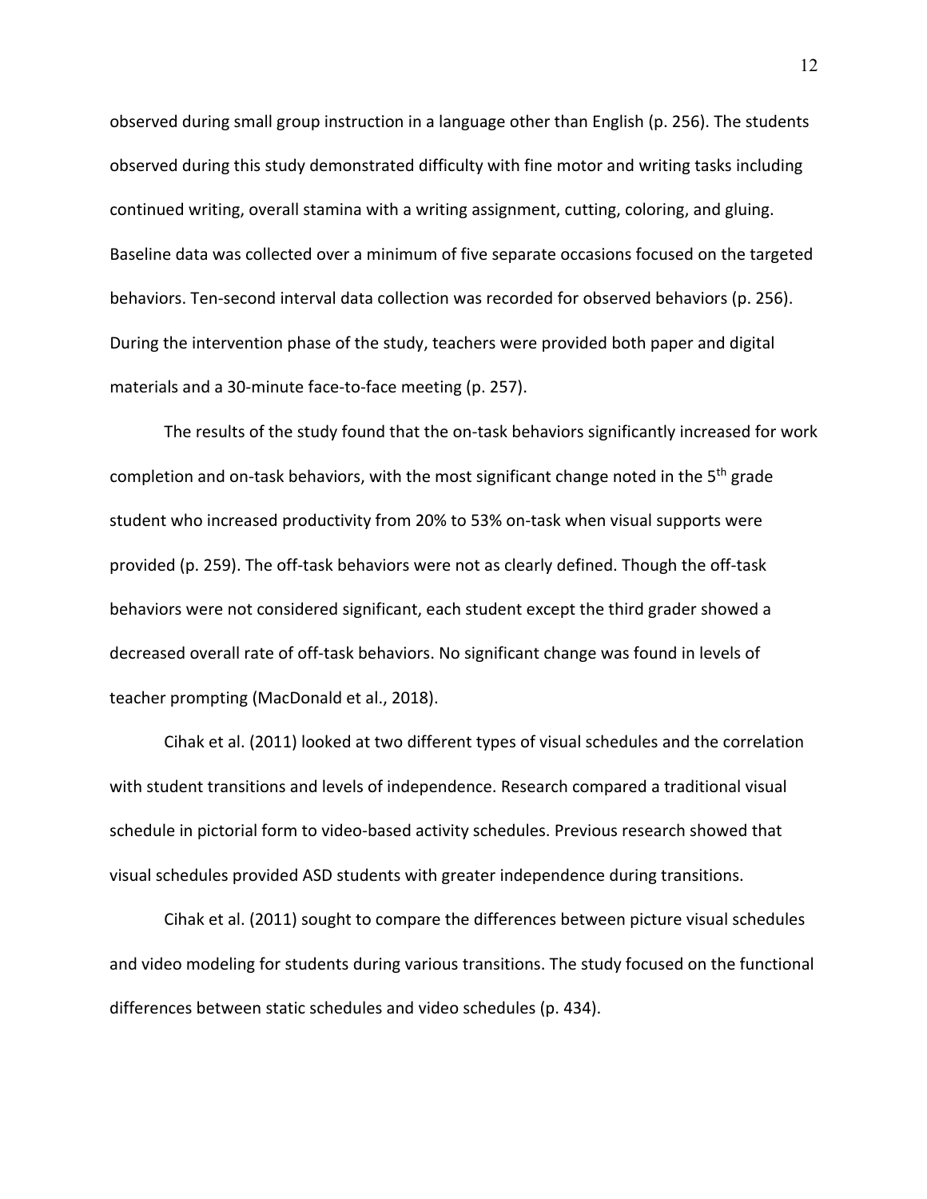observed during small group instruction in a language other than English (p. 256). The students observed during this study demonstrated difficulty with fine motor and writing tasks including continued writing, overall stamina with a writing assignment, cutting, coloring, and gluing. Baseline data was collected over a minimum of five separate occasions focused on the targeted behaviors. Ten-second interval data collection was recorded for observed behaviors (p. 256). During the intervention phase of the study, teachers were provided both paper and digital materials and a 30-minute face-to-face meeting (p. 257).

The results of the study found that the on-task behaviors significantly increased for work completion and on-task behaviors, with the most significant change noted in the 5th grade student who increased productivity from 20% to 53% on-task when visual supports were provided (p. 259). The off-task behaviors were not as clearly defined. Though the off-task behaviors were not considered significant, each student except the third grader showed a decreased overall rate of off-task behaviors. No significant change was found in levels of teacher prompting (MacDonald et al., 2018).

Cihak et al. (2011) looked at two different types of visual schedules and the correlation with student transitions and levels of independence. Research compared a traditional visual schedule in pictorial form to video-based activity schedules. Previous research showed that visual schedules provided ASD students with greater independence during transitions.

Cihak et al. (2011) sought to compare the differences between picture visual schedules and video modeling for students during various transitions. The study focused on the functional differences between static schedules and video schedules (p. 434).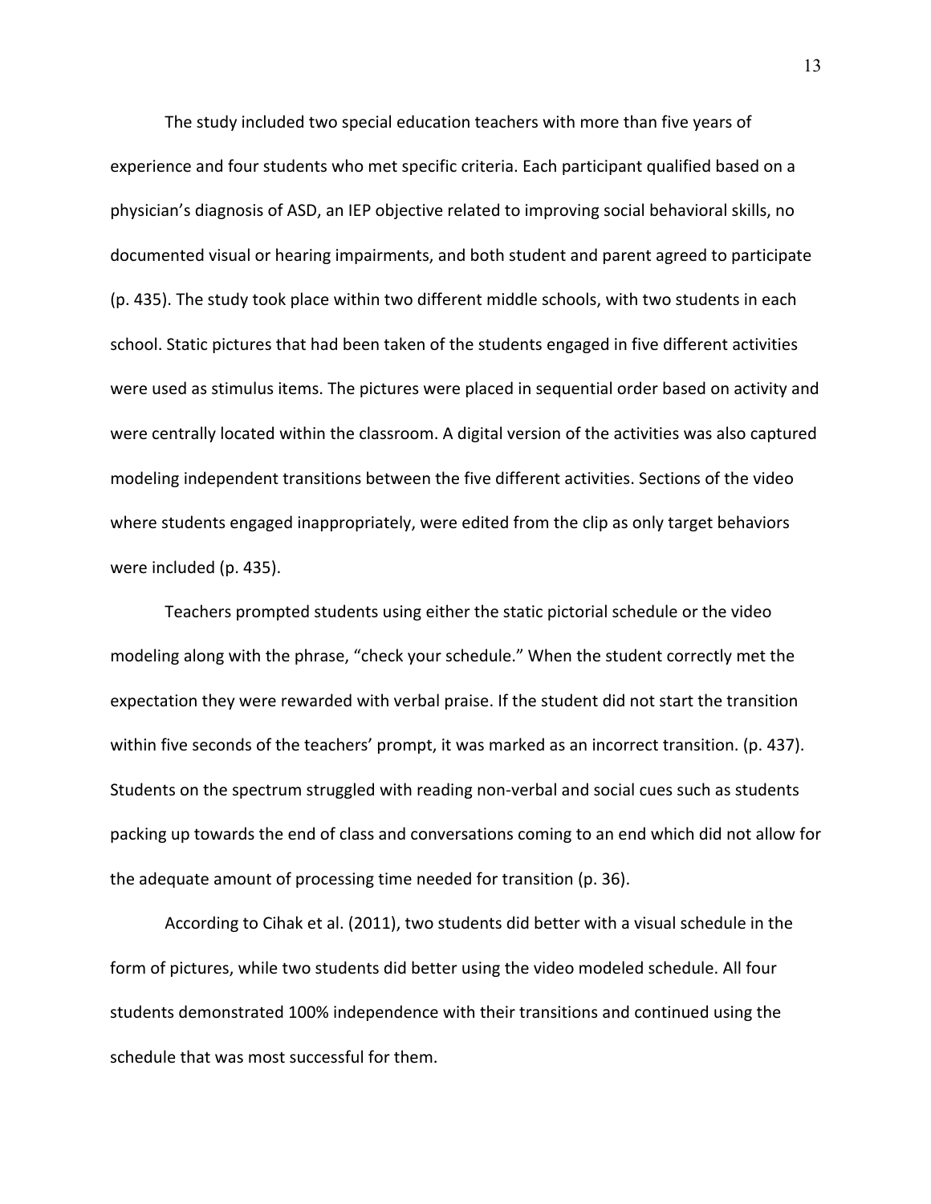The study included two special education teachers with more than five years of experience and four students who met specific criteria. Each participant qualified based on a physician's diagnosis of ASD, an IEP objective related to improving social behavioral skills, no documented visual or hearing impairments, and both student and parent agreed to participate (p. 435). The study took place within two different middle schools, with two students in each school. Static pictures that had been taken of the students engaged in five different activities were used as stimulus items. The pictures were placed in sequential order based on activity and were centrally located within the classroom. A digital version of the activities was also captured modeling independent transitions between the five different activities. Sections of the video where students engaged inappropriately, were edited from the clip as only target behaviors were included (p. 435).

Teachers prompted students using either the static pictorial schedule or the video modeling along with the phrase, "check your schedule." When the student correctly met the expectation they were rewarded with verbal praise. If the student did not start the transition within five seconds of the teachers' prompt, it was marked as an incorrect transition. (p. 437). Students on the spectrum struggled with reading non-verbal and social cues such as students packing up towards the end of class and conversations coming to an end which did not allow for the adequate amount of processing time needed for transition (p. 36).

According to Cihak et al. (2011), two students did better with a visual schedule in the form of pictures, while two students did better using the video modeled schedule. All four students demonstrated 100% independence with their transitions and continued using the schedule that was most successful for them.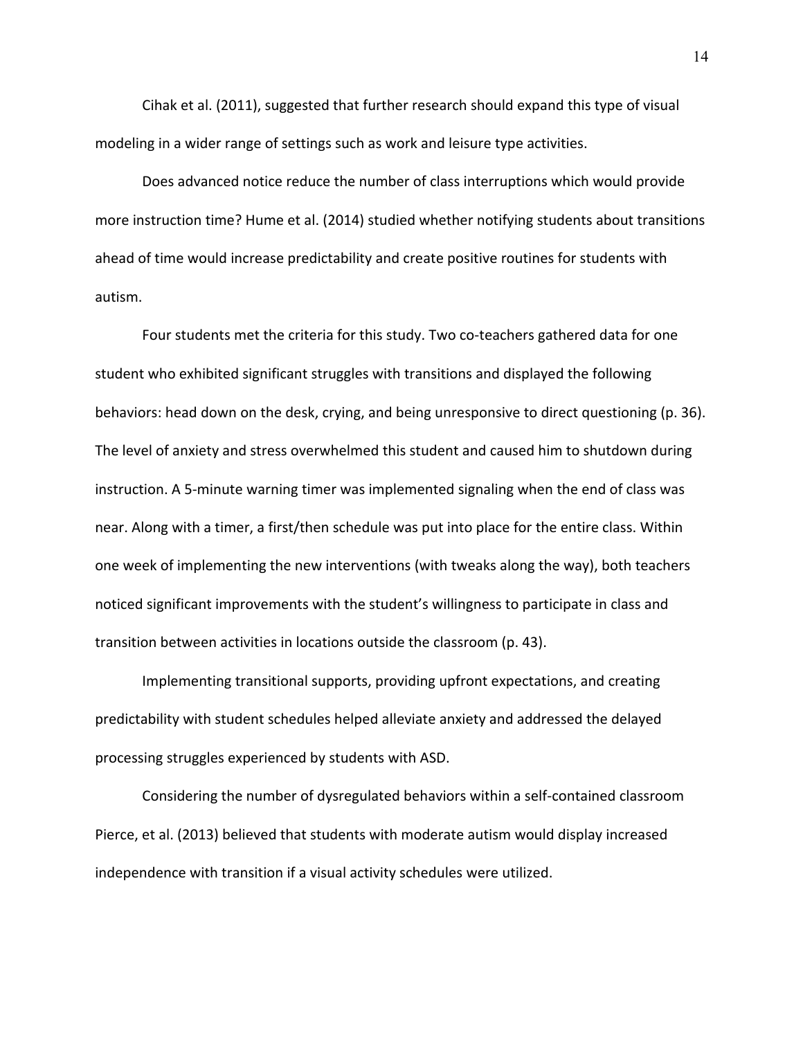Cihak et al. (2011), suggested that further research should expand this type of visual modeling in a wider range of settings such as work and leisure type activities.

Does advanced notice reduce the number of class interruptions which would provide more instruction time? Hume et al. (2014) studied whether notifying students about transitions ahead of time would increase predictability and create positive routines for students with autism.

Four students met the criteria for this study. Two co-teachers gathered data for one student who exhibited significant struggles with transitions and displayed the following behaviors: head down on the desk, crying, and being unresponsive to direct questioning (p. 36). The level of anxiety and stress overwhelmed this student and caused him to shutdown during instruction. A 5-minute warning timer was implemented signaling when the end of class was near. Along with a timer, a first/then schedule was put into place for the entire class. Within one week of implementing the new interventions (with tweaks along the way), both teachers noticed significant improvements with the student's willingness to participate in class and transition between activities in locations outside the classroom (p. 43).

Implementing transitional supports, providing upfront expectations, and creating predictability with student schedules helped alleviate anxiety and addressed the delayed processing struggles experienced by students with ASD.

Considering the number of dysregulated behaviors within a self-contained classroom Pierce, et al. (2013) believed that students with moderate autism would display increased independence with transition if a visual activity schedules were utilized.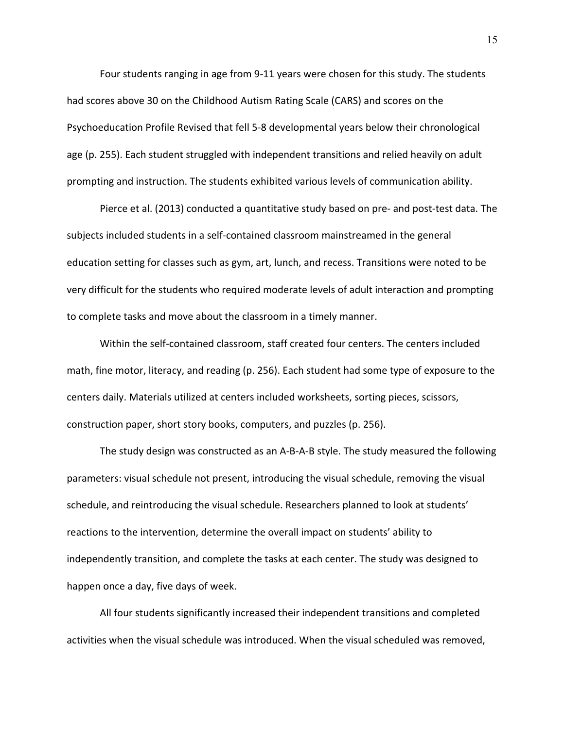Four students ranging in age from 9-11 years were chosen for this study. The students had scores above 30 on the Childhood Autism Rating Scale (CARS) and scores on the Psychoeducation Profile Revised that fell 5-8 developmental years below their chronological age (p. 255). Each student struggled with independent transitions and relied heavily on adult prompting and instruction. The students exhibited various levels of communication ability.

Pierce et al. (2013) conducted a quantitative study based on pre- and post-test data. The subjects included students in a self-contained classroom mainstreamed in the general education setting for classes such as gym, art, lunch, and recess. Transitions were noted to be very difficult for the students who required moderate levels of adult interaction and prompting to complete tasks and move about the classroom in a timely manner.

Within the self-contained classroom, staff created four centers. The centers included math, fine motor, literacy, and reading (p. 256). Each student had some type of exposure to the centers daily. Materials utilized at centers included worksheets, sorting pieces, scissors, construction paper, short story books, computers, and puzzles (p. 256).

The study design was constructed as an A-B-A-B style. The study measured the following parameters: visual schedule not present, introducing the visual schedule, removing the visual schedule, and reintroducing the visual schedule. Researchers planned to look at students' reactions to the intervention, determine the overall impact on students' ability to independently transition, and complete the tasks at each center. The study was designed to happen once a day, five days of week.

All four students significantly increased their independent transitions and completed activities when the visual schedule was introduced. When the visual scheduled was removed,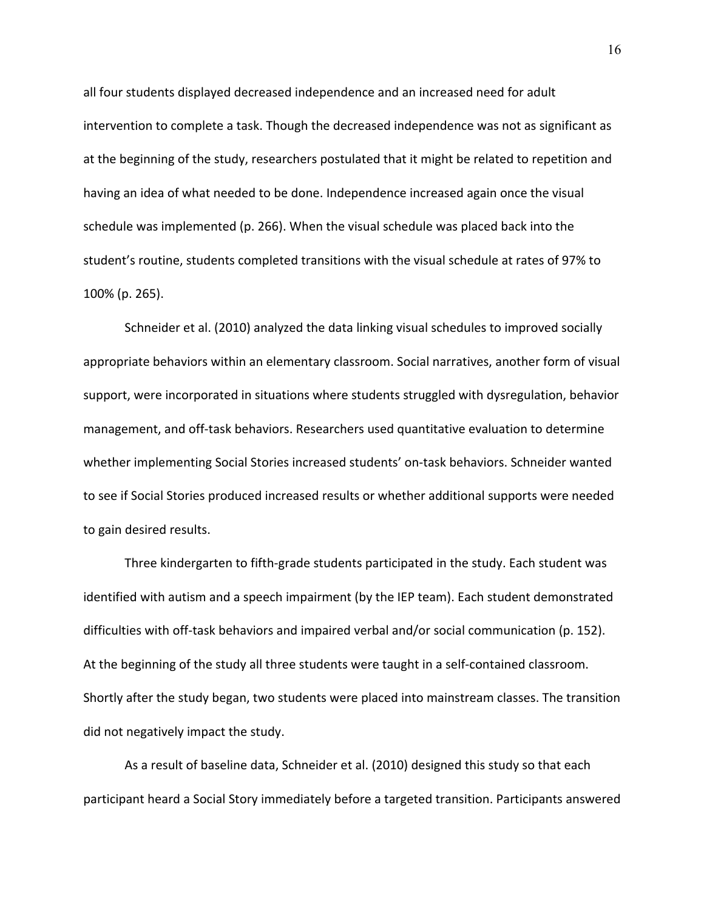all four students displayed decreased independence and an increased need for adult intervention to complete a task. Though the decreased independence was not as significant as at the beginning of the study, researchers postulated that it might be related to repetition and having an idea of what needed to be done. Independence increased again once the visual schedule was implemented (p. 266). When the visual schedule was placed back into the student's routine, students completed transitions with the visual schedule at rates of 97% to 100% (p. 265).

Schneider et al. (2010) analyzed the data linking visual schedules to improved socially appropriate behaviors within an elementary classroom. Social narratives, another form of visual support, were incorporated in situations where students struggled with dysregulation, behavior management, and off-task behaviors. Researchers used quantitative evaluation to determine whether implementing Social Stories increased students' on-task behaviors. Schneider wanted to see if Social Stories produced increased results or whether additional supports were needed to gain desired results.

Three kindergarten to fifth-grade students participated in the study. Each student was identified with autism and a speech impairment (by the IEP team). Each student demonstrated difficulties with off-task behaviors and impaired verbal and/or social communication (p. 152). At the beginning of the study all three students were taught in a self-contained classroom. Shortly after the study began, two students were placed into mainstream classes. The transition did not negatively impact the study.

As a result of baseline data, Schneider et al. (2010) designed this study so that each participant heard a Social Story immediately before a targeted transition. Participants answered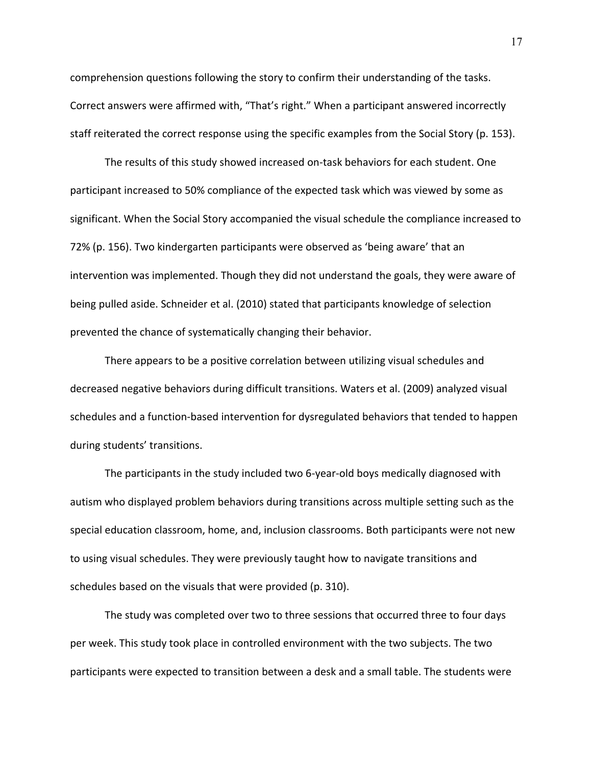comprehension questions following the story to confirm their understanding of the tasks. Correct answers were affirmed with, "That's right." When a participant answered incorrectly staff reiterated the correct response using the specific examples from the Social Story (p. 153).

The results of this study showed increased on-task behaviors for each student. One participant increased to 50% compliance of the expected task which was viewed by some as significant. When the Social Story accompanied the visual schedule the compliance increased to 72% (p. 156). Two kindergarten participants were observed as 'being aware' that an intervention was implemented. Though they did not understand the goals, they were aware of being pulled aside. Schneider et al. (2010) stated that participants knowledge of selection prevented the chance of systematically changing their behavior.

There appears to be a positive correlation between utilizing visual schedules and decreased negative behaviors during difficult transitions. Waters et al. (2009) analyzed visual schedules and a function-based intervention for dysregulated behaviors that tended to happen during students' transitions.

The participants in the study included two 6-year-old boys medically diagnosed with autism who displayed problem behaviors during transitions across multiple setting such as the special education classroom, home, and, inclusion classrooms. Both participants were not new to using visual schedules. They were previously taught how to navigate transitions and schedules based on the visuals that were provided (p. 310).

The study was completed over two to three sessions that occurred three to four days per week. This study took place in controlled environment with the two subjects. The two participants were expected to transition between a desk and a small table. The students were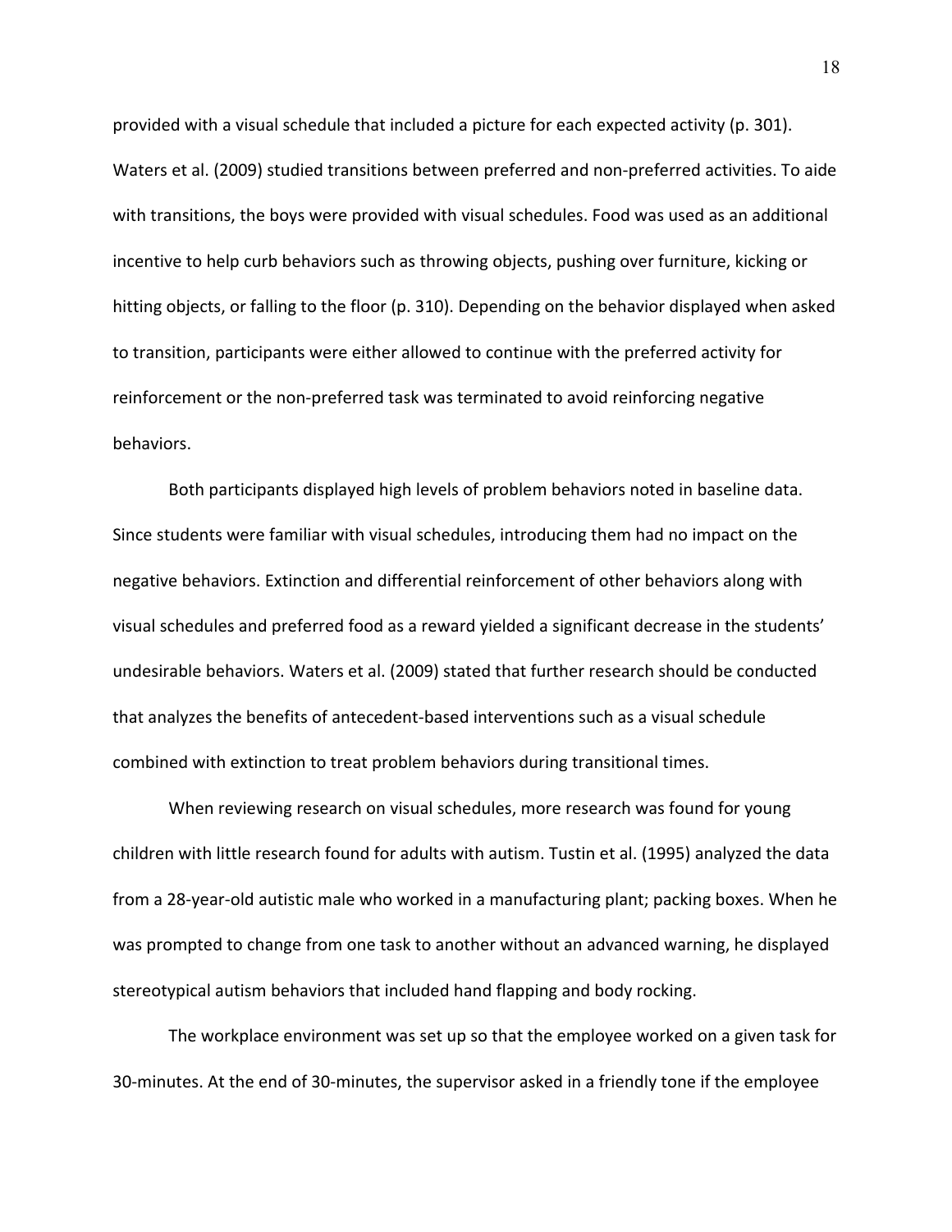provided with a visual schedule that included a picture for each expected activity (p. 301). Waters et al. (2009) studied transitions between preferred and non-preferred activities. To aide with transitions, the boys were provided with visual schedules. Food was used as an additional incentive to help curb behaviors such as throwing objects, pushing over furniture, kicking or hitting objects, or falling to the floor (p. 310). Depending on the behavior displayed when asked to transition, participants were either allowed to continue with the preferred activity for reinforcement or the non-preferred task was terminated to avoid reinforcing negative behaviors.

Both participants displayed high levels of problem behaviors noted in baseline data. Since students were familiar with visual schedules, introducing them had no impact on the negative behaviors. Extinction and differential reinforcement of other behaviors along with visual schedules and preferred food as a reward yielded a significant decrease in the students' undesirable behaviors. Waters et al. (2009) stated that further research should be conducted that analyzes the benefits of antecedent-based interventions such as a visual schedule combined with extinction to treat problem behaviors during transitional times.

When reviewing research on visual schedules, more research was found for young children with little research found for adults with autism. Tustin et al. (1995) analyzed the data from a 28-year-old autistic male who worked in a manufacturing plant; packing boxes. When he was prompted to change from one task to another without an advanced warning, he displayed stereotypical autism behaviors that included hand flapping and body rocking.

The workplace environment was set up so that the employee worked on a given task for 30-minutes. At the end of 30-minutes, the supervisor asked in a friendly tone if the employee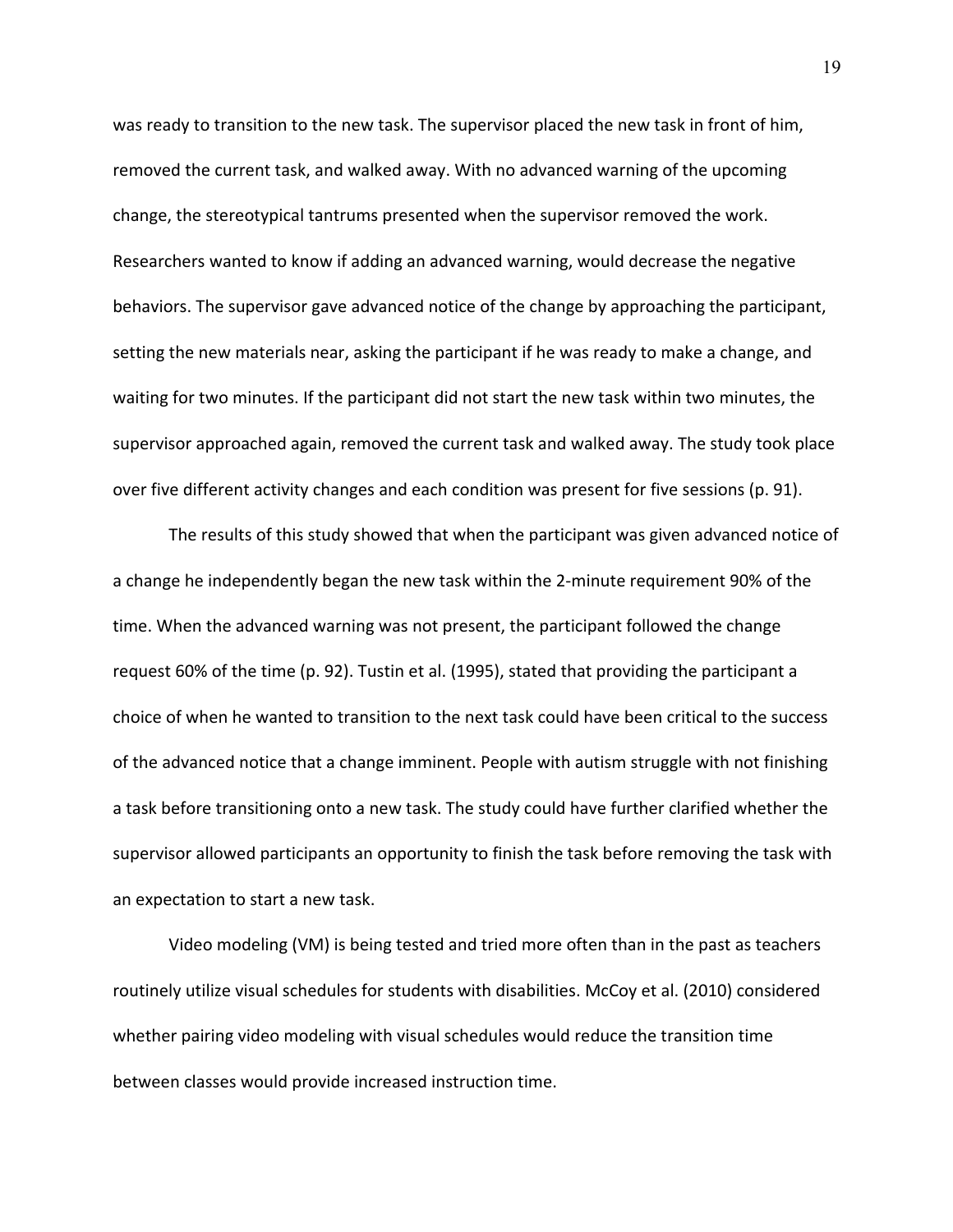was ready to transition to the new task. The supervisor placed the new task in front of him, removed the current task, and walked away. With no advanced warning of the upcoming change, the stereotypical tantrums presented when the supervisor removed the work. Researchers wanted to know if adding an advanced warning, would decrease the negative behaviors. The supervisor gave advanced notice of the change by approaching the participant, setting the new materials near, asking the participant if he was ready to make a change, and waiting for two minutes. If the participant did not start the new task within two minutes, the supervisor approached again, removed the current task and walked away. The study took place over five different activity changes and each condition was present for five sessions (p. 91).

The results of this study showed that when the participant was given advanced notice of a change he independently began the new task within the 2-minute requirement 90% of the time. When the advanced warning was not present, the participant followed the change request 60% of the time (p. 92). Tustin et al. (1995), stated that providing the participant a choice of when he wanted to transition to the next task could have been critical to the success of the advanced notice that a change imminent. People with autism struggle with not finishing a task before transitioning onto a new task. The study could have further clarified whether the supervisor allowed participants an opportunity to finish the task before removing the task with an expectation to start a new task.

Video modeling (VM) is being tested and tried more often than in the past as teachers routinely utilize visual schedules for students with disabilities. McCoy et al. (2010) considered whether pairing video modeling with visual schedules would reduce the transition time between classes would provide increased instruction time.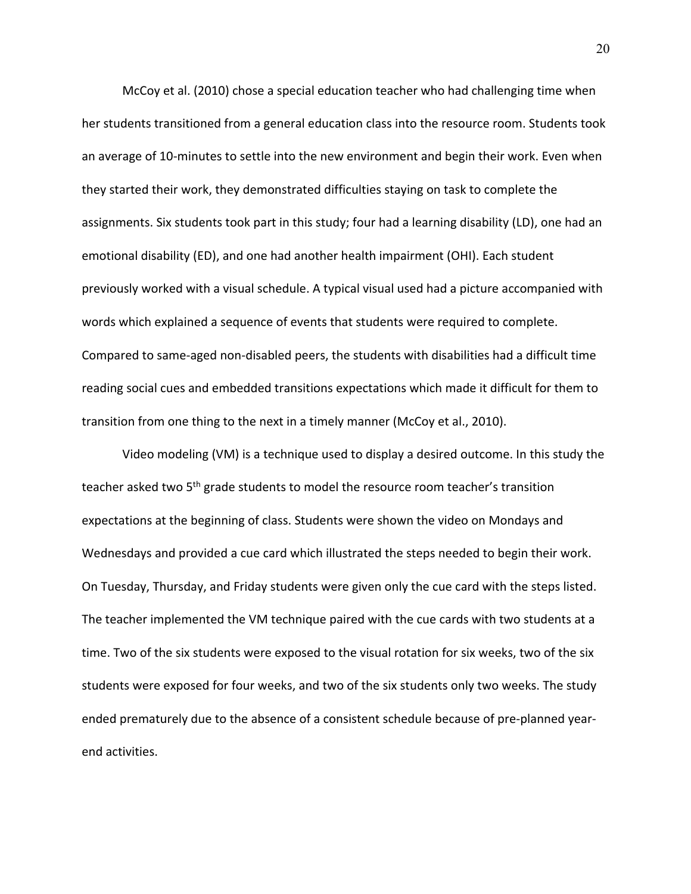McCoy et al. (2010) chose a special education teacher who had challenging time when her students transitioned from a general education class into the resource room. Students took an average of 10-minutes to settle into the new environment and begin their work. Even when they started their work, they demonstrated difficulties staying on task to complete the assignments. Six students took part in this study; four had a learning disability (LD), one had an emotional disability (ED), and one had another health impairment (OHI). Each student previously worked with a visual schedule. A typical visual used had a picture accompanied with words which explained a sequence of events that students were required to complete. Compared to same-aged non-disabled peers, the students with disabilities had a difficult time reading social cues and embedded transitions expectations which made it difficult for them to transition from one thing to the next in a timely manner (McCoy et al., 2010).

Video modeling (VM) is a technique used to display a desired outcome. In this study the teacher asked two 5th grade students to model the resource room teacher's transition expectations at the beginning of class. Students were shown the video on Mondays and Wednesdays and provided a cue card which illustrated the steps needed to begin their work. On Tuesday, Thursday, and Friday students were given only the cue card with the steps listed. The teacher implemented the VM technique paired with the cue cards with two students at a time. Two of the six students were exposed to the visual rotation for six weeks, two of the six students were exposed for four weeks, and two of the six students only two weeks. The study ended prematurely due to the absence of a consistent schedule because of pre-planned year-end activities.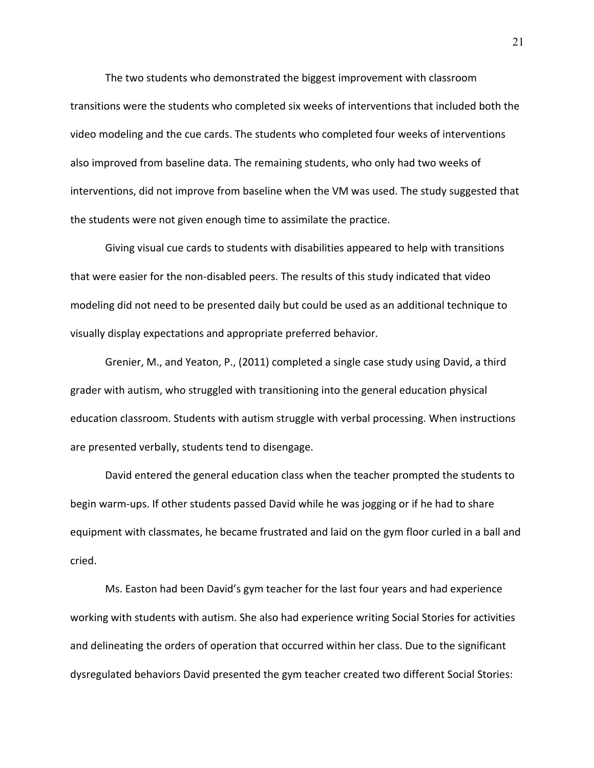The two students who demonstrated the biggest improvement with classroom transitions were the students who completed six weeks of interventions that included both the video modeling and the cue cards. The students who completed four weeks of interventions also improved from baseline data. The remaining students, who only had two weeks of interventions, did not improve from baseline when the VM was used. The study suggested that the students were not given enough time to assimilate the practice.

Giving visual cue cards to students with disabilities appeared to help with transitions that were easier for the non-disabled peers. The results of this study indicated that video modeling did not need to be presented daily but could be used as an additional technique to visually display expectations and appropriate preferred behavior.

Grenier, M., and Yeaton, P., (2011) completed a single case study using David, a third grader with autism, who struggled with transitioning into the general education physical education classroom. Students with autism struggle with verbal processing. When instructions are presented verbally, students tend to disengage.

David entered the general education class when the teacher prompted the students to begin warm-ups. If other students passed David while he was jogging or if he had to share equipment with classmates, he became frustrated and laid on the gym floor curled in a ball and cried.

Ms. Easton had been David's gym teacher for the last four years and had experience working with students with autism. She also had experience writing Social Stories for activities and delineating the orders of operation that occurred within her class. Due to the significant dysregulated behaviors David presented the gym teacher created two different Social Stories: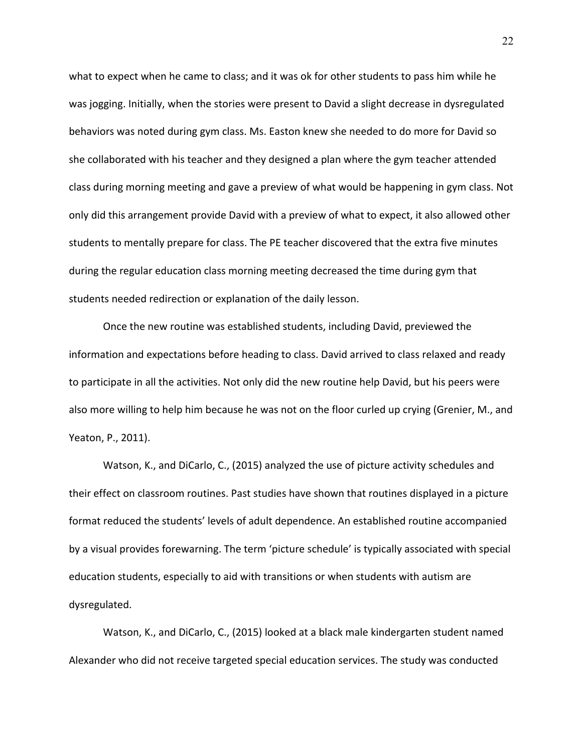what to expect when he came to class; and it was ok for other students to pass him while he was jogging. Initially, when the stories were present to David a slight decrease in dysregulated behaviors was noted during gym class. Ms. Easton knew she needed to do more for David so she collaborated with his teacher and they designed a plan where the gym teacher attended class during morning meeting and gave a preview of what would be happening in gym class. Not only did this arrangement provide David with a preview of what to expect, it also allowed other students to mentally prepare for class. The PE teacher discovered that the extra five minutes during the regular education class morning meeting decreased the time during gym that students needed redirection or explanation of the daily lesson.

Once the new routine was established students, including David, previewed the information and expectations before heading to class. David arrived to class relaxed and ready to participate in all the activities. Not only did the new routine help David, but his peers were also more willing to help him because he was not on the floor curled up crying (Grenier, M., and Yeaton, P., 2011).

Watson, K., and DiCarlo, C., (2015) analyzed the use of picture activity schedules and their effect on classroom routines. Past studies have shown that routines displayed in a picture format reduced the students' levels of adult dependence. An established routine accompanied by a visual provides forewarning. The term 'picture schedule' is typically associated with special education students, especially to aid with transitions or when students with autism are dysregulated.

Watson, K., and DiCarlo, C., (2015) looked at a black male kindergarten student named Alexander who did not receive targeted special education services. The study was conducted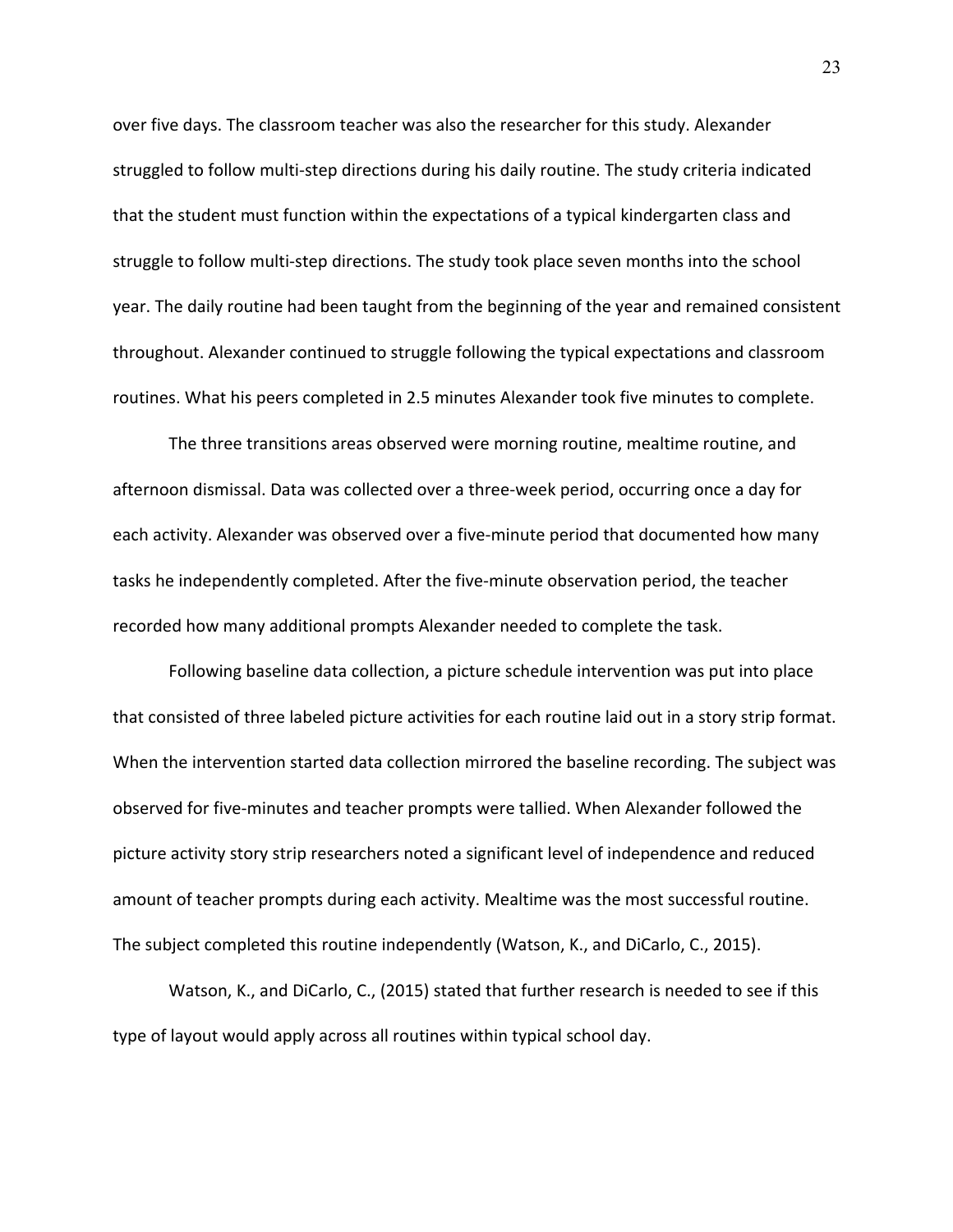over five days. The classroom teacher was also the researcher for this study. Alexander struggled to follow multi-step directions during his daily routine. The study criteria indicated that the student must function within the expectations of a typical kindergarten class and struggle to follow multi-step directions. The study took place seven months into the school year. The daily routine had been taught from the beginning of the year and remained consistent throughout. Alexander continued to struggle following the typical expectations and classroom routines. What his peers completed in 2.5 minutes Alexander took five minutes to complete.

The three transitions areas observed were morning routine, mealtime routine, and afternoon dismissal. Data was collected over a three-week period, occurring once a day for each activity. Alexander was observed over a five-minute period that documented how many tasks he independently completed. After the five-minute observation period, the teacher recorded how many additional prompts Alexander needed to complete the task.

Following baseline data collection, a picture schedule intervention was put into place that consisted of three labeled picture activities for each routine laid out in a story strip format. When the intervention started data collection mirrored the baseline recording. The subject was observed for five-minutes and teacher prompts were tallied. When Alexander followed the picture activity story strip researchers noted a significant level of independence and reduced amount of teacher prompts during each activity. Mealtime was the most successful routine. The subject completed this routine independently (Watson, K., and DiCarlo, C., 2015).

Watson, K., and DiCarlo, C., (2015) stated that further research is needed to see if this type of layout would apply across all routines within typical school day.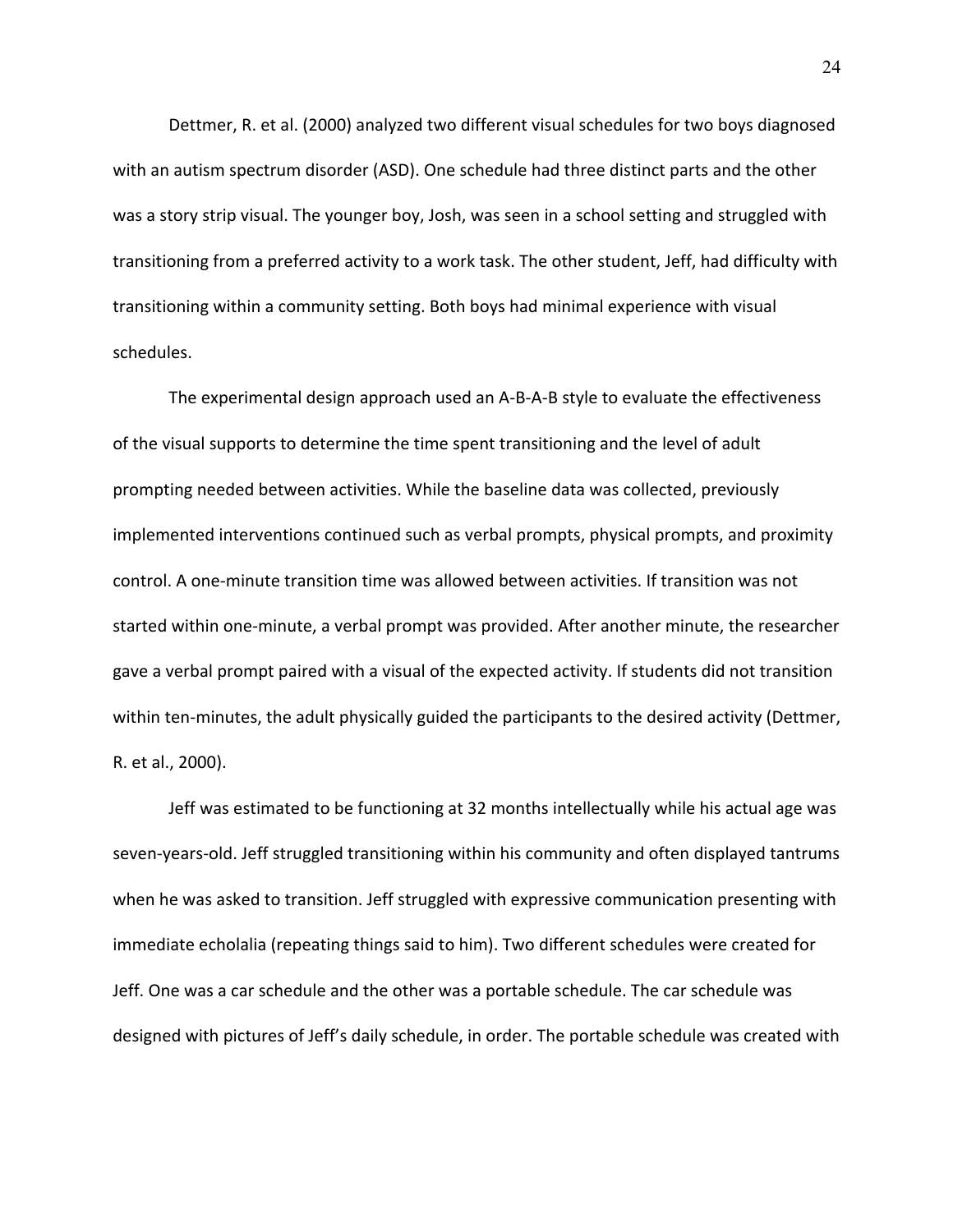Dettmer, R. et al. (2000) analyzed two different visual schedules for two boys diagnosed with an autism spectrum disorder (ASD). One schedule had three distinct parts and the other was a story strip visual. The younger boy, Josh, was seen in a school setting and struggled with transitioning from a preferred activity to a work task. The other student, Jeff, had difficulty with transitioning within a community setting. Both boys had minimal experience with visual schedules.

The experimental design approach used an A-B-A-B style to evaluate the effectiveness of the visual supports to determine the time spent transitioning and the level of adult prompting needed between activities. While the baseline data was collected, previously implemented interventions continued such as verbal prompts, physical prompts, and proximity control. A one-minute transition time was allowed between activities. If transition was not started within one-minute, a verbal prompt was provided. After another minute, the researcher gave a verbal prompt paired with a visual of the expected activity. If students did not transition within ten-minutes, the adult physically guided the participants to the desired activity (Dettmer, R. et al., 2000).

Jeff was estimated to be functioning at 32 months intellectually while his actual age was seven-years-old. Jeff struggled transitioning within his community and often displayed tantrums when he was asked to transition. Jeff struggled with expressive communication presenting with immediate echolalia (repeating things said to him). Two different schedules were created for Jeff. One was a car schedule and the other was a portable schedule. The car schedule was designed with pictures of Jeff's daily schedule, in order. The portable schedule was created with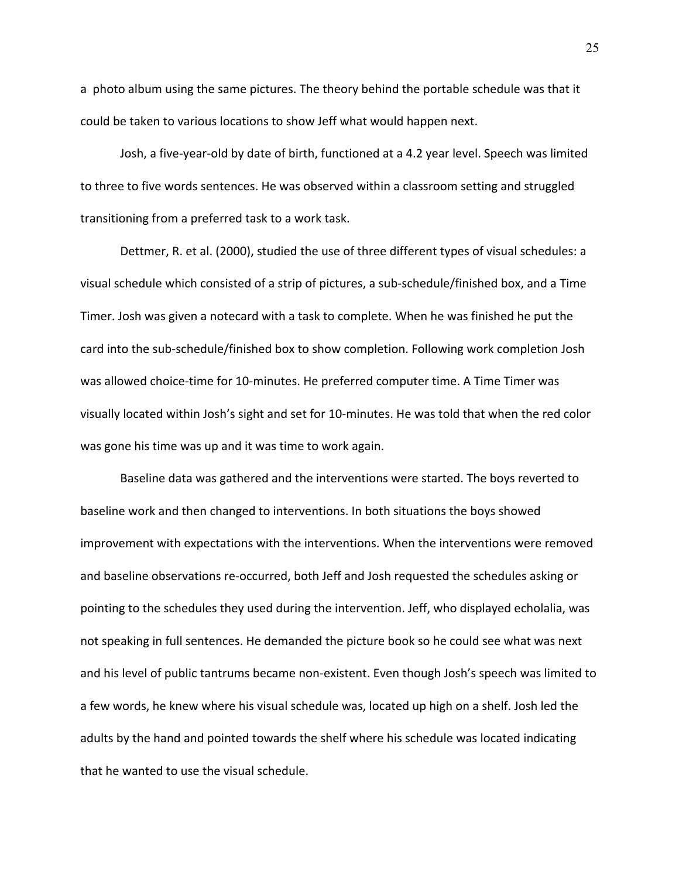a photo album using the same pictures. The theory behind the portable schedule was that it could be taken to various locations to show Jeff what would happen next.

Josh, a five-year-old by date of birth, functioned at a 4.2 year level. Speech was limited to three to five words sentences. He was observed within a classroom setting and struggled transitioning from a preferred task to a work task.

Dettmer, R. et al. (2000), studied the use of three different types of visual schedules: a visual schedule which consisted of a strip of pictures, a sub-schedule/finished box, and a Time Timer. Josh was given a notecard with a task to complete. When he was finished he put the card into the sub-schedule/finished box to show completion. Following work completion Josh was allowed choice-time for 10-minutes. He preferred computer time. A Time Timer was visually located within Josh's sight and set for 10-minutes. He was told that when the red color was gone his time was up and it was time to work again.

Baseline data was gathered and the interventions were started. The boys reverted to baseline work and then changed to interventions. In both situations the boys showed improvement with expectations with the interventions. When the interventions were removed and baseline observations re-occurred, both Jeff and Josh requested the schedules asking or pointing to the schedules they used during the intervention. Jeff, who displayed echolalia, was not speaking in full sentences. He demanded the picture book so he could see what was next and his level of public tantrums became non-existent. Even though Josh's speech was limited to a few words, he knew where his visual schedule was, located up high on a shelf. Josh led the adults by the hand and pointed towards the shelf where his schedule was located indicating that he wanted to use the visual schedule.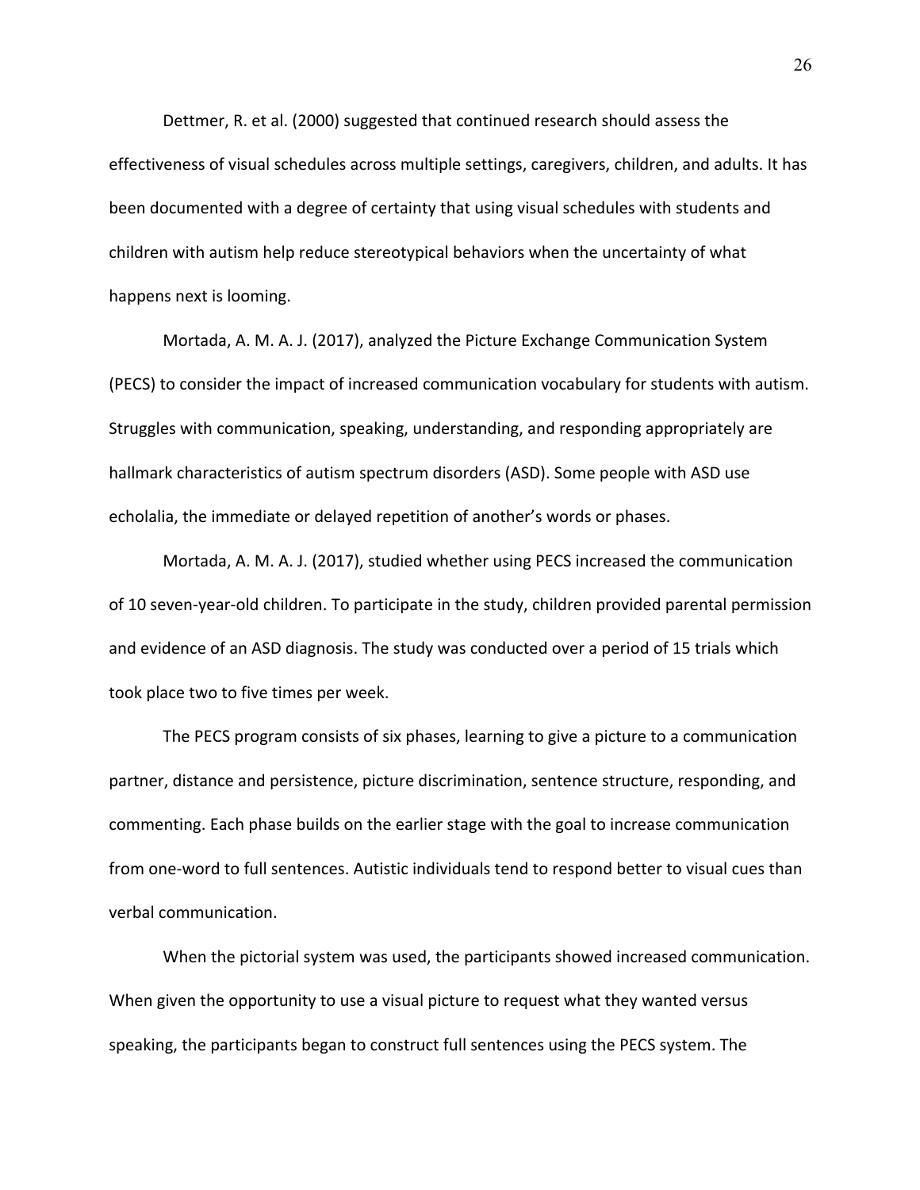Dettmer, R. et al. (2000) suggested that continued research should assess the effectiveness of visual schedules across multiple settings, caregivers, children, and adults. It has been documented with a degree of certainty that using visual schedules with students and children with autism help reduce stereotypical behaviors when the uncertainty of what happens next is looming.

Mortada, A. M. A. J. (2017), analyzed the Picture Exchange Communication System (PECS) to consider the impact of increased communication vocabulary for students with autism. Struggles with communication, speaking, understanding, and responding appropriately are hallmark characteristics of autism spectrum disorders (ASD). Some people with ASD use echolalia, the immediate or delayed repetition of another's words or phases.

Mortada, A. M. A. J. (2017), studied whether using PECS increased the communication of 10 seven-year-old children. To participate in the study, children provided parental permission and evidence of an ASD diagnosis. The study was conducted over a period of 15 trials which took place two to five times per week.

The PECS program consists of six phases, learning to give a picture to a communication partner, distance and persistence, picture discrimination, sentence structure, responding, and commenting. Each phase builds on the earlier stage with the goal to increase communication from one-word to full sentences. Autistic individuals tend to respond better to visual cues than verbal communication.

When the pictorial system was used, the participants showed increased communication. When given the opportunity to use a visual picture to request what they wanted versus speaking, the participants began to construct full sentences using the PECS system. The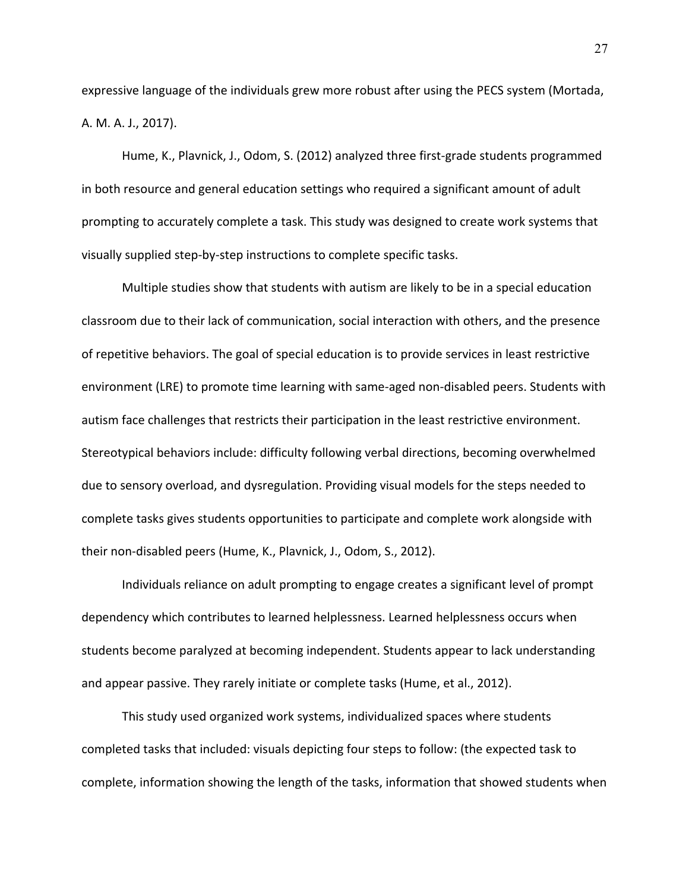expressive language of the individuals grew more robust after using the PECS system (Mortada, A. M. A. J., 2017).

Hume, K., Plavnick, J., Odom, S. (2012) analyzed three first-grade students programmed in both resource and general education settings who required a significant amount of adult prompting to accurately complete a task. This study was designed to create work systems that visually supplied step-by-step instructions to complete specific tasks.

Multiple studies show that students with autism are likely to be in a special education classroom due to their lack of communication, social interaction with others, and the presence of repetitive behaviors. The goal of special education is to provide services in least restrictive environment (LRE) to promote time learning with same-aged non-disabled peers. Students with autism face challenges that restricts their participation in the least restrictive environment. Stereotypical behaviors include: difficulty following verbal directions, becoming overwhelmed due to sensory overload, and dysregulation. Providing visual models for the steps needed to complete tasks gives students opportunities to participate and complete work alongside with their non-disabled peers (Hume, K., Plavnick, J., Odom, S., 2012).

Individuals reliance on adult prompting to engage creates a significant level of prompt dependency which contributes to learned helplessness. Learned helplessness occurs when students become paralyzed at becoming independent. Students appear to lack understanding and appear passive. They rarely initiate or complete tasks (Hume, et al., 2012).

This study used organized work systems, individualized spaces where students completed tasks that included: visuals depicting four steps to follow: (the expected task to complete, information showing the length of the tasks, information that showed students when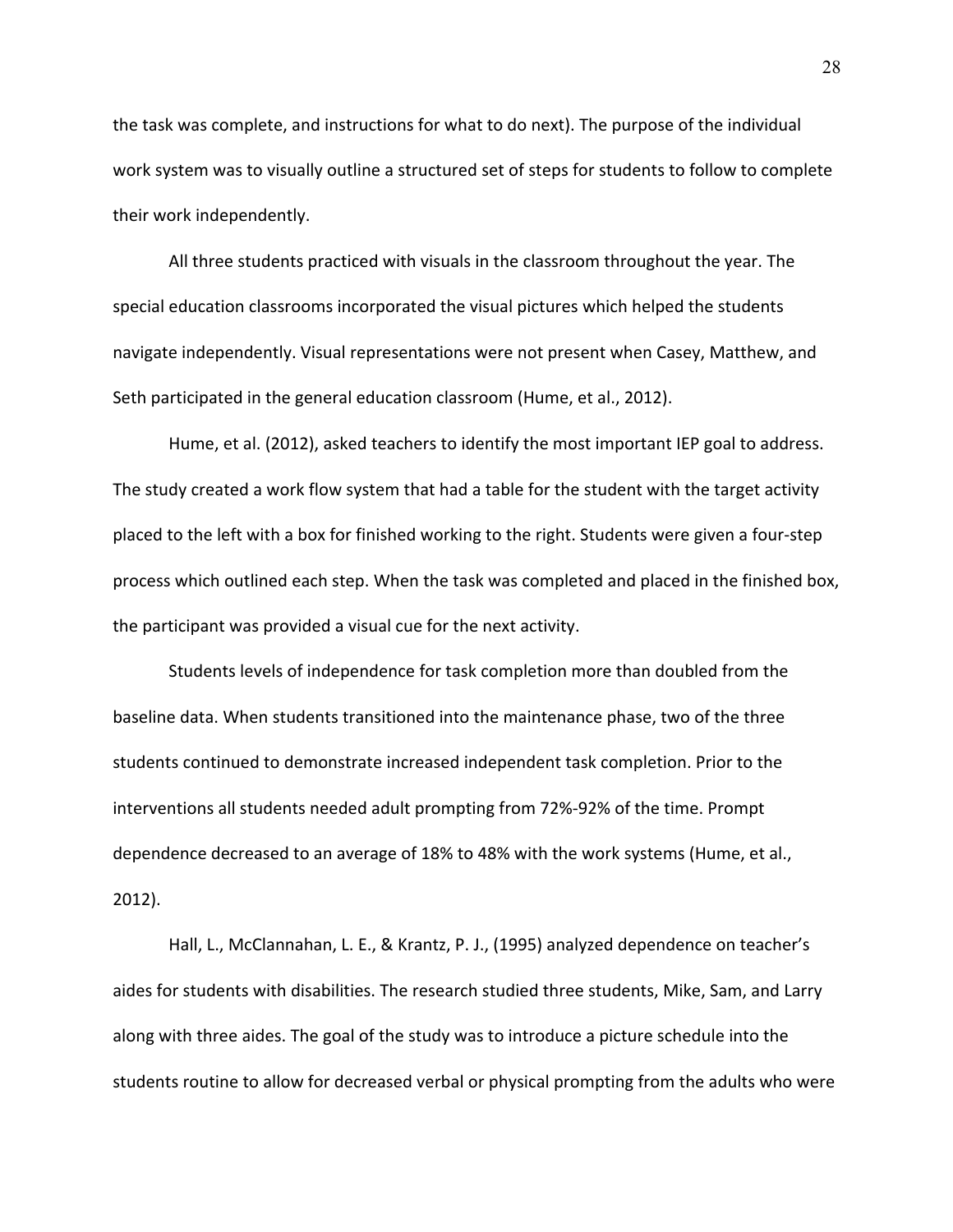the task was complete, and instructions for what to do next). The purpose of the individual work system was to visually outline a structured set of steps for students to follow to complete their work independently.

All three students practiced with visuals in the classroom throughout the year. The special education classrooms incorporated the visual pictures which helped the students navigate independently. Visual representations were not present when Casey, Matthew, and Seth participated in the general education classroom (Hume, et al., 2012).

Hume, et al. (2012), asked teachers to identify the most important IEP goal to address. The study created a work flow system that had a table for the student with the target activity placed to the left with a box for finished working to the right. Students were given a four-step process which outlined each step. When the task was completed and placed in the finished box, the participant was provided a visual cue for the next activity.

Students levels of independence for task completion more than doubled from the baseline data. When students transitioned into the maintenance phase, two of the three students continued to demonstrate increased independent task completion. Prior to the interventions all students needed adult prompting from 72%-92% of the time. Prompt dependence decreased to an average of 18% to 48% with the work systems (Hume, et al., 2012).

Hall, L., McClannahan, L. E., & Krantz, P. J., (1995) analyzed dependence on teacher's aides for students with disabilities. The research studied three students, Mike, Sam, and Larry along with three aides. The goal of the study was to introduce a picture schedule into the students routine to allow for decreased verbal or physical prompting from the adults who were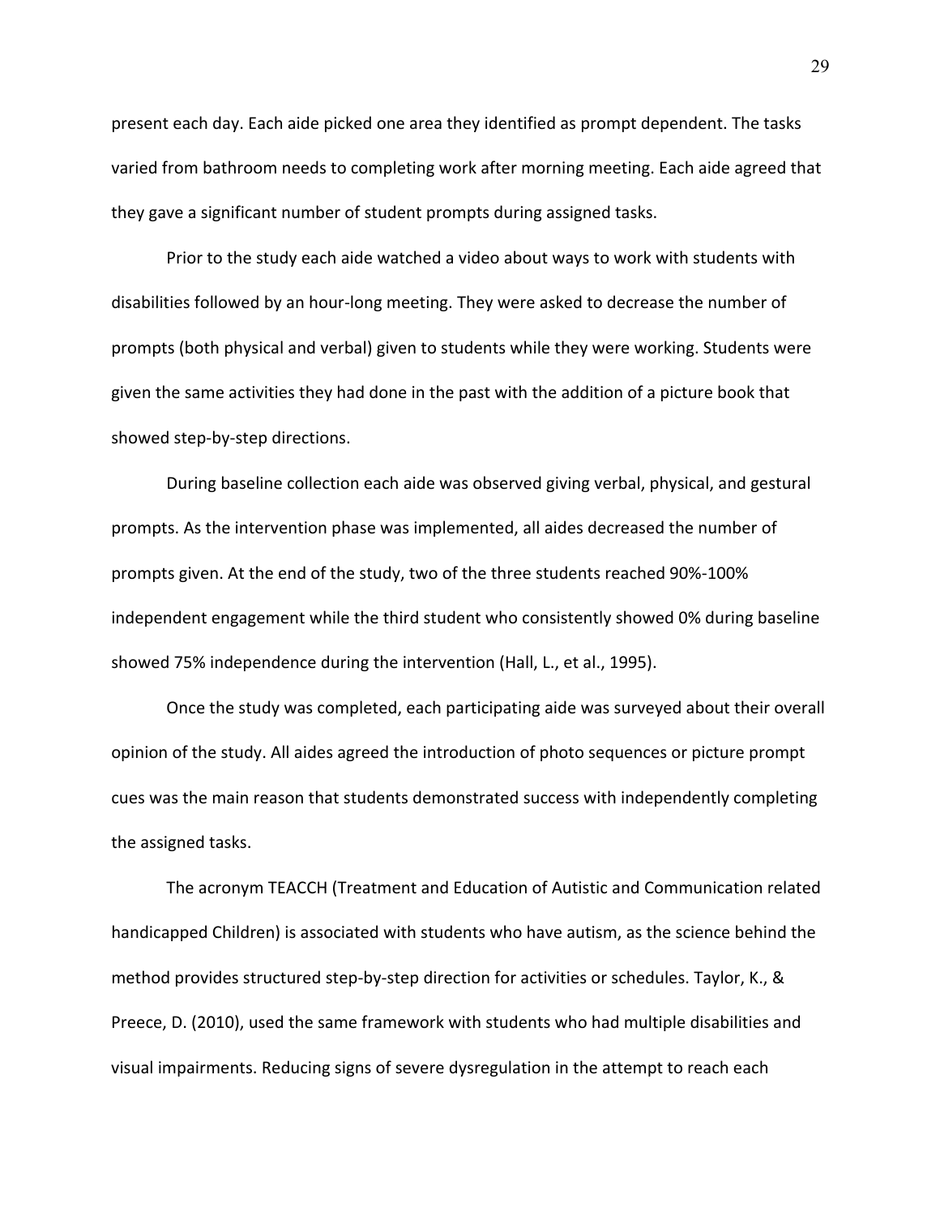present each day. Each aide picked one area they identified as prompt dependent. The tasks varied from bathroom needs to completing work after morning meeting. Each aide agreed that they gave a significant number of student prompts during assigned tasks.

Prior to the study each aide watched a video about ways to work with students with disabilities followed by an hour-long meeting. They were asked to decrease the number of prompts (both physical and verbal) given to students while they were working. Students were given the same activities they had done in the past with the addition of a picture book that showed step-by-step directions.

During baseline collection each aide was observed giving verbal, physical, and gestural prompts. As the intervention phase was implemented, all aides decreased the number of prompts given. At the end of the study, two of the three students reached 90%-100% independent engagement while the third student who consistently showed 0% during baseline showed 75% independence during the intervention (Hall, L., et al., 1995).

Once the study was completed, each participating aide was surveyed about their overall opinion of the study. All aides agreed the introduction of photo sequences or picture prompt cues was the main reason that students demonstrated success with independently completing the assigned tasks.

The acronym TEACCH (Treatment and Education of Autistic and Communication related handicapped Children) is associated with students who have autism, as the science behind the method provides structured step-by-step direction for activities or schedules. Taylor, K., & Preece, D. (2010), used the same framework with students who had multiple disabilities and visual impairments. Reducing signs of severe dysregulation in the attempt to reach each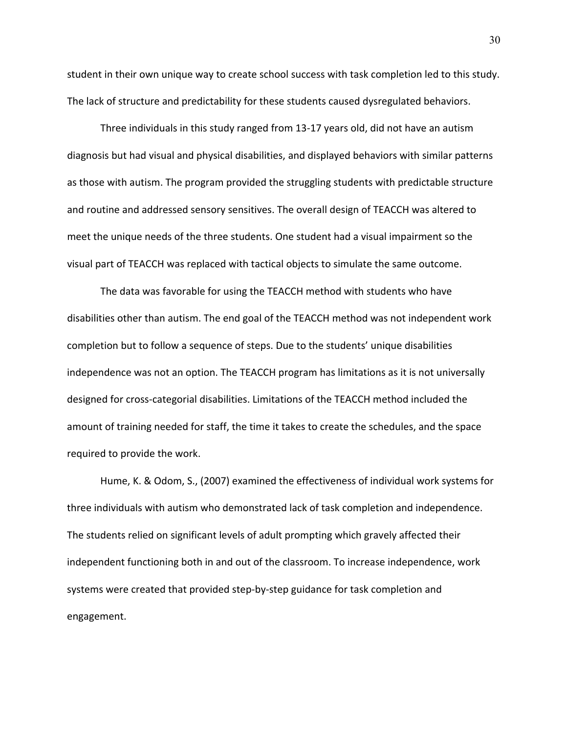student in their own unique way to create school success with task completion led to this study. The lack of structure and predictability for these students caused dysregulated behaviors.

Three individuals in this study ranged from 13-17 years old, did not have an autism diagnosis but had visual and physical disabilities, and displayed behaviors with similar patterns as those with autism. The program provided the struggling students with predictable structure and routine and addressed sensory sensitives. The overall design of TEACCH was altered to meet the unique needs of the three students. One student had a visual impairment so the visual part of TEACCH was replaced with tactical objects to simulate the same outcome.

The data was favorable for using the TEACCH method with students who have disabilities other than autism. The end goal of the TEACCH method was not independent work completion but to follow a sequence of steps. Due to the students' unique disabilities independence was not an option. The TEACCH program has limitations as it is not universally designed for cross-categorial disabilities. Limitations of the TEACCH method included the amount of training needed for staff, the time it takes to create the schedules, and the space required to provide the work.

Hume, K. & Odom, S., (2007) examined the effectiveness of individual work systems for three individuals with autism who demonstrated lack of task completion and independence. The students relied on significant levels of adult prompting which gravely affected their independent functioning both in and out of the classroom. To increase independence, work systems were created that provided step-by-step guidance for task completion and engagement.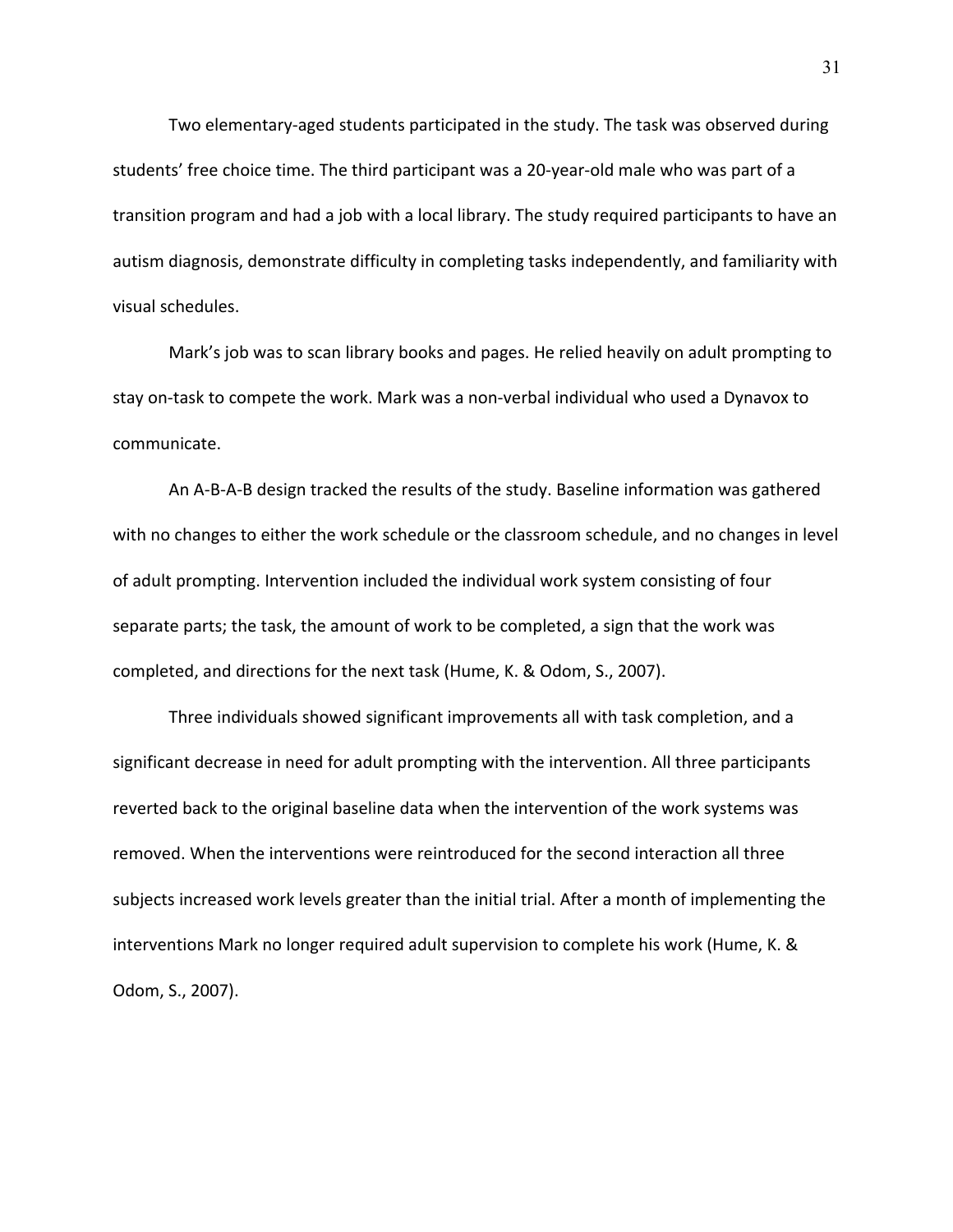Two elementary-aged students participated in the study. The task was observed during students' free choice time. The third participant was a 20-year-old male who was part of a transition program and had a job with a local library. The study required participants to have an autism diagnosis, demonstrate difficulty in completing tasks independently, and familiarity with visual schedules.

Mark's job was to scan library books and pages. He relied heavily on adult prompting to stay on-task to compete the work. Mark was a non-verbal individual who used a Dynavox to communicate.

An A-B-A-B design tracked the results of the study. Baseline information was gathered with no changes to either the work schedule or the classroom schedule, and no changes in level of adult prompting. Intervention included the individual work system consisting of four separate parts; the task, the amount of work to be completed, a sign that the work was completed, and directions for the next task (Hume, K. & Odom, S., 2007).

Three individuals showed significant improvements all with task completion, and a significant decrease in need for adult prompting with the intervention. All three participants reverted back to the original baseline data when the intervention of the work systems was removed. When the interventions were reintroduced for the second interaction all three subjects increased work levels greater than the initial trial. After a month of implementing the interventions Mark no longer required adult supervision to complete his work (Hume, K. & Odom, S., 2007).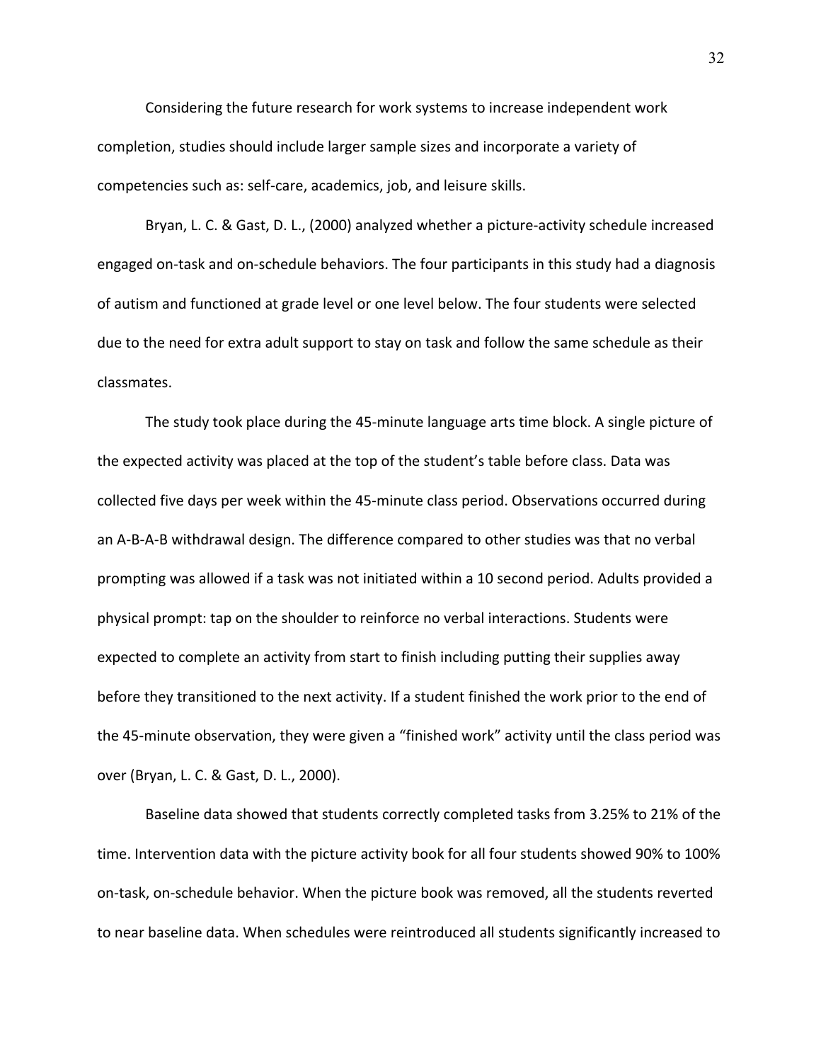Considering the future research for work systems to increase independent work completion, studies should include larger sample sizes and incorporate a variety of competencies such as: self-care, academics, job, and leisure skills.

Bryan, L. C. & Gast, D. L., (2000) analyzed whether a picture-activity schedule increased engaged on-task and on-schedule behaviors. The four participants in this study had a diagnosis of autism and functioned at grade level or one level below. The four students were selected due to the need for extra adult support to stay on task and follow the same schedule as their classmates.

The study took place during the 45-minute language arts time block. A single picture of the expected activity was placed at the top of the student's table before class. Data was collected five days per week within the 45-minute class period. Observations occurred during an A-B-A-B withdrawal design. The difference compared to other studies was that no verbal prompting was allowed if a task was not initiated within a 10 second period. Adults provided a physical prompt: tap on the shoulder to reinforce no verbal interactions. Students were expected to complete an activity from start to finish including putting their supplies away before they transitioned to the next activity. If a student finished the work prior to the end of the 45-minute observation, they were given a "finished work" activity until the class period was over (Bryan, L. C. & Gast, D. L., 2000).

Baseline data showed that students correctly completed tasks from 3.25% to 21% of the time. Intervention data with the picture activity book for all four students showed 90% to 100% on-task, on-schedule behavior. When the picture book was removed, all the students reverted to near baseline data. When schedules were reintroduced all students significantly increased to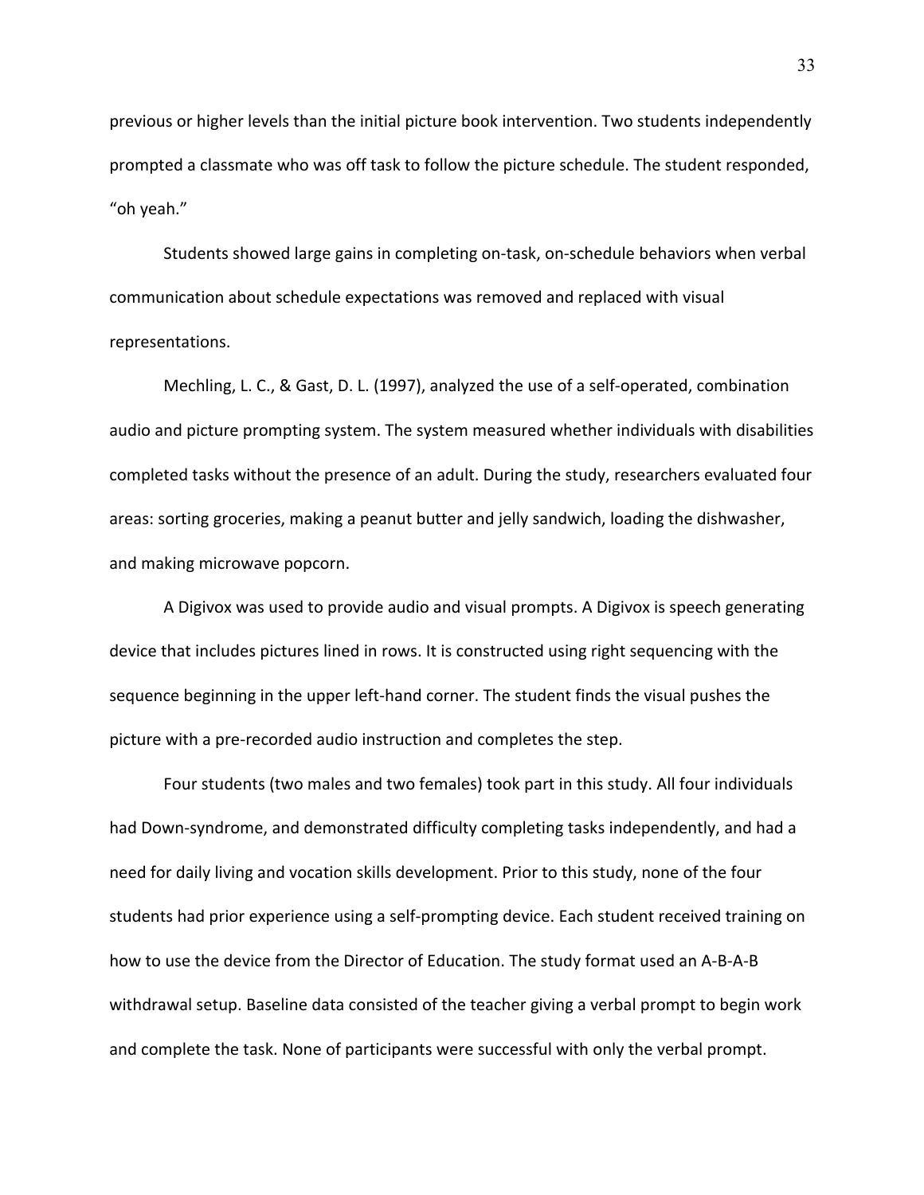previous or higher levels than the initial picture book intervention. Two students independently prompted a classmate who was off task to follow the picture schedule. The student responded, "oh yeah."

Students showed large gains in completing on-task, on-schedule behaviors when verbal communication about schedule expectations was removed and replaced with visual representations.

Mechling, L. C., & Gast, D. L. (1997), analyzed the use of a self-operated, combination audio and picture prompting system. The system measured whether individuals with disabilities completed tasks without the presence of an adult. During the study, researchers evaluated four areas: sorting groceries, making a peanut butter and jelly sandwich, loading the dishwasher, and making microwave popcorn.

A Digivox was used to provide audio and visual prompts. A Digivox is speech generating device that includes pictures lined in rows. It is constructed using right sequencing with the sequence beginning in the upper left-hand corner. The student finds the visual pushes the picture with a pre-recorded audio instruction and completes the step.

Four students (two males and two females) took part in this study. All four individuals had Down-syndrome, and demonstrated difficulty completing tasks independently, and had a need for daily living and vocation skills development. Prior to this study, none of the four students had prior experience using a self-prompting device. Each student received training on how to use the device from the Director of Education. The study format used an A-B-A-B withdrawal setup. Baseline data consisted of the teacher giving a verbal prompt to begin work and complete the task. None of participants were successful with only the verbal prompt.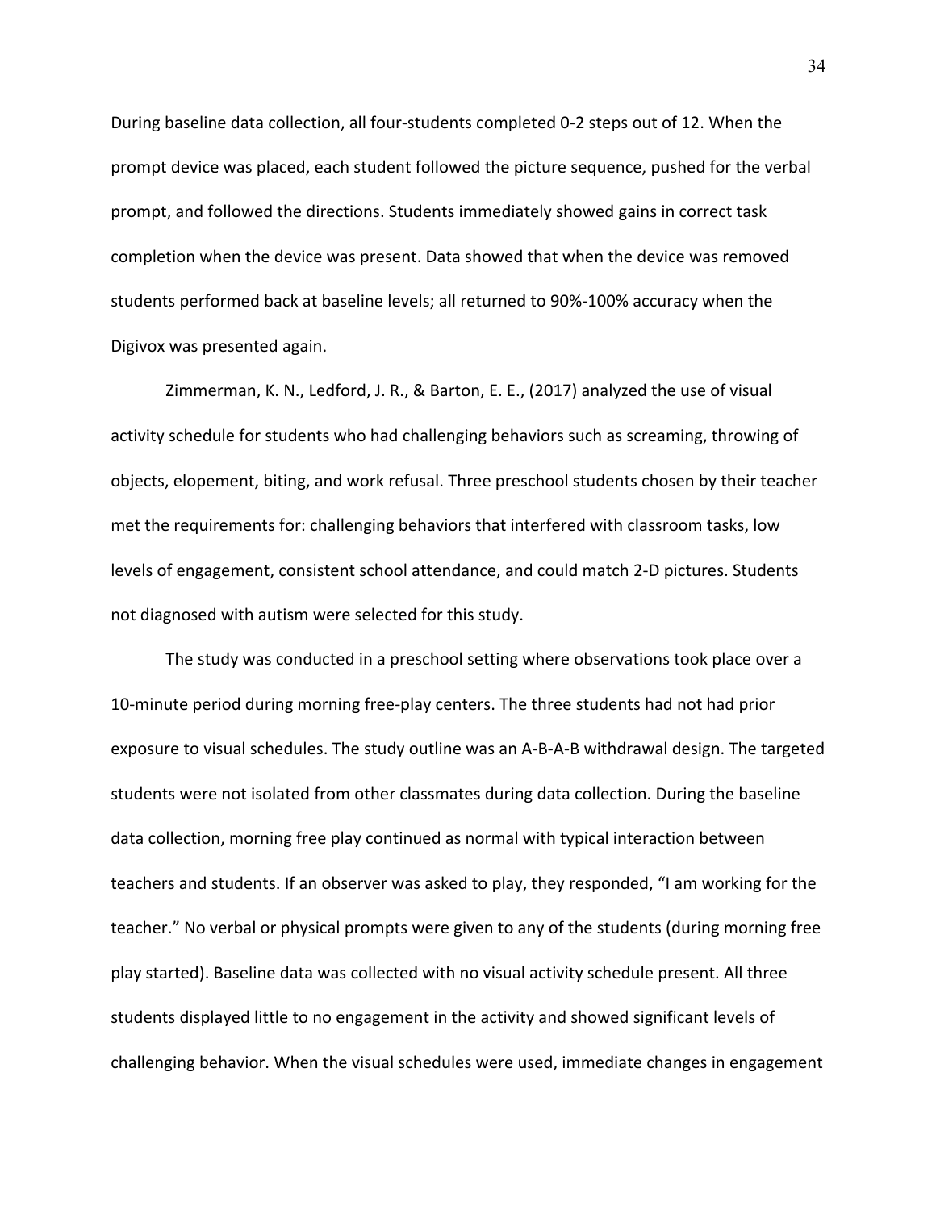During baseline data collection, all four-students completed 0-2 steps out of 12. When the prompt device was placed, each student followed the picture sequence, pushed for the verbal prompt, and followed the directions. Students immediately showed gains in correct task completion when the device was present. Data showed that when the device was removed students performed back at baseline levels; all returned to 90%-100% accuracy when the Digivox was presented again.

Zimmerman, K. N., Ledford, J. R., & Barton, E. E., (2017) analyzed the use of visual activity schedule for students who had challenging behaviors such as screaming, throwing of objects, elopement, biting, and work refusal. Three preschool students chosen by their teacher met the requirements for: challenging behaviors that interfered with classroom tasks, low levels of engagement, consistent school attendance, and could match 2-D pictures. Students not diagnosed with autism were selected for this study.

The study was conducted in a preschool setting where observations took place over a 10-minute period during morning free-play centers. The three students had not had prior exposure to visual schedules. The study outline was an A-B-A-B withdrawal design. The targeted students were not isolated from other classmates during data collection. During the baseline data collection, morning free play continued as normal with typical interaction between teachers and students. If an observer was asked to play, they responded, "I am working for the teacher." No verbal or physical prompts were given to any of the students (during morning free play started). Baseline data was collected with no visual activity schedule present. All three students displayed little to no engagement in the activity and showed significant levels of challenging behavior. When the visual schedules were used, immediate changes in engagement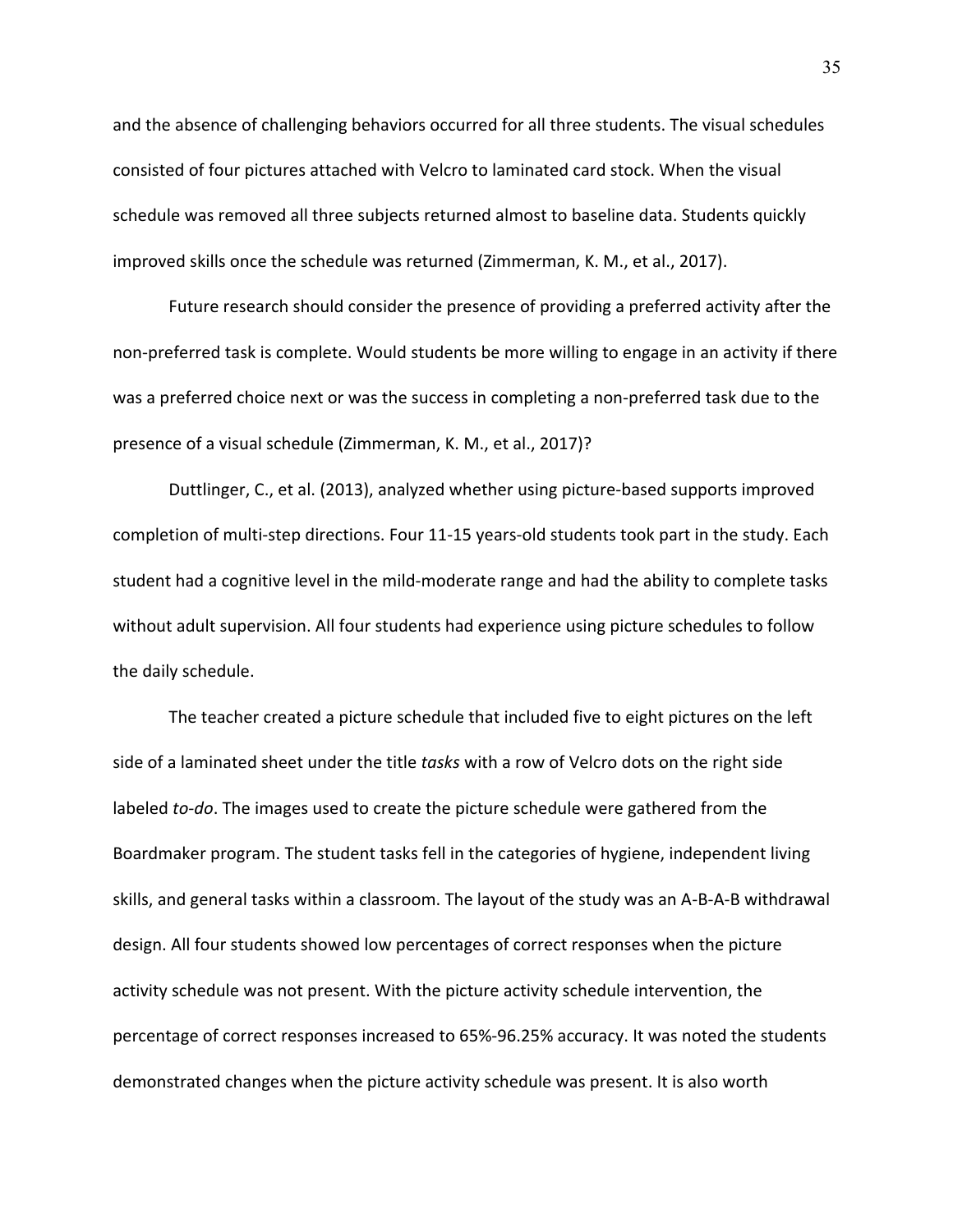and the absence of challenging behaviors occurred for all three students. The visual schedules consisted of four pictures attached with Velcro to laminated card stock. When the visual schedule was removed all three subjects returned almost to baseline data. Students quickly improved skills once the schedule was returned (Zimmerman, K. M., et al., 2017).

Future research should consider the presence of providing a preferred activity after the non-preferred task is complete. Would students be more willing to engage in an activity if there was a preferred choice next or was the success in completing a non-preferred task due to the presence of a visual schedule (Zimmerman, K. M., et al., 2017)?

Duttlinger, C., et al. (2013), analyzed whether using picture-based supports improved completion of multi-step directions. Four 11-15 years-old students took part in the study. Each student had a cognitive level in the mild-moderate range and had the ability to complete tasks without adult supervision. All four students had experience using picture schedules to follow the daily schedule.

The teacher created a picture schedule that included five to eight pictures on the left side of a laminated sheet under the title *tasks* with a row of Velcro dots on the right side labeled *to-do*. The images used to create the picture schedule were gathered from the Boardmaker program. The student tasks fell in the categories of hygiene, independent living skills, and general tasks within a classroom. The layout of the study was an A-B-A-B withdrawal design. All four students showed low percentages of correct responses when the picture activity schedule was not present. With the picture activity schedule intervention, the percentage of correct responses increased to 65%-96.25% accuracy. It was noted the students demonstrated changes when the picture activity schedule was present. It is also worth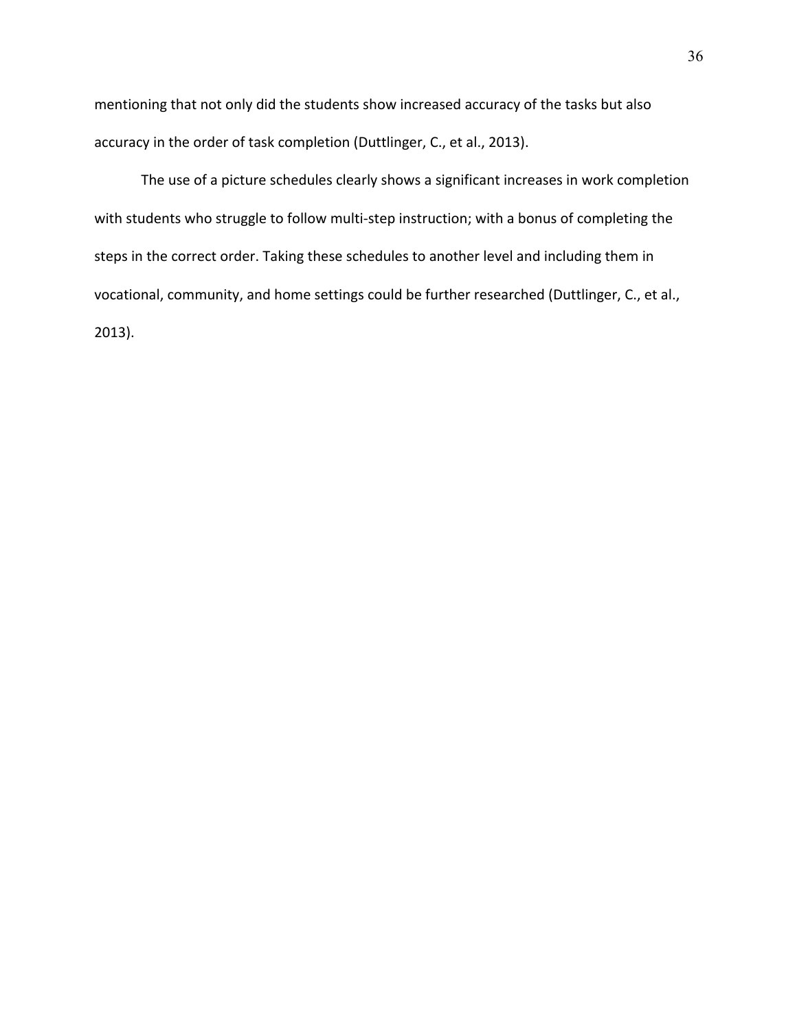mentioning that not only did the students show increased accuracy of the tasks but also accuracy in the order of task completion (Duttlinger, C., et al., 2013).

The use of a picture schedules clearly shows a significant increases in work completion with students who struggle to follow multi-step instruction; with a bonus of completing the steps in the correct order. Taking these schedules to another level and including them in vocational, community, and home settings could be further researched (Duttlinger, C., et al., 2013).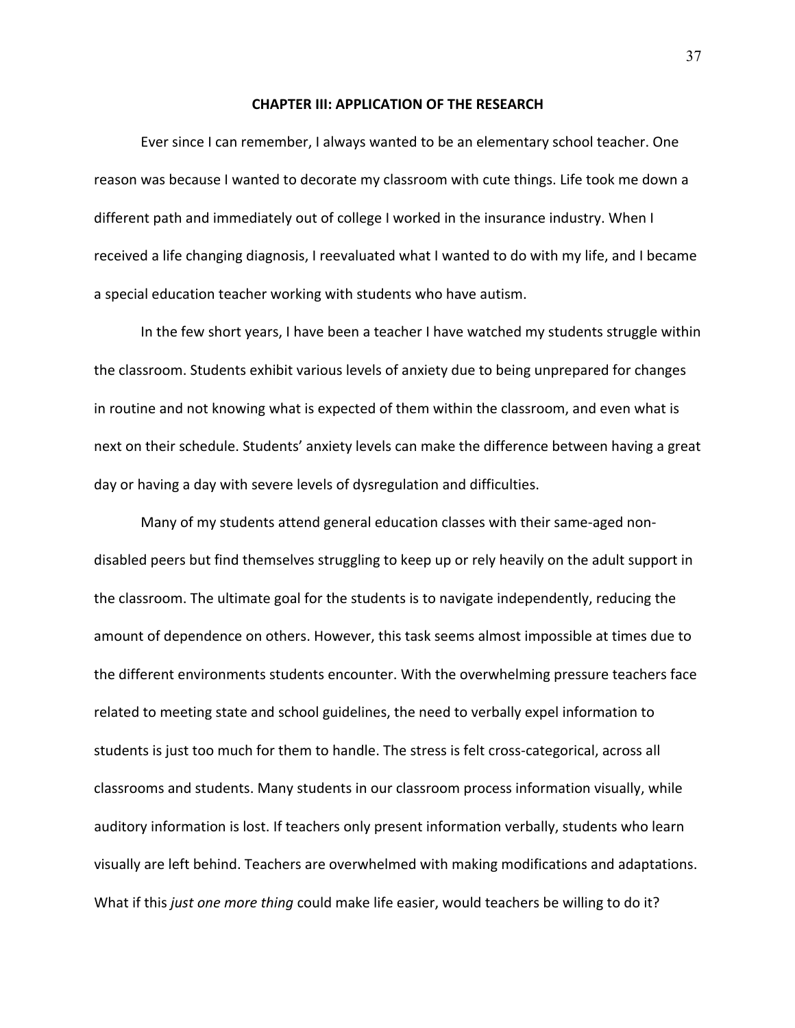# CHAPTER III: APPLICATION OF THE RESEARCH

Ever since I can remember, I always wanted to be an elementary school teacher. One reason was because I wanted to decorate my classroom with cute things. Life took me down a different path and immediately out of college I worked in the insurance industry. When I received a life changing diagnosis, I reevaluated what I wanted to do with my life, and I became a special education teacher working with students who have autism.

In the few short years, I have been a teacher I have watched my students struggle within the classroom. Students exhibit various levels of anxiety due to being unprepared for changes in routine and not knowing what is expected of them within the classroom, and even what is next on their schedule. Students' anxiety levels can make the difference between having a great day or having a day with severe levels of dysregulation and difficulties.

Many of my students attend general education classes with their same-aged non-disabled peers but find themselves struggling to keep up or rely heavily on the adult support in the classroom. The ultimate goal for the students is to navigate independently, reducing the amount of dependence on others. However, this task seems almost impossible at times due to the different environments students encounter. With the overwhelming pressure teachers face related to meeting state and school guidelines, the need to verbally expel information to students is just too much for them to handle. The stress is felt cross-categorical, across all classrooms and students. Many students in our classroom process information visually, while auditory information is lost. If teachers only present information verbally, students who learn visually are left behind. Teachers are overwhelmed with making modifications and adaptations. What if this *just one more thing* could make life easier, would teachers be willing to do it?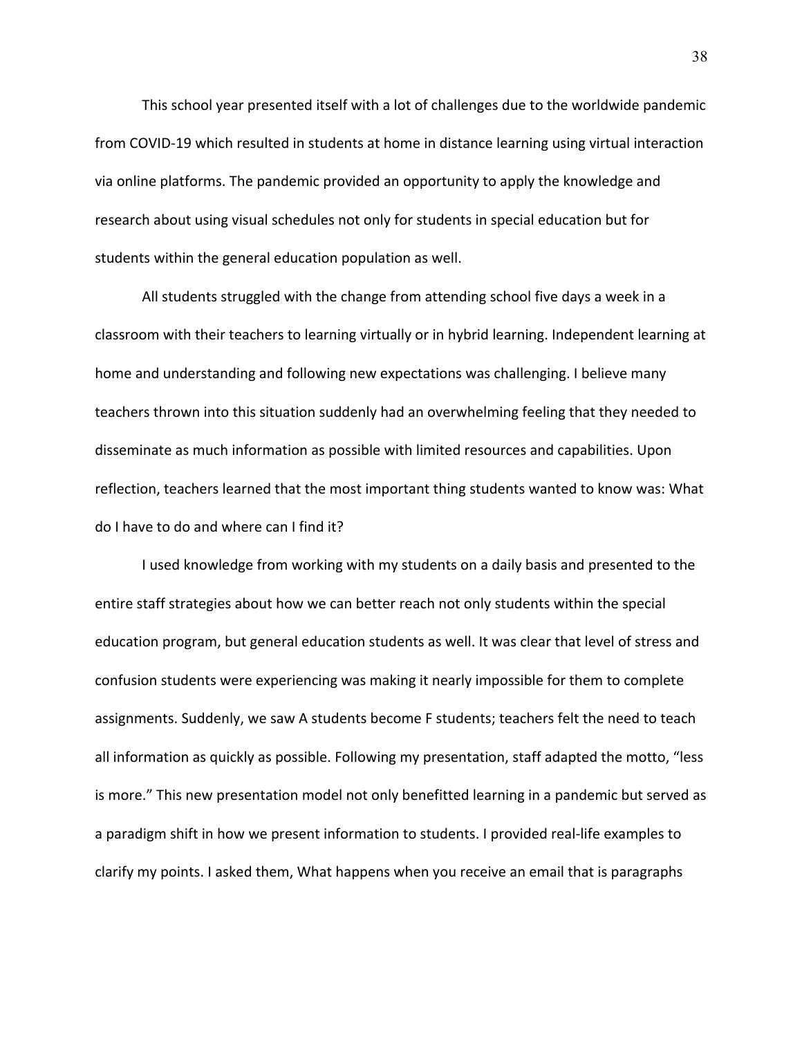This school year presented itself with a lot of challenges due to the worldwide pandemic from COVID-19 which resulted in students at home in distance learning using virtual interaction via online platforms. The pandemic provided an opportunity to apply the knowledge and research about using visual schedules not only for students in special education but for students within the general education population as well.

All students struggled with the change from attending school five days a week in a classroom with their teachers to learning virtually or in hybrid learning. Independent learning at home and understanding and following new expectations was challenging. I believe many teachers thrown into this situation suddenly had an overwhelming feeling that they needed to disseminate as much information as possible with limited resources and capabilities. Upon reflection, teachers learned that the most important thing students wanted to know was: What do I have to do and where can I find it?

I used knowledge from working with my students on a daily basis and presented to the entire staff strategies about how we can better reach not only students within the special education program, but general education students as well. It was clear that level of stress and confusion students were experiencing was making it nearly impossible for them to complete assignments. Suddenly, we saw A students become F students; teachers felt the need to teach all information as quickly as possible. Following my presentation, staff adapted the motto, "less is more." This new presentation model not only benefitted learning in a pandemic but served as a paradigm shift in how we present information to students. I provided real-life examples to clarify my points. I asked them, What happens when you receive an email that is paragraphs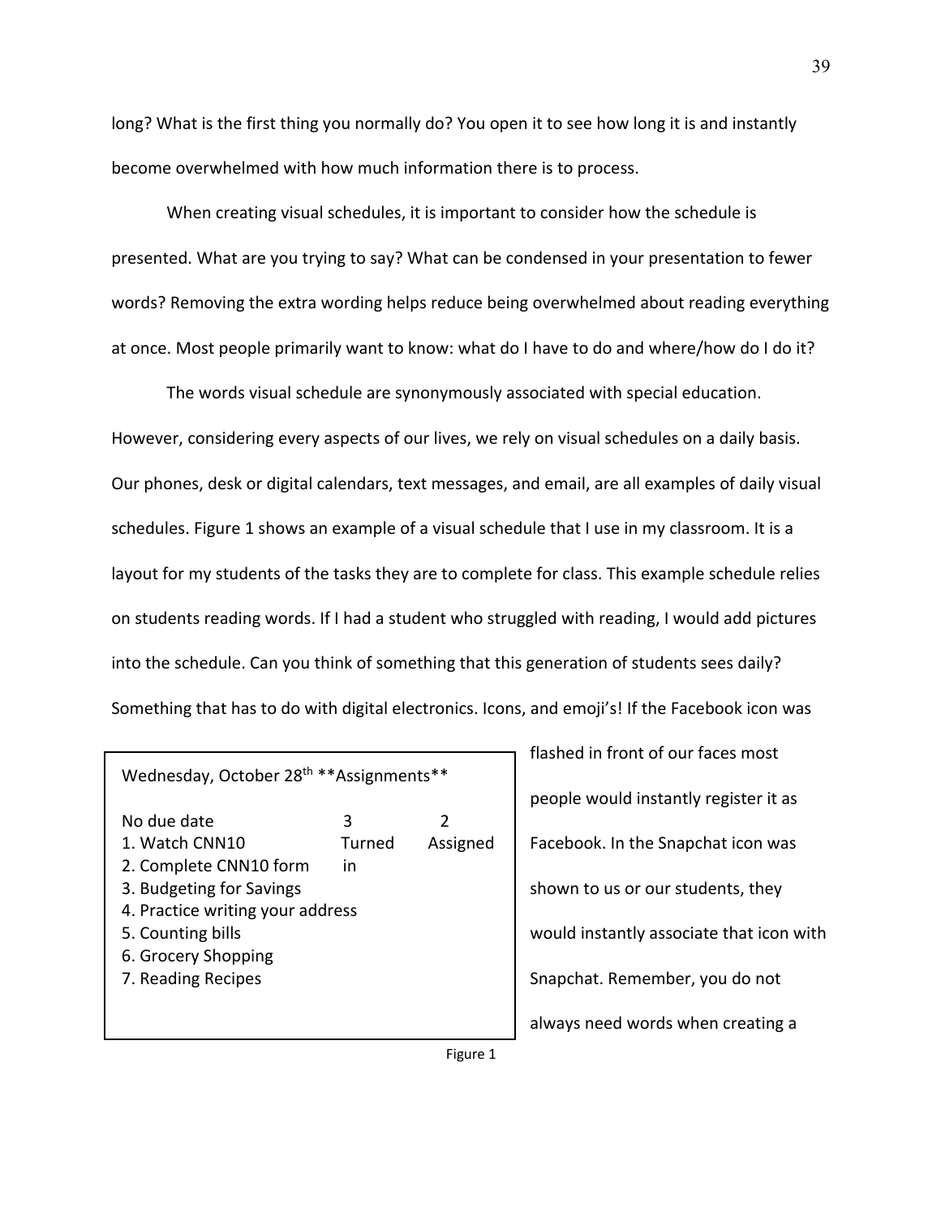long? What is the first thing you normally do? You open it to see how long it is and instantly become overwhelmed with how much information there is to process.

When creating visual schedules, it is important to consider how the schedule is presented. What are you trying to say? What can be condensed in your presentation to fewer words? Removing the extra wording helps reduce being overwhelmed about reading everything at once. Most people primarily want to know: what do I have to do and where/how do I do it?

The words visual schedule are synonymously associated with special education. However, considering every aspects of our lives, we rely on visual schedules on a daily basis. Our phones, desk or digital calendars, text messages, and email, are all examples of daily visual schedules. Figure 1 shows an example of a visual schedule that I use in my classroom. It is a layout for my students of the tasks they are to complete for class. This example schedule relies on students reading words. If I had a student who struggled with reading, I would add pictures into the schedule. Can you think of something that this generation of students sees daily? Something that has to do with digital electronics. Icons, and emoji's! If the Facebook icon was flashed in front of our faces most people would instantly register it as Facebook. In the Snapchat icon was shown to us or our students, they would instantly associate that icon with Snapchat. Remember, you do not always need words when creating a

| Wednesday, October 28th **Assignments** | | |
|---|---|---|
| No due date | 3 | 2 |
| 1. Watch CNN10 | Turned in | Assigned |
| 2. Complete CNN10 form | | |
| 3. Budgeting for Savings | | |
| 4. Practice writing your address | | |
| 5. Counting bills | | |
| 6. Grocery Shopping | | |
| 7. Reading Recipes | | |

Figure 1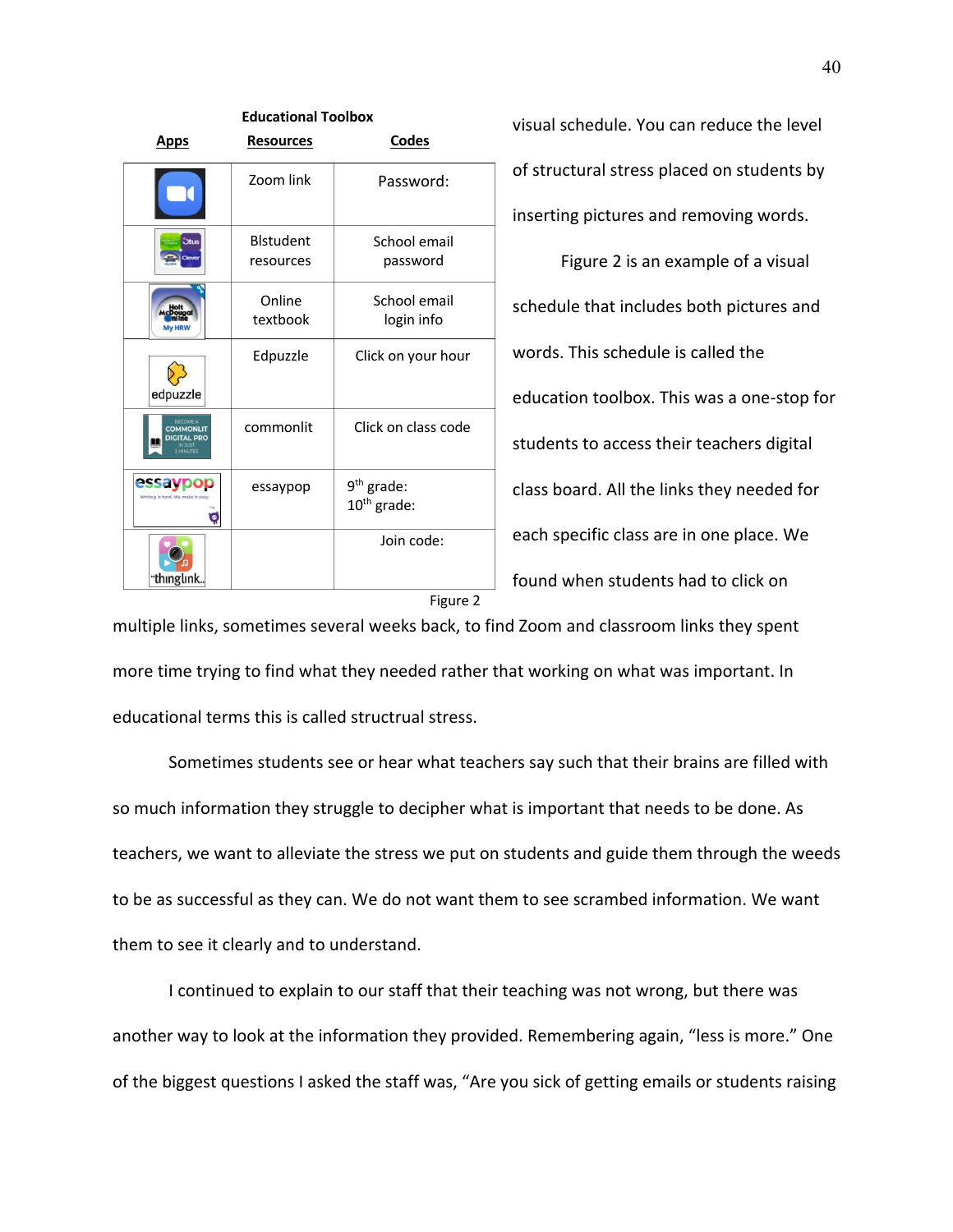**Educational Toolbox**

| Apps | Resources | Codes |
|---|---|---|
| | Zoom link | Password: |
| | Blstudent resources | School email password |
| | Online textbook | School email login info |
| edpuzzle | Edpuzzle | Click on your hour |
| | commonlit | Click on class code |
| essaypop | essaypop | 9th grade: 10th grade: |
| thinglink | | Join code: |

Figure 2

visual schedule. You can reduce the level of structural stress placed on students by inserting pictures and removing words.

Figure 2 is an example of a visual schedule that includes both pictures and words. This schedule is called the education toolbox. This was a one-stop for students to access their teachers digital class board. All the links they needed for each specific class are in one place. We found when students had to click on multiple links, sometimes several weeks back, to find Zoom and classroom links they spent more time trying to find what they needed rather that working on what was important. In educational terms this is called structrual stress.

Sometimes students see or hear what teachers say such that their brains are filled with so much information they struggle to decipher what is important that needs to be done. As teachers, we want to alleviate the stress we put on students and guide them through the weeds to be as successful as they can. We do not want them to see scrambled information. We want them to see it clearly and to understand.

I continued to explain to our staff that their teaching was not wrong, but there was another way to look at the information they provided. Remembering again, “less is more.” One of the biggest questions I asked the staff was, “Are you sick of getting emails or students raising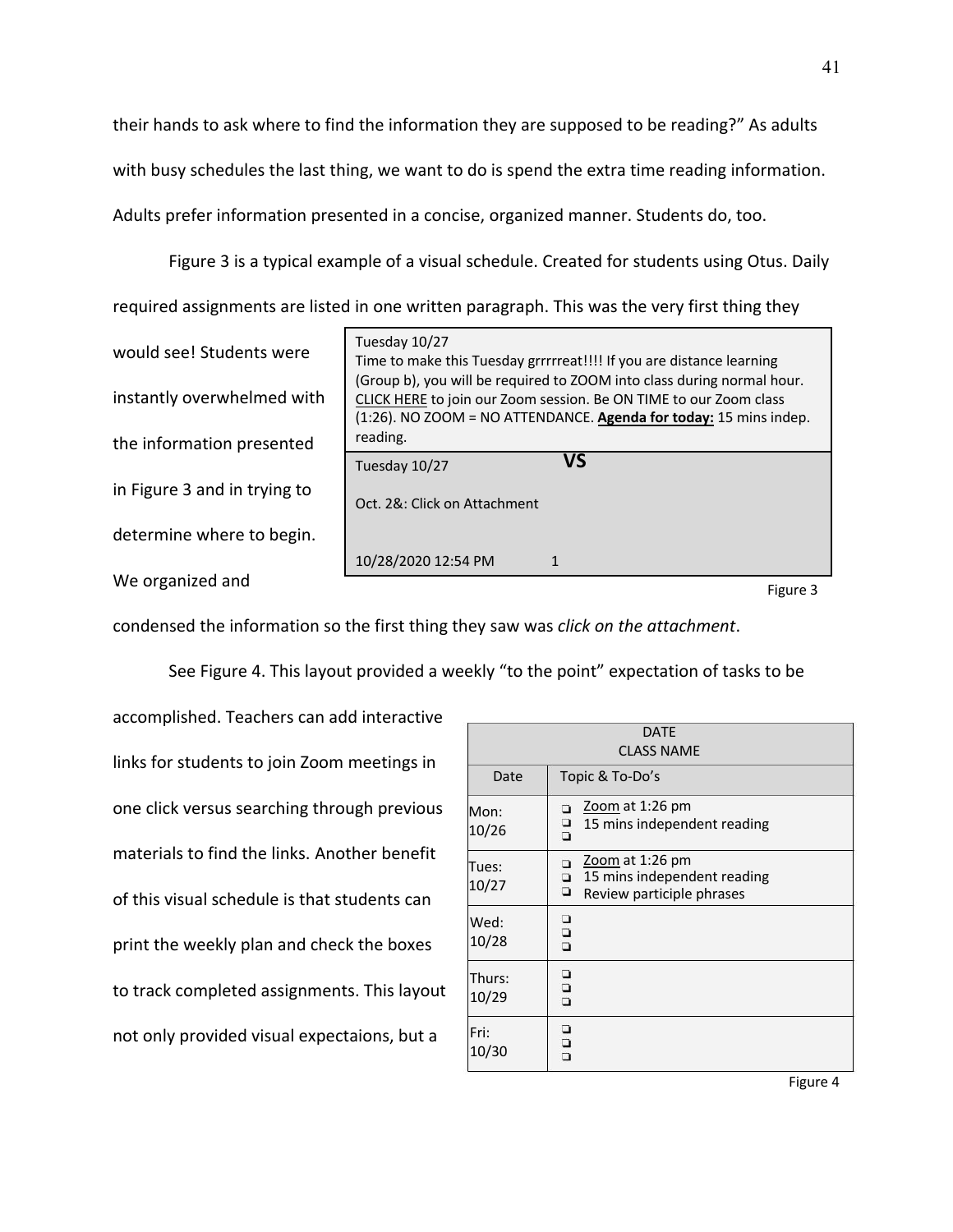their hands to ask where to find the information they are supposed to be reading?" As adults with busy schedules the last thing, we want to do is spend the extra time reading information. Adults prefer information presented in a concise, organized manner. Students do, too.

Figure 3 is a typical example of a visual schedule. Created for students using Otus. Daily required assignments are listed in one written paragraph. This was the very first thing they would see! Students were instantly overwhelmed with the information presented in Figure 3 and in trying to determine where to begin. We organized and condensed the information so the first thing they saw was *click on the attachment*.

| Tuesday 10/27<br>Time to make this Tuesday grrrrreat!!!! If you are distance learning (Group b), you will be required to ZOOM into class during normal hour. CLICK HERE to join our Zoom session. Be ON TIME to our Zoom class (1:26). NO ZOOM = NO ATTENDANCE. **Agenda for today:** 15 mins indep. reading. |
|---|
| Tuesday 10/27 **VS**<br><br>Oct. 2&: Click on Attachment<br><br>10/28/2020 12:54 PM 1 |

Figure 3

See Figure 4. This layout provided a weekly "to the point" expectation of tasks to be accomplished. Teachers can add interactive links for students to join Zoom meetings in one click versus searching through previous materials to find the links. Another benefit of this visual schedule is that students can print the weekly plan and check the boxes to track completed assignments. This layout not only provided visual expectaions, but a

| DATE<br>CLASS NAME | |
|---|---|
| Date | Topic & To-Do's |
| Mon:<br>10/26 | ❏ Zoom at 1:26 pm<br>❏ 15 mins independent reading<br>❏ |
| Tues:<br>10/27 | ❏ Zoom at 1:26 pm<br>❏ 15 mins independent reading<br>❏ Review participle phrases |
| Wed:<br>10/28 | ❏<br>❏<br>❏ |
| Thurs:<br>10/29 | ❏<br>❏<br>❏ |
| Fri:<br>10/30 | ❏<br>❏<br>❏ |

Figure 4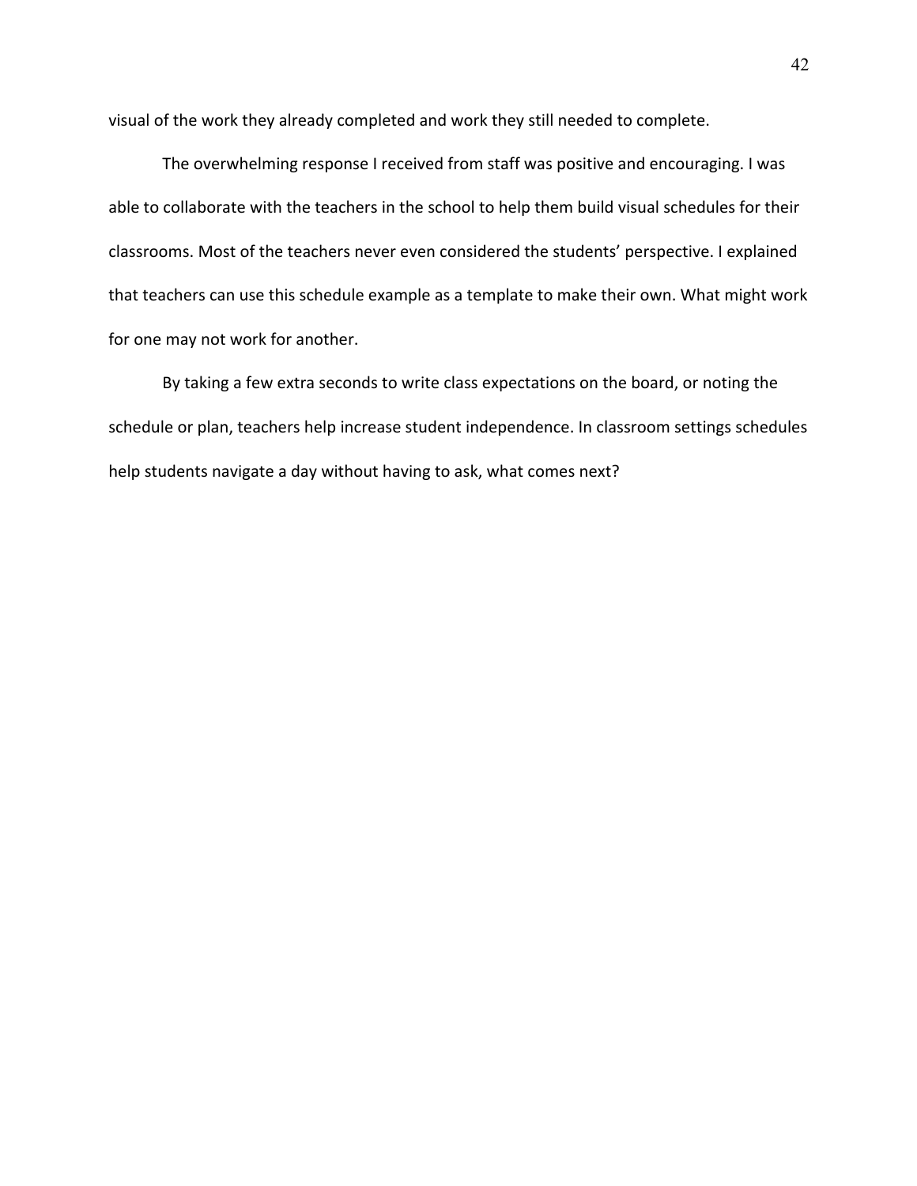visual of the work they already completed and work they still needed to complete.

The overwhelming response I received from staff was positive and encouraging. I was able to collaborate with the teachers in the school to help them build visual schedules for their classrooms. Most of the teachers never even considered the students' perspective. I explained that teachers can use this schedule example as a template to make their own. What might work for one may not work for another.

By taking a few extra seconds to write class expectations on the board, or noting the schedule or plan, teachers help increase student independence. In classroom settings schedules help students navigate a day without having to ask, what comes next?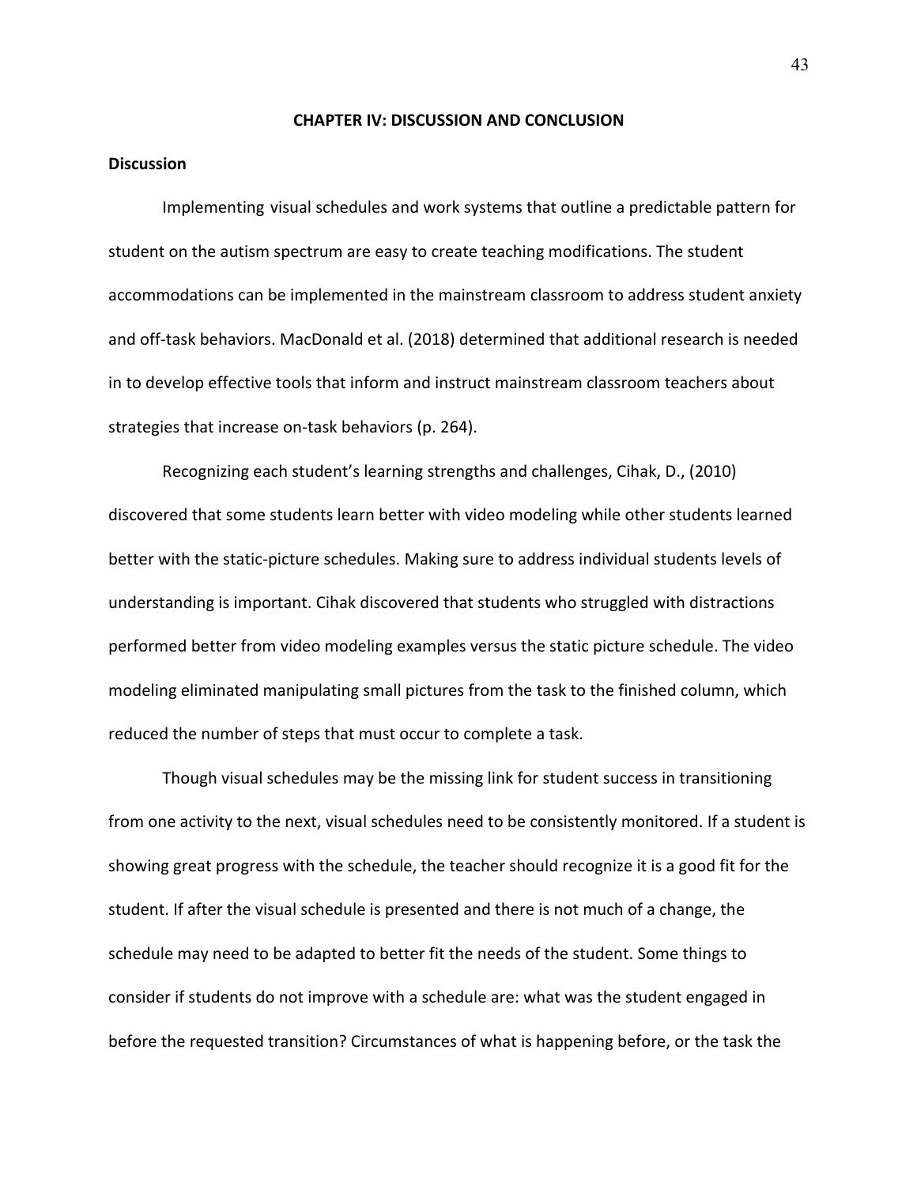# CHAPTER IV: DISCUSSION AND CONCLUSION

## Discussion

Implementing visual schedules and work systems that outline a predictable pattern for student on the autism spectrum are easy to create teaching modifications. The student accommodations can be implemented in the mainstream classroom to address student anxiety and off-task behaviors. MacDonald et al. (2018) determined that additional research is needed in to develop effective tools that inform and instruct mainstream classroom teachers about strategies that increase on-task behaviors (p. 264).

Recognizing each student's learning strengths and challenges, Cihak, D., (2010) discovered that some students learn better with video modeling while other students learned better with the static-picture schedules. Making sure to address individual students levels of understanding is important. Cihak discovered that students who struggled with distractions performed better from video modeling examples versus the static picture schedule. The video modeling eliminated manipulating small pictures from the task to the finished column, which reduced the number of steps that must occur to complete a task.

Though visual schedules may be the missing link for student success in transitioning from one activity to the next, visual schedules need to be consistently monitored. If a student is showing great progress with the schedule, the teacher should recognize it is a good fit for the student. If after the visual schedule is presented and there is not much of a change, the schedule may need to be adapted to better fit the needs of the student. Some things to consider if students do not improve with a schedule are: what was the student engaged in before the requested transition? Circumstances of what is happening before, or the task the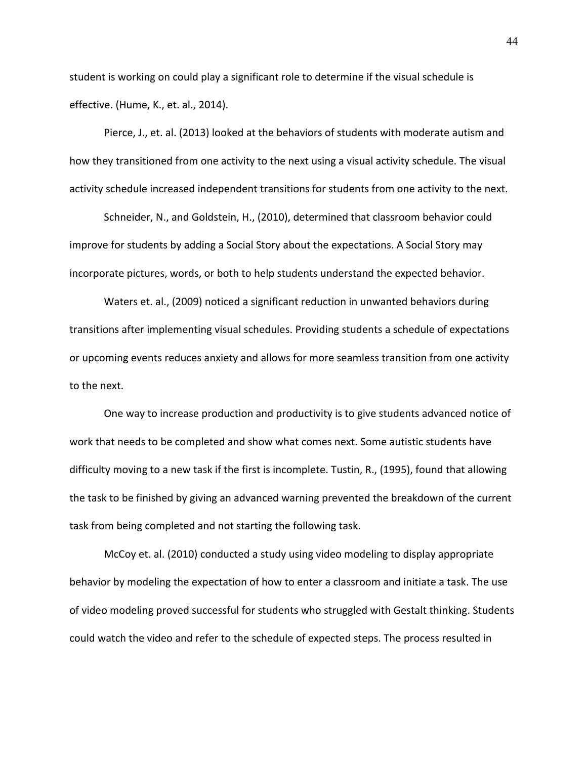student is working on could play a significant role to determine if the visual schedule is effective. (Hume, K., et. al., 2014).

Pierce, J., et. al. (2013) looked at the behaviors of students with moderate autism and how they transitioned from one activity to the next using a visual activity schedule. The visual activity schedule increased independent transitions for students from one activity to the next.

Schneider, N., and Goldstein, H., (2010), determined that classroom behavior could improve for students by adding a Social Story about the expectations. A Social Story may incorporate pictures, words, or both to help students understand the expected behavior.

Waters et. al., (2009) noticed a significant reduction in unwanted behaviors during transitions after implementing visual schedules. Providing students a schedule of expectations or upcoming events reduces anxiety and allows for more seamless transition from one activity to the next.

One way to increase production and productivity is to give students advanced notice of work that needs to be completed and show what comes next. Some autistic students have difficulty moving to a new task if the first is incomplete. Tustin, R., (1995), found that allowing the task to be finished by giving an advanced warning prevented the breakdown of the current task from being completed and not starting the following task.

McCoy et. al. (2010) conducted a study using video modeling to display appropriate behavior by modeling the expectation of how to enter a classroom and initiate a task. The use of video modeling proved successful for students who struggled with Gestalt thinking. Students could watch the video and refer to the schedule of expected steps. The process resulted in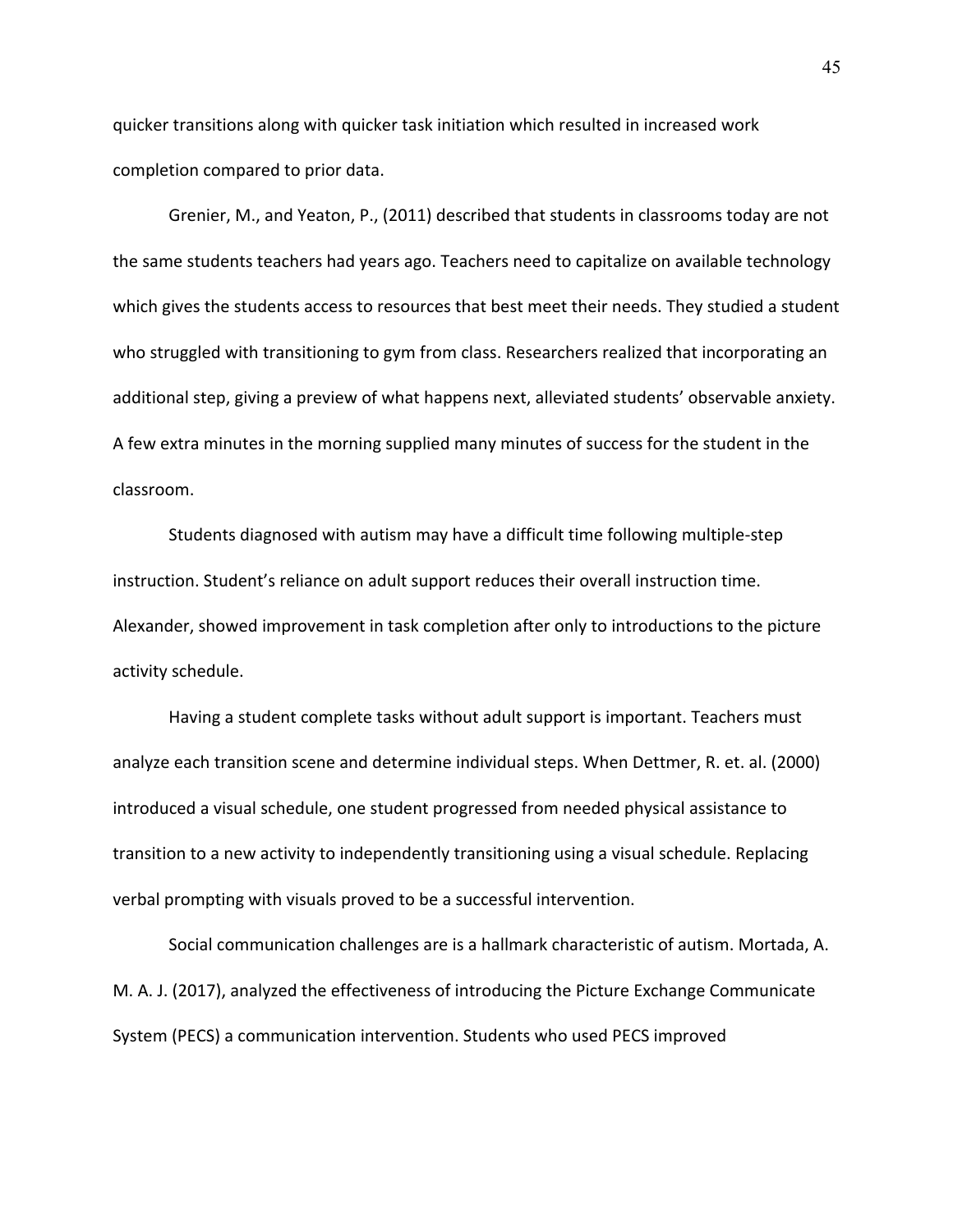quicker transitions along with quicker task initiation which resulted in increased work completion compared to prior data.

Grenier, M., and Yeaton, P., (2011) described that students in classrooms today are not the same students teachers had years ago. Teachers need to capitalize on available technology which gives the students access to resources that best meet their needs. They studied a student who struggled with transitioning to gym from class. Researchers realized that incorporating an additional step, giving a preview of what happens next, alleviated students' observable anxiety. A few extra minutes in the morning supplied many minutes of success for the student in the classroom.

Students diagnosed with autism may have a difficult time following multiple-step instruction. Student's reliance on adult support reduces their overall instruction time. Alexander, showed improvement in task completion after only to introductions to the picture activity schedule.

Having a student complete tasks without adult support is important. Teachers must analyze each transition scene and determine individual steps. When Dettmer, R. et. al. (2000) introduced a visual schedule, one student progressed from needed physical assistance to transition to a new activity to independently transitioning using a visual schedule. Replacing verbal prompting with visuals proved to be a successful intervention.

Social communication challenges are is a hallmark characteristic of autism. Mortada, A. M. A. J. (2017), analyzed the effectiveness of introducing the Picture Exchange Communicate System (PECS) a communication intervention. Students who used PECS improved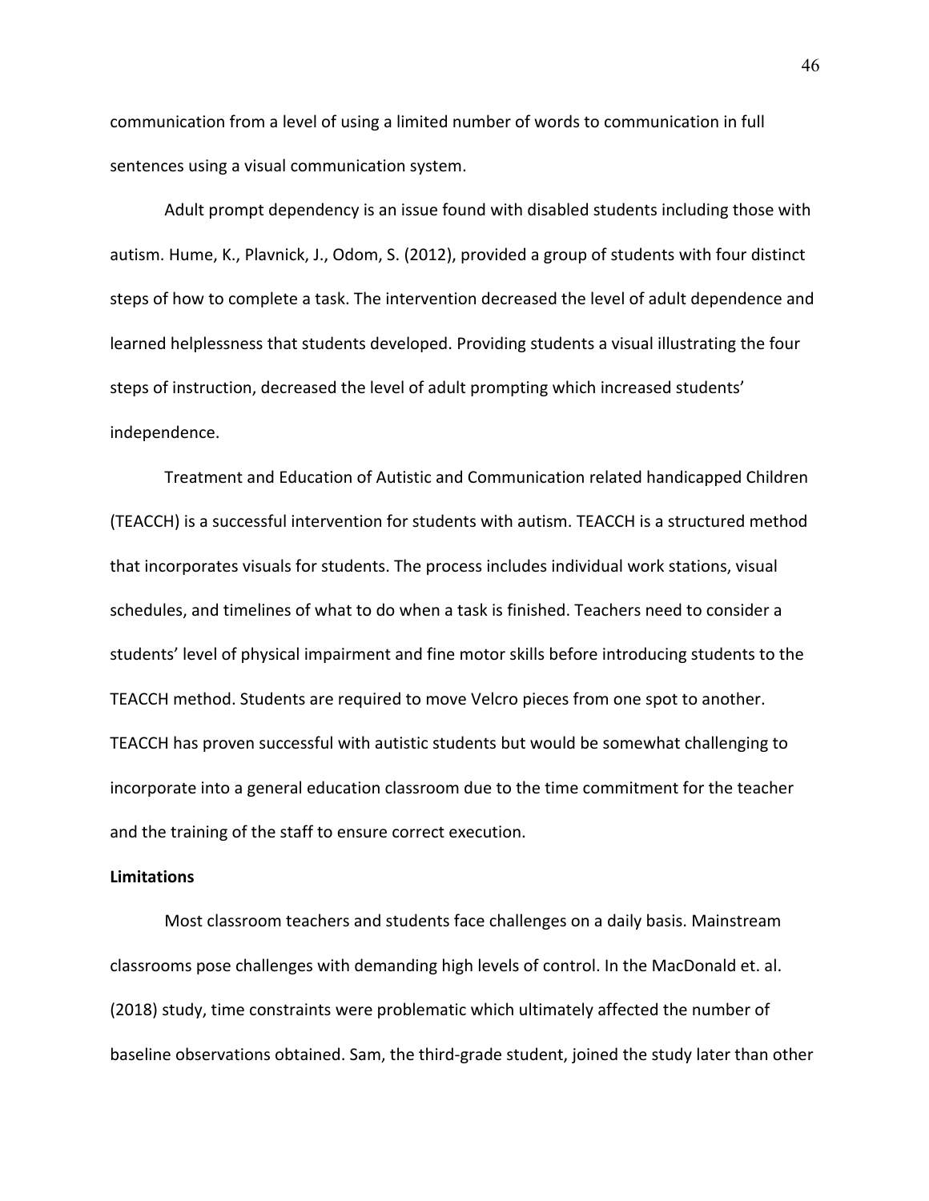communication from a level of using a limited number of words to communication in full sentences using a visual communication system.

Adult prompt dependency is an issue found with disabled students including those with autism. Hume, K., Plavnick, J., Odom, S. (2012), provided a group of students with four distinct steps of how to complete a task. The intervention decreased the level of adult dependence and learned helplessness that students developed. Providing students a visual illustrating the four steps of instruction, decreased the level of adult prompting which increased students' independence.

Treatment and Education of Autistic and Communication related handicapped Children (TEACCH) is a successful intervention for students with autism. TEACCH is a structured method that incorporates visuals for students. The process includes individual work stations, visual schedules, and timelines of what to do when a task is finished. Teachers need to consider a students' level of physical impairment and fine motor skills before introducing students to the TEACCH method. Students are required to move Velcro pieces from one spot to another. TEACCH has proven successful with autistic students but would be somewhat challenging to incorporate into a general education classroom due to the time commitment for the teacher and the training of the staff to ensure correct execution.

**Limitations**

Most classroom teachers and students face challenges on a daily basis. Mainstream classrooms pose challenges with demanding high levels of control. In the MacDonald et. al. (2018) study, time constraints were problematic which ultimately affected the number of baseline observations obtained. Sam, the third-grade student, joined the study later than other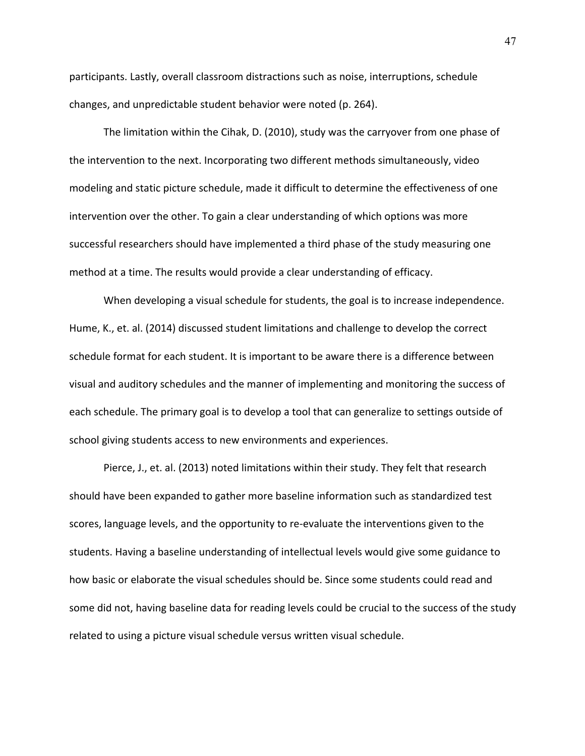participants. Lastly, overall classroom distractions such as noise, interruptions, schedule changes, and unpredictable student behavior were noted (p. 264).

The limitation within the Cihak, D. (2010), study was the carryover from one phase of the intervention to the next. Incorporating two different methods simultaneously, video modeling and static picture schedule, made it difficult to determine the effectiveness of one intervention over the other. To gain a clear understanding of which options was more successful researchers should have implemented a third phase of the study measuring one method at a time. The results would provide a clear understanding of efficacy.

When developing a visual schedule for students, the goal is to increase independence. Hume, K., et. al. (2014) discussed student limitations and challenge to develop the correct schedule format for each student. It is important to be aware there is a difference between visual and auditory schedules and the manner of implementing and monitoring the success of each schedule. The primary goal is to develop a tool that can generalize to settings outside of school giving students access to new environments and experiences.

Pierce, J., et. al. (2013) noted limitations within their study. They felt that research should have been expanded to gather more baseline information such as standardized test scores, language levels, and the opportunity to re-evaluate the interventions given to the students. Having a baseline understanding of intellectual levels would give some guidance to how basic or elaborate the visual schedules should be. Since some students could read and some did not, having baseline data for reading levels could be crucial to the success of the study related to using a picture visual schedule versus written visual schedule.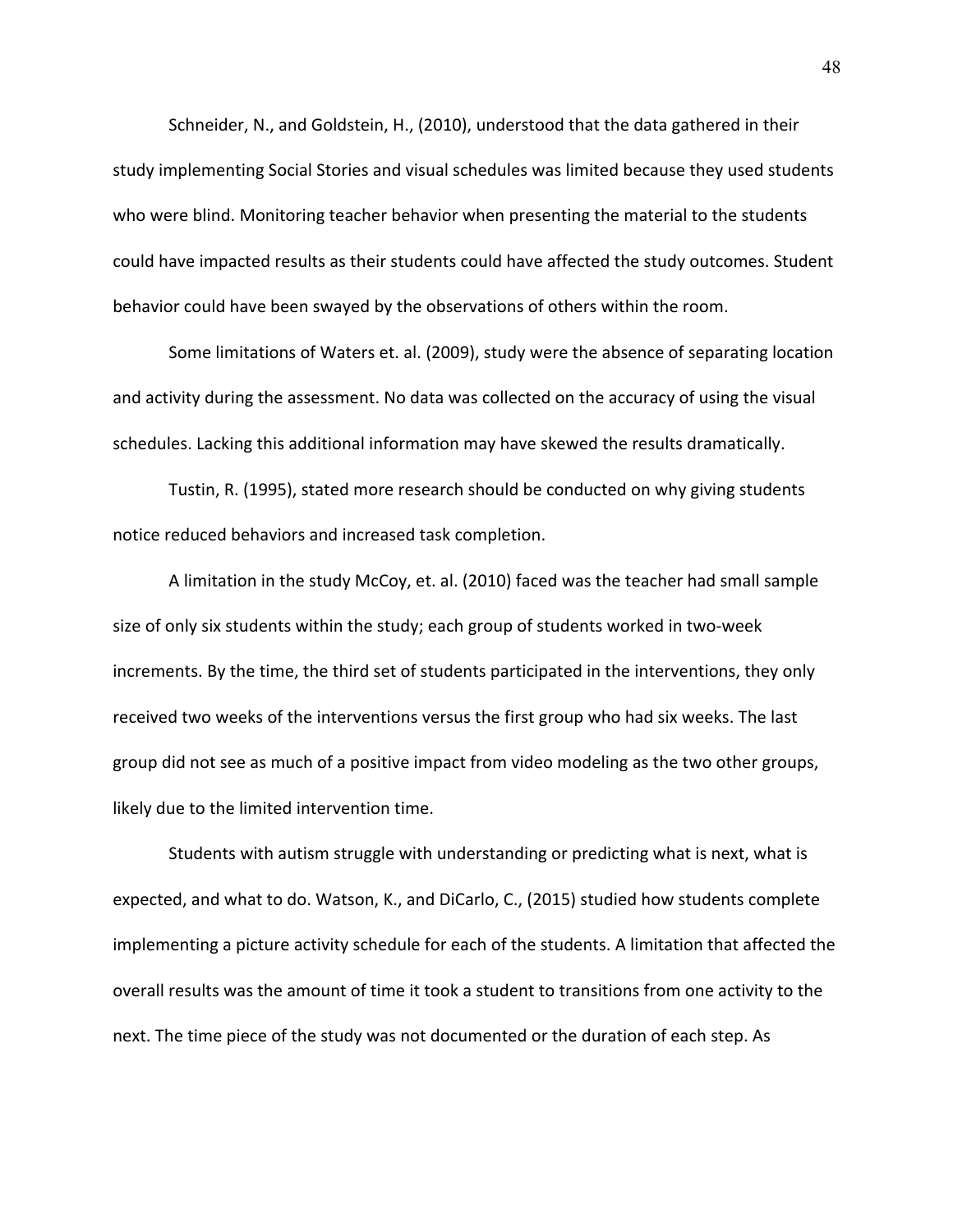Schneider, N., and Goldstein, H., (2010), understood that the data gathered in their study implementing Social Stories and visual schedules was limited because they used students who were blind. Monitoring teacher behavior when presenting the material to the students could have impacted results as their students could have affected the study outcomes. Student behavior could have been swayed by the observations of others within the room.

Some limitations of Waters et. al. (2009), study were the absence of separating location and activity during the assessment. No data was collected on the accuracy of using the visual schedules. Lacking this additional information may have skewed the results dramatically.

Tustin, R. (1995), stated more research should be conducted on why giving students notice reduced behaviors and increased task completion.

A limitation in the study McCoy, et. al. (2010) faced was the teacher had small sample size of only six students within the study; each group of students worked in two-week increments. By the time, the third set of students participated in the interventions, they only received two weeks of the interventions versus the first group who had six weeks. The last group did not see as much of a positive impact from video modeling as the two other groups, likely due to the limited intervention time.

Students with autism struggle with understanding or predicting what is next, what is expected, and what to do. Watson, K., and DiCarlo, C., (2015) studied how students complete implementing a picture activity schedule for each of the students. A limitation that affected the overall results was the amount of time it took a student to transitions from one activity to the next. The time piece of the study was not documented or the duration of each step. As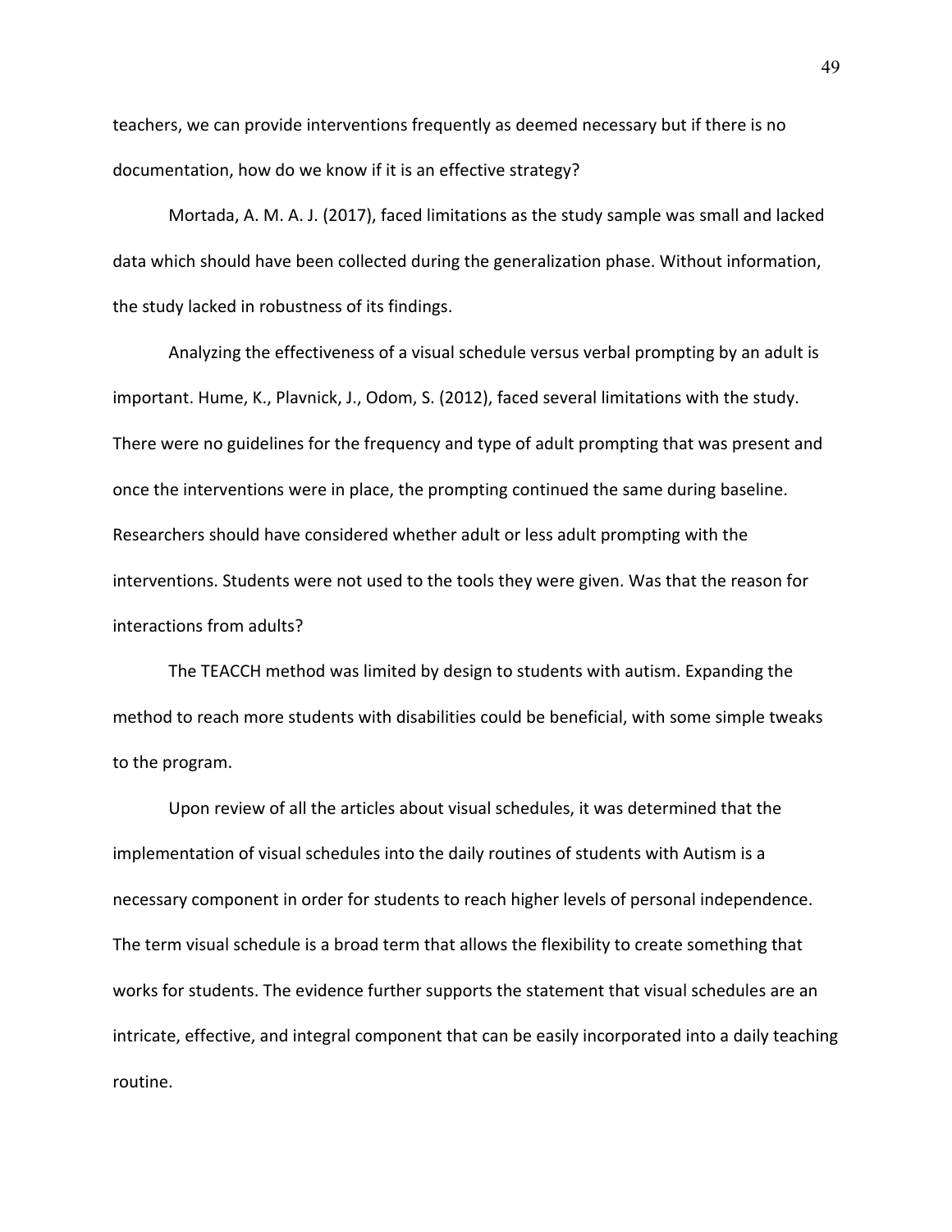teachers, we can provide interventions frequently as deemed necessary but if there is no documentation, how do we know if it is an effective strategy?

Mortada, A. M. A. J. (2017), faced limitations as the study sample was small and lacked data which should have been collected during the generalization phase. Without information, the study lacked in robustness of its findings.

Analyzing the effectiveness of a visual schedule versus verbal prompting by an adult is important. Hume, K., Plavnick, J., Odom, S. (2012), faced several limitations with the study. There were no guidelines for the frequency and type of adult prompting that was present and once the interventions were in place, the prompting continued the same during baseline. Researchers should have considered whether adult or less adult prompting with the interventions. Students were not used to the tools they were given. Was that the reason for interactions from adults?

The TEACCH method was limited by design to students with autism. Expanding the method to reach more students with disabilities could be beneficial, with some simple tweaks to the program.

Upon review of all the articles about visual schedules, it was determined that the implementation of visual schedules into the daily routines of students with Autism is a necessary component in order for students to reach higher levels of personal independence. The term visual schedule is a broad term that allows the flexibility to create something that works for students. The evidence further supports the statement that visual schedules are an intricate, effective, and integral component that can be easily incorporated into a daily teaching routine.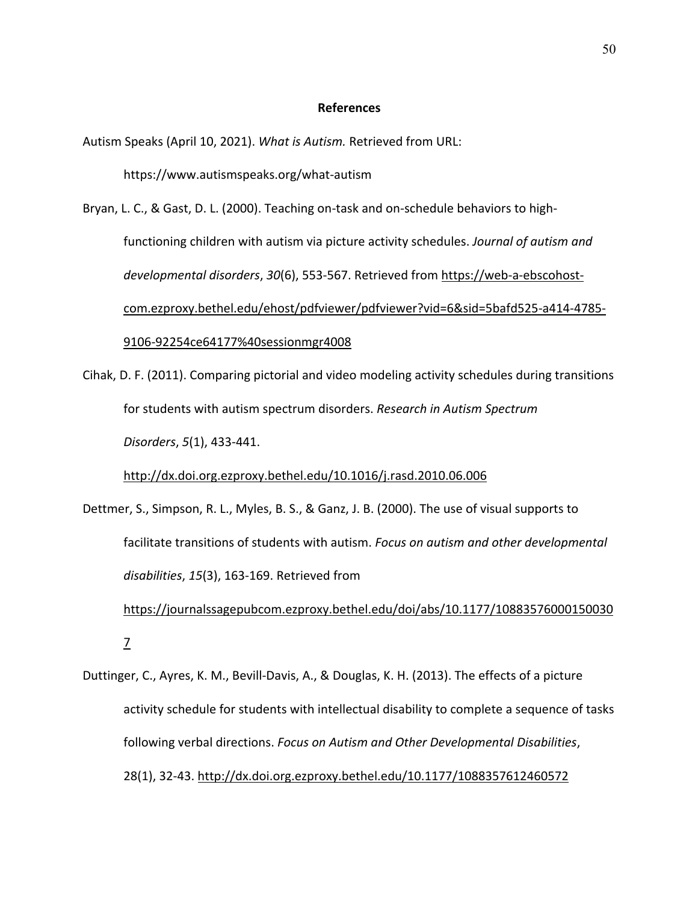# References

Autism Speaks (April 10, 2021). *What is Autism.* Retrieved from URL: https://www.autismspeaks.org/what-autism

Bryan, L. C., & Gast, D. L. (2000). Teaching on-task and on-schedule behaviors to high-functioning children with autism via picture activity schedules. *Journal of autism and developmental disorders*, *30*(6), 553-567. Retrieved from https://web-a-ebscohost-com.ezproxy.bethel.edu/ehost/pdfviewer/pdfviewer?vid=6&sid=5bafd525-a414-4785-9106-92254ce64177%40sessionmgr4008

Cihak, D. F. (2011). Comparing pictorial and video modeling activity schedules during transitions for students with autism spectrum disorders. *Research in Autism Spectrum Disorders*, *5*(1), 433-441. http://dx.doi.org.ezproxy.bethel.edu/10.1016/j.rasd.2010.06.006

Dettmer, S., Simpson, R. L., Myles, B. S., & Ganz, J. B. (2000). The use of visual supports to facilitate transitions of students with autism. *Focus on autism and other developmental disabilities*, *15*(3), 163-169. Retrieved from https://journalssagepubcom.ezproxy.bethel.edu/doi/abs/10.1177/108835760001500307

Duttinger, C., Ayres, K. M., Bevill-Davis, A., & Douglas, K. H. (2013). The effects of a picture activity schedule for students with intellectual disability to complete a sequence of tasks following verbal directions. *Focus on Autism and Other Developmental Disabilities*, 28(1), 32-43. http://dx.doi.org.ezproxy.bethel.edu/10.1177/1088357612460572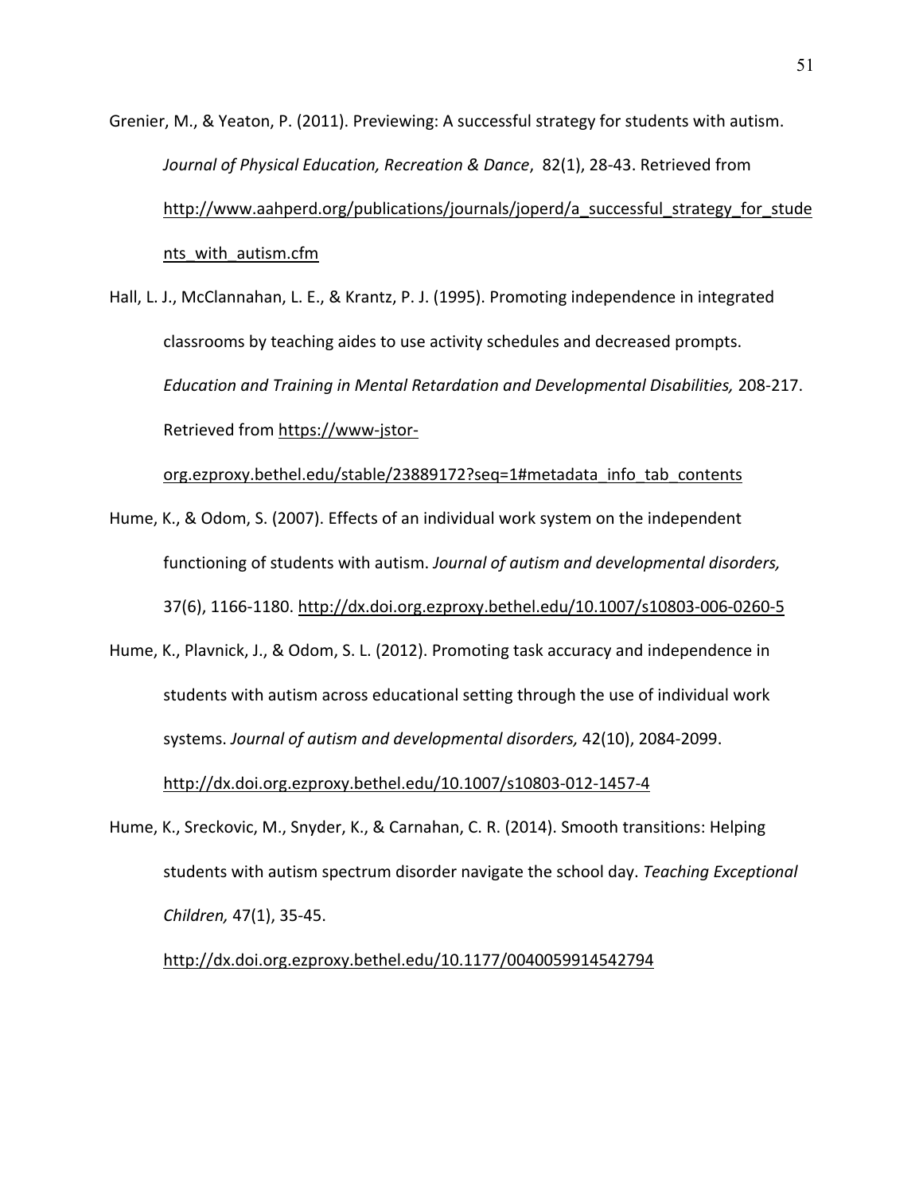Grenier, M., & Yeaton, P. (2011). Previewing: A successful strategy for students with autism. *Journal of Physical Education, Recreation & Dance*, 82(1), 28-43. Retrieved from http://www.aahperd.org/publications/journals/joperd/a_successful_strategy_for_students_with_autism.cfm

Hall, L. J., McClannahan, L. E., & Krantz, P. J. (1995). Promoting independence in integrated classrooms by teaching aides to use activity schedules and decreased prompts. *Education and Training in Mental Retardation and Developmental Disabilities,* 208-217. Retrieved from https://www-jstor-org.ezproxy.bethel.edu/stable/23889172?seq=1#metadata_info_tab_contents

Hume, K., & Odom, S. (2007). Effects of an individual work system on the independent functioning of students with autism. *Journal of autism and developmental disorders,* 37(6), 1166-1180. http://dx.doi.org.ezproxy.bethel.edu/10.1007/s10803-006-0260-5

Hume, K., Plavnick, J., & Odom, S. L. (2012). Promoting task accuracy and independence in students with autism across educational setting through the use of individual work systems. *Journal of autism and developmental disorders,* 42(10), 2084-2099. http://dx.doi.org.ezproxy.bethel.edu/10.1007/s10803-012-1457-4

Hume, K., Sreckovic, M., Snyder, K., & Carnahan, C. R. (2014). Smooth transitions: Helping students with autism spectrum disorder navigate the school day. *Teaching Exceptional Children,* 47(1), 35-45. http://dx.doi.org.ezproxy.bethel.edu/10.1177/0040059914542794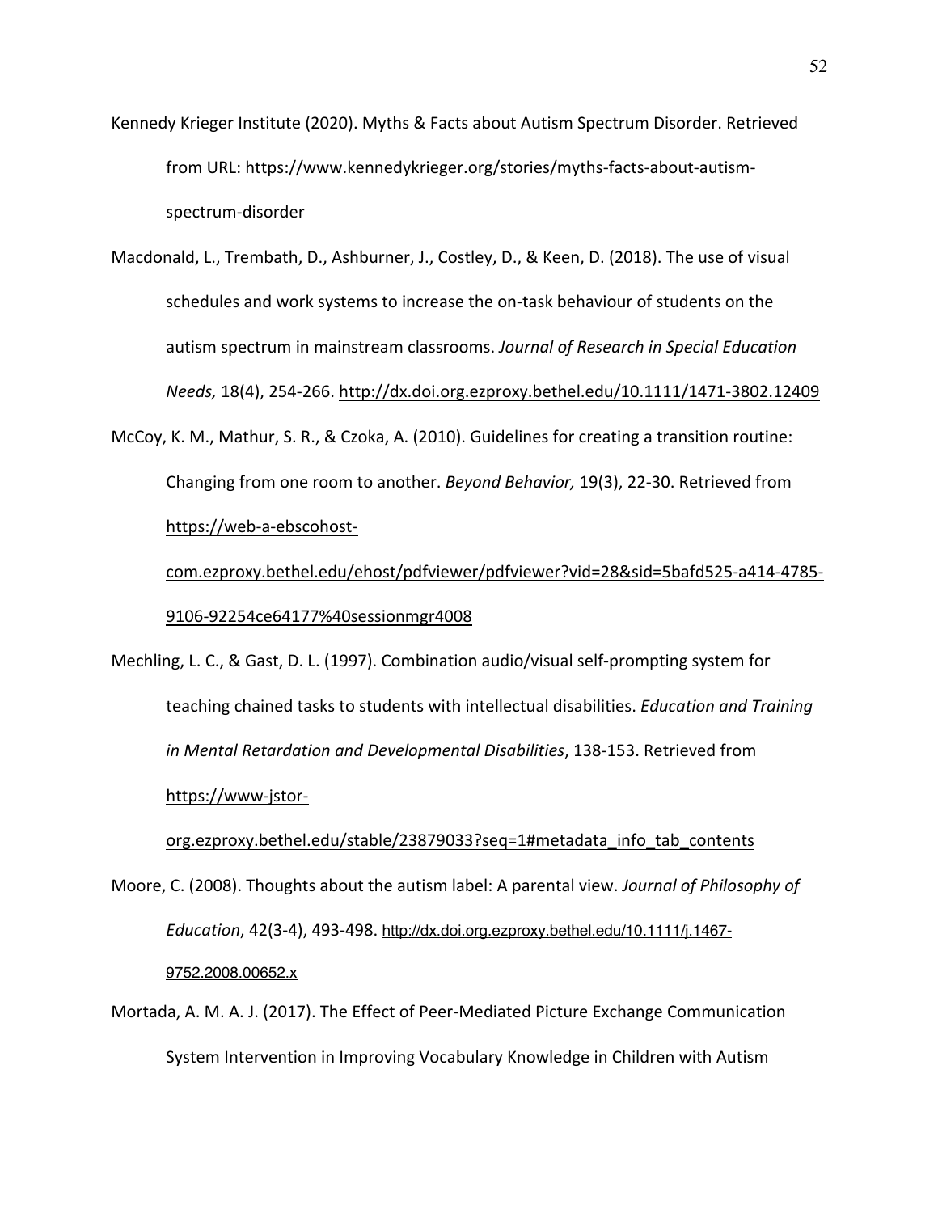Kennedy Krieger Institute (2020). Myths & Facts about Autism Spectrum Disorder. Retrieved from URL: https://www.kennedykrieger.org/stories/myths-facts-about-autism-spectrum-disorder

Macdonald, L., Trembath, D., Ashburner, J., Costley, D., & Keen, D. (2018). The use of visual schedules and work systems to increase the on-task behaviour of students on the autism spectrum in mainstream classrooms. *Journal of Research in Special Education Needs,* 18(4), 254-266. http://dx.doi.org.ezproxy.bethel.edu/10.1111/1471-3802.12409

McCoy, K. M., Mathur, S. R., & Czoka, A. (2010). Guidelines for creating a transition routine: Changing from one room to another. *Beyond Behavior,* 19(3), 22-30. Retrieved from https://web-a-ebscohost-com.ezproxy.bethel.edu/ehost/pdfviewer/pdfviewer?vid=28&sid=5bafd525-a414-4785-9106-92254ce64177%40sessionmgr4008

Mechling, L. C., & Gast, D. L. (1997). Combination audio/visual self-prompting system for teaching chained tasks to students with intellectual disabilities. *Education and Training in Mental Retardation and Developmental Disabilities*, 138-153. Retrieved from https://www-jstor-org.ezproxy.bethel.edu/stable/23879033?seq=1#metadata_info_tab_contents

Moore, C. (2008). Thoughts about the autism label: A parental view. *Journal of Philosophy of Education*, 42(3-4), 493-498. http://dx.doi.org.ezproxy.bethel.edu/10.1111/j.1467-9752.2008.00652.x

Mortada, A. M. A. J. (2017). The Effect of Peer-Mediated Picture Exchange Communication System Intervention in Improving Vocabulary Knowledge in Children with Autism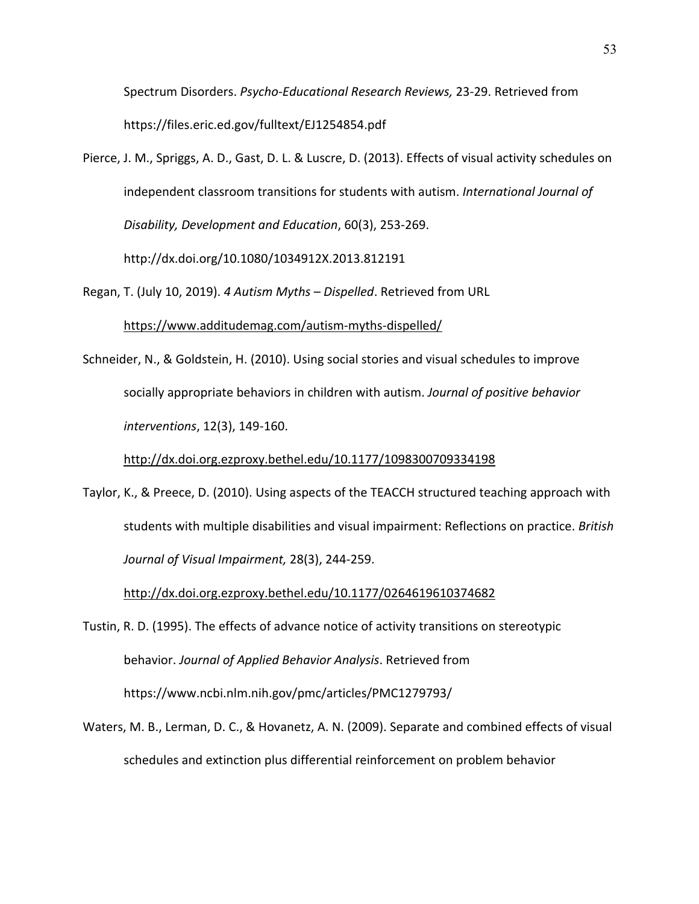Spectrum Disorders. *Psycho-Educational Research Reviews,* 23-29. Retrieved from https://files.eric.ed.gov/fulltext/EJ1254854.pdf

Pierce, J. M., Spriggs, A. D., Gast, D. L. & Luscre, D. (2013). Effects of visual activity schedules on independent classroom transitions for students with autism. *International Journal of Disability, Development and Education*, 60(3), 253-269. http://dx.doi.org/10.1080/1034912X.2013.812191

Regan, T. (July 10, 2019). *4 Autism Myths – Dispelled*. Retrieved from URL https://www.additudemag.com/autism-myths-dispelled/

Schneider, N., & Goldstein, H. (2010). Using social stories and visual schedules to improve socially appropriate behaviors in children with autism. *Journal of positive behavior interventions*, 12(3), 149-160. http://dx.doi.org.ezproxy.bethel.edu/10.1177/1098300709334198

Taylor, K., & Preece, D. (2010). Using aspects of the TEACCH structured teaching approach with students with multiple disabilities and visual impairment: Reflections on practice. *British Journal of Visual Impairment,* 28(3), 244-259. http://dx.doi.org.ezproxy.bethel.edu/10.1177/0264619610374682

Tustin, R. D. (1995). The effects of advance notice of activity transitions on stereotypic behavior. *Journal of Applied Behavior Analysis*. Retrieved from https://www.ncbi.nlm.nih.gov/pmc/articles/PMC1279793/

Waters, M. B., Lerman, D. C., & Hovanetz, A. N. (2009). Separate and combined effects of visual schedules and extinction plus differential reinforcement on problem behavior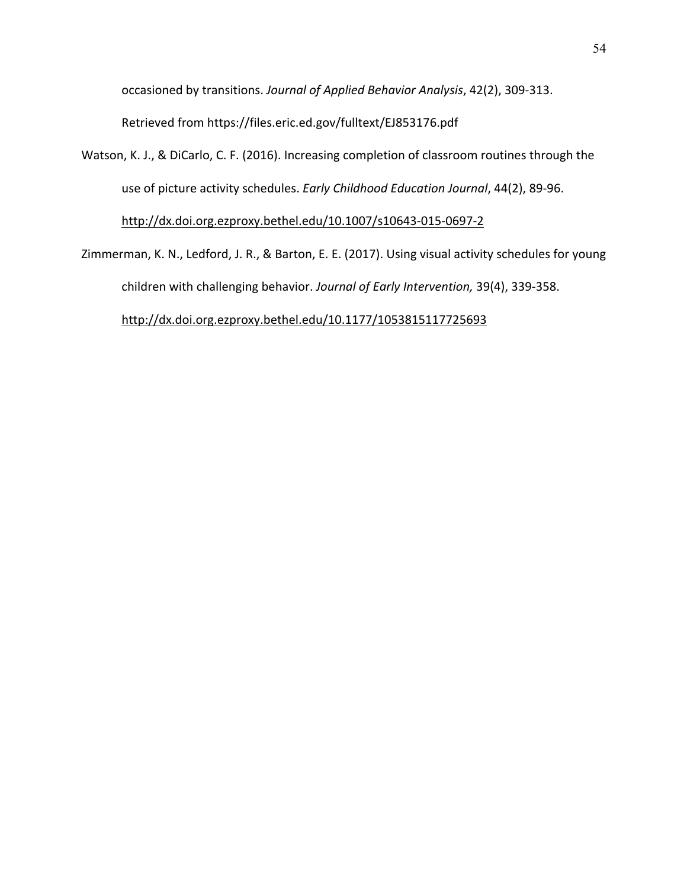occasioned by transitions. *Journal of Applied Behavior Analysis*, 42(2), 309-313. Retrieved from https://files.eric.ed.gov/fulltext/EJ853176.pdf

Watson, K. J., & DiCarlo, C. F. (2016). Increasing completion of classroom routines through the use of picture activity schedules. *Early Childhood Education Journal*, 44(2), 89-96. http://dx.doi.org.ezproxy.bethel.edu/10.1007/s10643-015-0697-2

Zimmerman, K. N., Ledford, J. R., & Barton, E. E. (2017). Using visual activity schedules for young children with challenging behavior. *Journal of Early Intervention,* 39(4), 339-358. http://dx.doi.org.ezproxy.bethel.edu/10.1177/1053815117725693